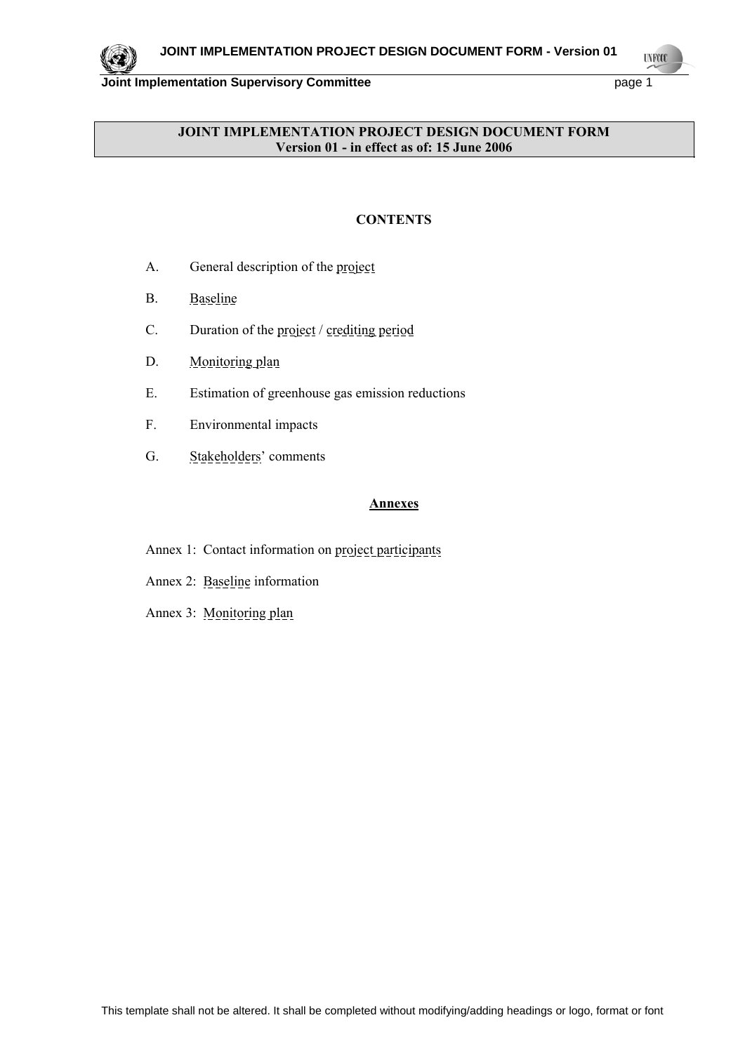# JOINT IMPLEMENTATION PROJECT DESIGN DOCUMENT FORM
## Version 01 - in effect as of: 15 June 2006

**CONTENTS**

A. General description of the project

B. Baseline

C. Duration of the project / crediting period

D. Monitoring plan

E. Estimation of greenhouse gas emission reductions

F. Environmental impacts

G. Stakeholders' comments

**Annexes**

Annex 1: Contact information on project participants

Annex 2: Baseline information

Annex 3: Monitoring plan

This template shall not be altered. It shall be completed without modifying/adding headings or logo, format or font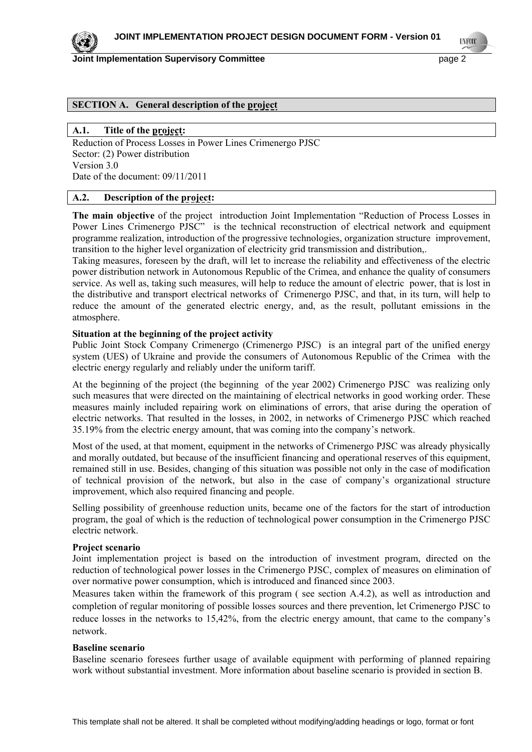## SECTION A. General description of the project

### A.1. Title of the project:

Reduction of Process Losses in Power Lines Crimenergo PJSC
Sector: (2) Power distribution
Version 3.0
Date of the document: 09/11/2011

### A.2. Description of the project:

**The main objective** of the project introduction Joint Implementation "Reduction of Process Losses in Power Lines Crimenergo PJSC" is the technical reconstruction of electrical network and equipment programme realization, introduction of the progressive technologies, organization structure improvement, transition to the higher level organization of electricity grid transmission and distribution,.

Taking measures, foreseen by the draft, will let to increase the reliability and effectiveness of the electric power distribution network in Autonomous Republic of the Crimea, and enhance the quality of consumers service. As well as, taking such measures, will help to reduce the amount of electric power, that is lost in the distributive and transport electrical networks of Crimenergo PJSC, and that, in its turn, will help to reduce the amount of the generated electric energy, and, as the result, pollutant emissions in the atmosphere.

**Situation at the beginning of the project activity**

Public Joint Stock Company Crimenergo (Crimenergo PJSC) is an integral part of the unified energy system (UES) of Ukraine and provide the consumers of Autonomous Republic of the Crimea with the electric energy regularly and reliably under the uniform tariff.

At the beginning of the project (the beginning of the year 2002) Crimenergo PJSC was realizing only such measures that were directed on the maintaining of electrical networks in good working order. These measures mainly included repairing work on eliminations of errors, that arise during the operation of electric networks. That resulted in the losses, in 2002, in networks of Crimenergo PJSC which reached 35.19% from the electric energy amount, that was coming into the company's network.

Most of the used, at that moment, equipment in the networks of Crimenergo PJSC was already physically and morally outdated, but because of the insufficient financing and operational reserves of this equipment, remained still in use. Besides, changing of this situation was possible not only in the case of modification of technical provision of the network, but also in the case of company's organizational structure improvement, which also required financing and people.

Selling possibility of greenhouse reduction units, became one of the factors for the start of introduction program, the goal of which is the reduction of technological power consumption in the Crimenergo PJSC electric network.

**Project scenario**

Joint implementation project is based on the introduction of investment program, directed on the reduction of technological power losses in the Crimenergo PJSC, complex of measures on elimination of over normative power consumption, which is introduced and financed since 2003.

Measures taken within the framework of this program ( see section A.4.2), as well as introduction and completion of regular monitoring of possible losses sources and there prevention, let Crimenergo PJSC to reduce losses in the networks to 15,42%, from the electric energy amount, that came to the company's network.

**Baseline scenario**

Baseline scenario foresees further usage of available equipment with performing of planned repairing work without substantial investment. More information about baseline scenario is provided in section B.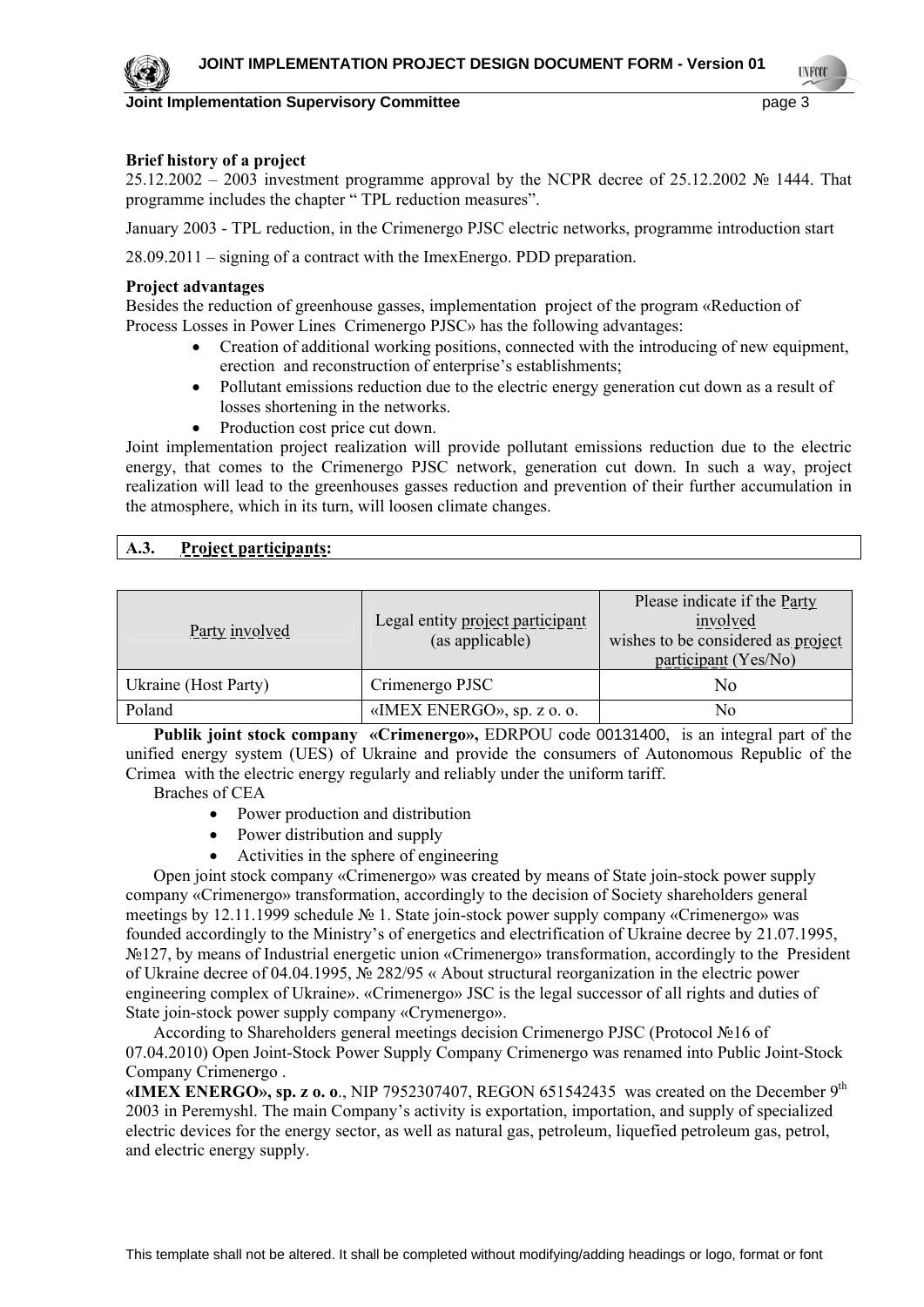**Brief history of a project**

25.12.2002 – 2003 investment programme approval by the NCPR decree of 25.12.2002 № 1444. That programme includes the chapter " TPL reduction measures".

January 2003 - TPL reduction, in the Crimenergo PJSC electric networks, programme introduction start

28.09.2011 – signing of a contract with the ImexEnergo. PDD preparation.

**Project advantages**

Besides the reduction of greenhouse gasses, implementation project of the program «Reduction of Process Losses in Power Lines Crimenergo PJSC» has the following advantages:

- Creation of additional working positions, connected with the introducing of new equipment, erection and reconstruction of enterprise's establishments;
- Pollutant emissions reduction due to the electric energy generation cut down as a result of losses shortening in the networks.
- Production cost price cut down.

Joint implementation project realization will provide pollutant emissions reduction due to the electric energy, that comes to the Crimenergo PJSC network, generation cut down. In such a way, project realization will lead to the greenhouses gasses reduction and prevention of their further accumulation in the atmosphere, which in its turn, will loosen climate changes.

## A.3. Project participants:

| Party involved | Legal entity project participant (as applicable) | Please indicate if the Party involved wishes to be considered as project participant (Yes/No) |
|---|---|---|
| Ukraine (Host Party) | Crimenergo PJSC | No |
| Poland | «IMEX ENERGO», sp. z o. o. | No |

**Publik joint stock company «Crimenergo»,** EDRPOU code 00131400, is an integral part of the unified energy system (UES) of Ukraine and provide the consumers of Autonomous Republic of the Crimea with the electric energy regularly and reliably under the uniform tariff.

Braches of CEA

- Power production and distribution
- Power distribution and supply
- Activities in the sphere of engineering

Open joint stock company «Crimenergo» was created by means of State join-stock power supply company «Crimenergo» transformation, accordingly to the decision of Society shareholders general meetings by 12.11.1999 schedule № 1. State join-stock power supply company «Crimenergo» was founded accordingly to the Ministry's of energetics and electrification of Ukraine decree by 21.07.1995, №127, by means of Industrial energetic union «Crimenergo» transformation, accordingly to the President of Ukraine decree of 04.04.1995, № 282/95 « About structural reorganization in the electric power engineering complex of Ukraine». «Crimenergo» JSC is the legal successor of all rights and duties of State join-stock power supply company «Crymenergo».

According to Shareholders general meetings decision Crimenergo PJSC (Protocol №16 of 07.04.2010) Open Joint-Stock Power Supply Company Crimenergo was renamed into Public Joint-Stock Company Crimenergo .

**«IMEX ENERGO», sp. z o. o**., NIP 7952307407, REGON 651542435 was created on the December 9th 2003 in Peremyshl. The main Company's activity is exportation, importation, and supply of specialized electric devices for the energy sector, as well as natural gas, petroleum, liquefied petroleum gas, petrol, and electric energy supply.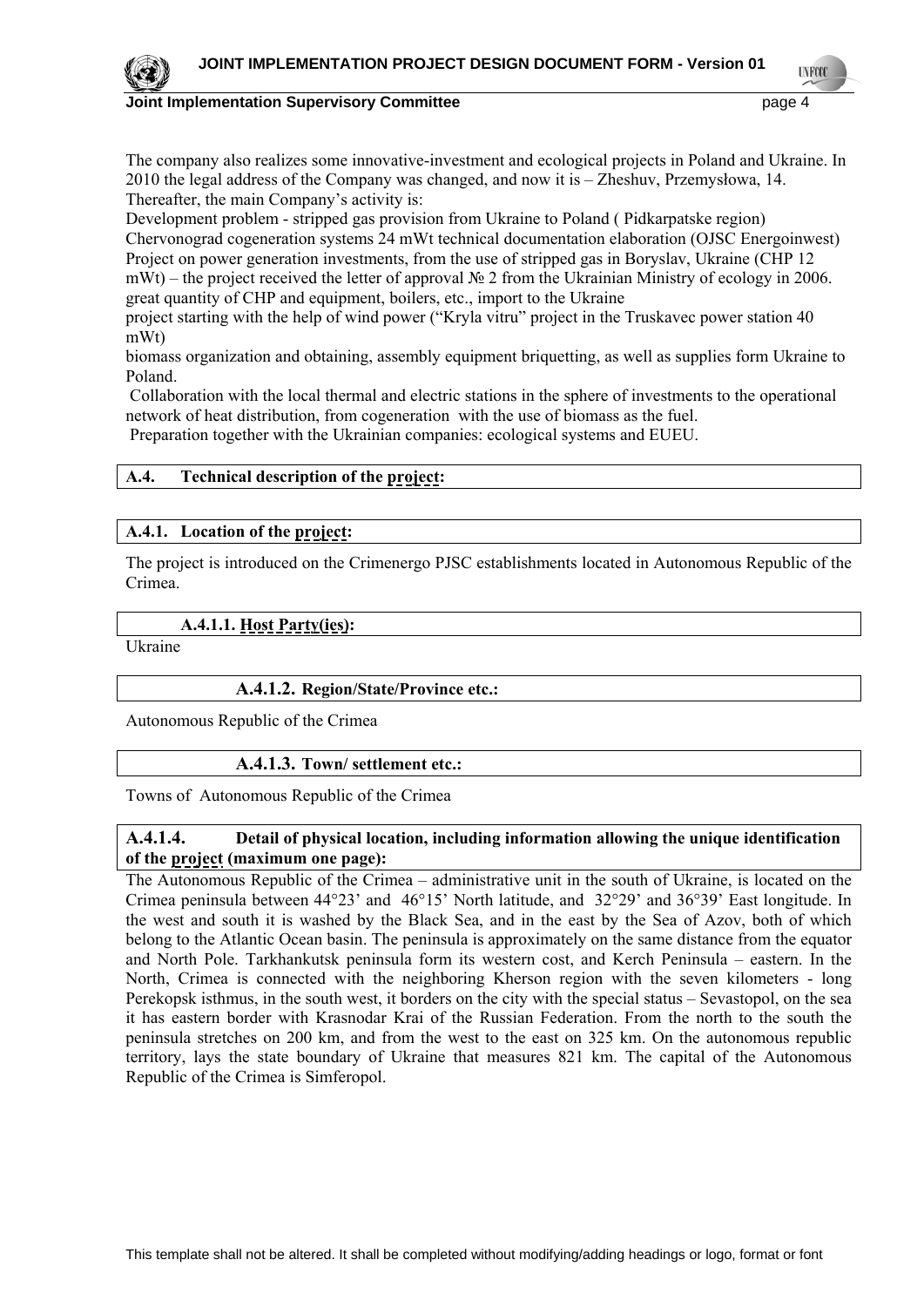The company also realizes some innovative-investment and ecological projects in Poland and Ukraine. In 2010 the legal address of the Company was changed, and now it is – Zheshuv, Przemysłowa, 14. Thereafter, the main Company's activity is:
Development problem - stripped gas provision from Ukraine to Poland ( Pidkarpatske region)
Chervonograd cogeneration systems 24 mWt technical documentation elaboration (OJSC Energoinwest)
Project on power generation investments, from the use of stripped gas in Boryslav, Ukraine (CHP 12 mWt) – the project received the letter of approval № 2 from the Ukrainian Ministry of ecology in 2006.
great quantity of CHP and equipment, boilers, etc., import to the Ukraine
project starting with the help of wind power ("Kryla vitru" project in the Truskavec power station 40 mWt)
biomass organization and obtaining, assembly equipment briquetting, as well as supplies form Ukraine to Poland.
Collaboration with the local thermal and electric stations in the sphere of investments to the operational network of heat distribution, from cogeneration with the use of biomass as the fuel.
Preparation together with the Ukrainian companies: ecological systems and EUEU.

## A.4. Technical description of the project:

### A.4.1. Location of the project:

The project is introduced on the Crimenergo PJSC establishments located in Autonomous Republic of the Crimea.

#### A.4.1.1. Host Party(ies):

Ukraine

#### A.4.1.2. Region/State/Province etc.:

Autonomous Republic of the Crimea

#### A.4.1.3. Town/ settlement etc.:

Towns of Autonomous Republic of the Crimea

#### A.4.1.4. Detail of physical location, including information allowing the unique identification of the project (maximum one page):

The Autonomous Republic of the Crimea – administrative unit in the south of Ukraine, is located on the Crimea peninsula between 44°23' and 46°15' North latitude, and 32°29' and 36°39' East longitude. In the west and south it is washed by the Black Sea, and in the east by the Sea of Azov, both of which belong to the Atlantic Ocean basin. The peninsula is approximately on the same distance from the equator and North Pole. Tarkhankutsk peninsula form its western cost, and Kerch Peninsula – eastern. In the North, Crimea is connected with the neighboring Kherson region with the seven kilometers - long Perekopsk isthmus, in the south west, it borders on the city with the special status – Sevastopol, on the sea it has eastern border with Krasnodar Krai of the Russian Federation. From the north to the south the peninsula stretches on 200 km, and from the west to the east on 325 km. On the autonomous republic territory, lays the state boundary of Ukraine that measures 821 km. The capital of the Autonomous Republic of the Crimea is Simferopol.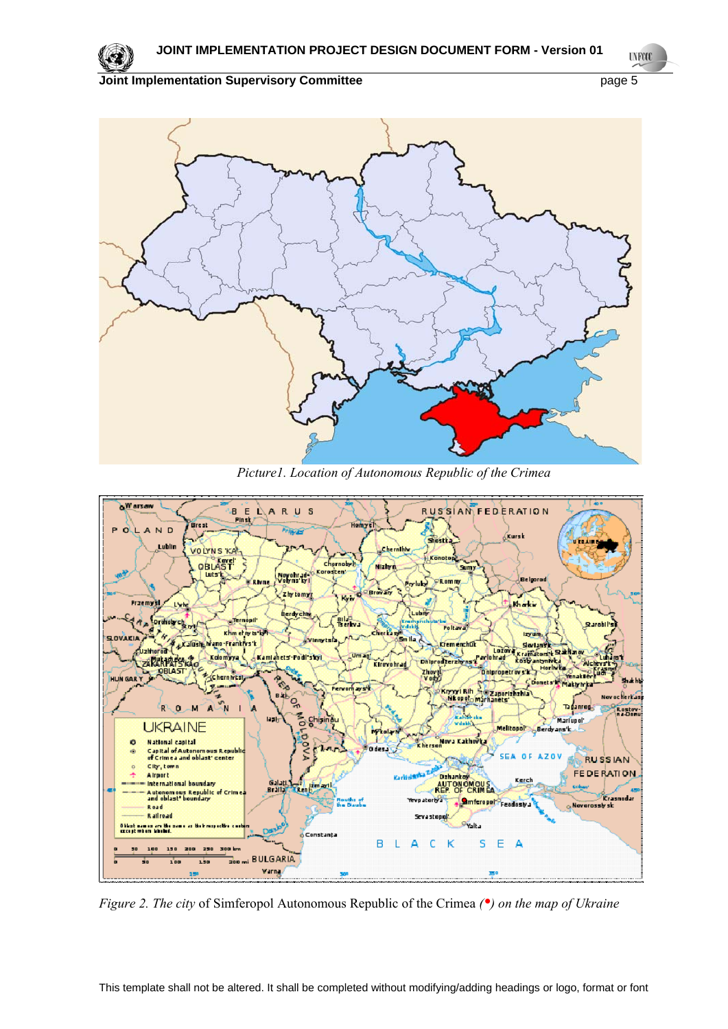*Picture1. Location of Autonomous Republic of the Crimea*

*Figure 2. The city* of Simferopol Autonomous Republic of the Crimea *(•) on the map of Ukraine*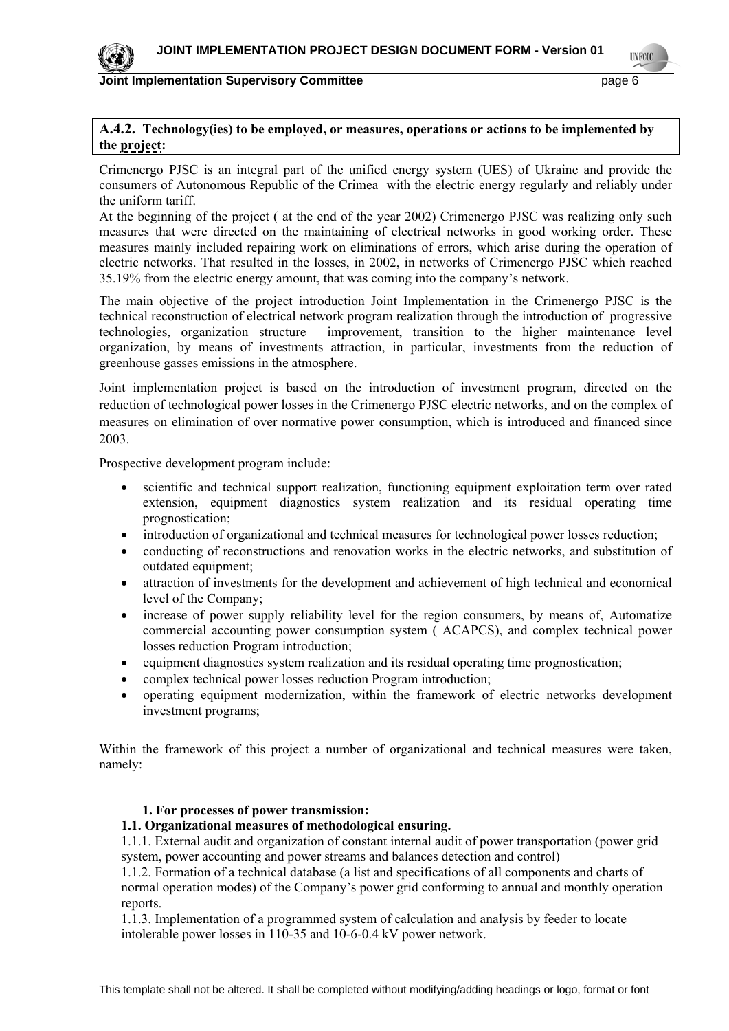**A.4.2. Technology(ies) to be employed, or measures, operations or actions to be implemented by the project:**

Crimenergo PJSC is an integral part of the unified energy system (UES) of Ukraine and provide the consumers of Autonomous Republic of the Crimea with the electric energy regularly and reliably under the uniform tariff.

At the beginning of the project ( at the end of the year 2002) Crimenergo PJSC was realizing only such measures that were directed on the maintaining of electrical networks in good working order. These measures mainly included repairing work on eliminations of errors, which arise during the operation of electric networks. That resulted in the losses, in 2002, in networks of Crimenergo PJSC which reached 35.19% from the electric energy amount, that was coming into the company's network.

The main objective of the project introduction Joint Implementation in the Crimenergo PJSC is the technical reconstruction of electrical network program realization through the introduction of progressive technologies, organization structure improvement, transition to the higher maintenance level organization, by means of investments attraction, in particular, investments from the reduction of greenhouse gasses emissions in the atmosphere.

Joint implementation project is based on the introduction of investment program, directed on the reduction of technological power losses in the Crimenergo PJSC electric networks, and on the complex of measures on elimination of over normative power consumption, which is introduced and financed since 2003.

Prospective development program include:

- scientific and technical support realization, functioning equipment exploitation term over rated extension, equipment diagnostics system realization and its residual operating time prognostication;
- introduction of organizational and technical measures for technological power losses reduction;
- conducting of reconstructions and renovation works in the electric networks, and substitution of outdated equipment;
- attraction of investments for the development and achievement of high technical and economical level of the Company;
- increase of power supply reliability level for the region consumers, by means of, Automatize commercial accounting power consumption system ( ACAPCS), and complex technical power losses reduction Program introduction;
- equipment diagnostics system realization and its residual operating time prognostication;
- complex technical power losses reduction Program introduction;
- operating equipment modernization, within the framework of electric networks development investment programs;

Within the framework of this project a number of organizational and technical measures were taken, namely:

**1. For processes of power transmission:**

**1.1. Organizational measures of methodological ensuring.**

1.1.1. External audit and organization of constant internal audit of power transportation (power grid system, power accounting and power streams and balances detection and control)

1.1.2. Formation of a technical database (a list and specifications of all components and charts of normal operation modes) of the Company's power grid conforming to annual and monthly operation reports.

1.1.3. Implementation of a programmed system of calculation and analysis by feeder to locate intolerable power losses in 110-35 and 10-6-0.4 kV power network.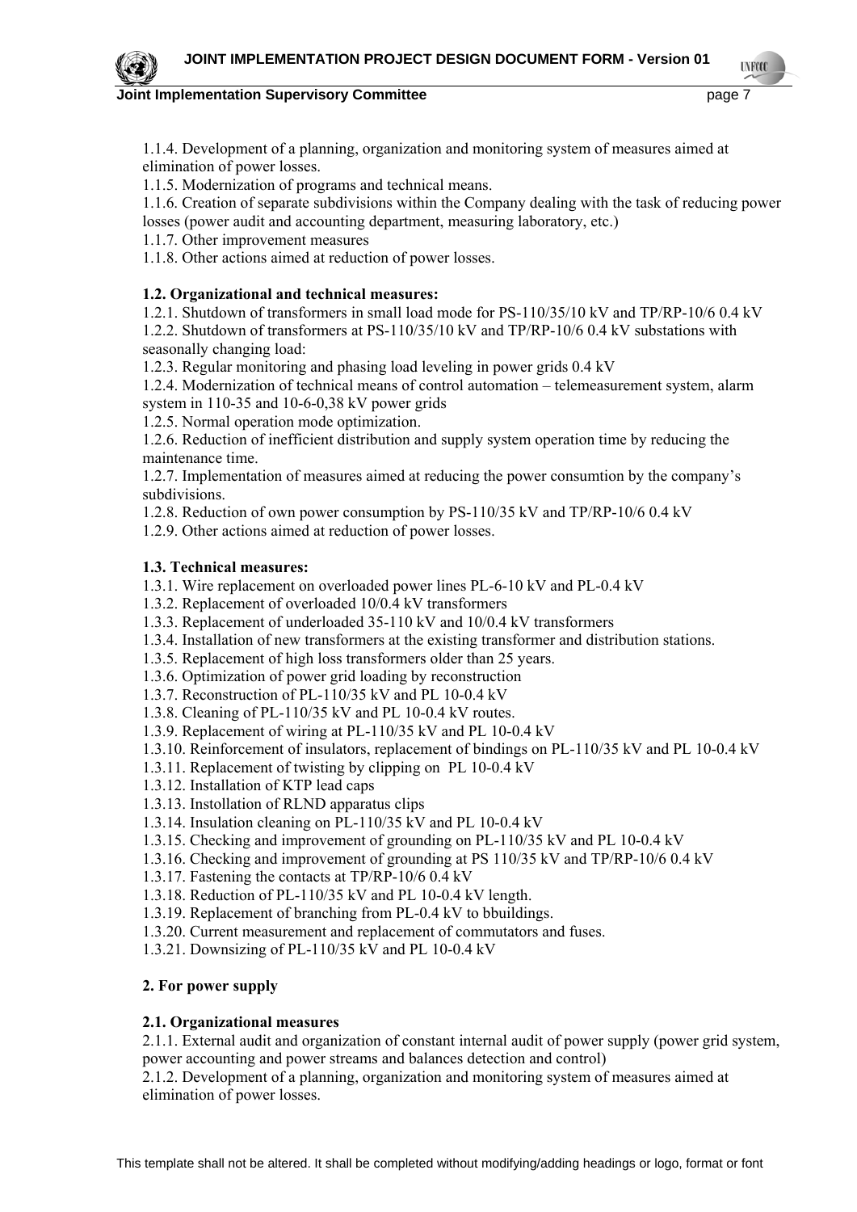1.1.4. Development of a planning, organization and monitoring system of measures aimed at elimination of power losses.

1.1.5. Modernization of programs and technical means.

1.1.6. Creation of separate subdivisions within the Company dealing with the task of reducing power losses (power audit and accounting department, measuring laboratory, etc.)

1.1.7. Other improvement measures

1.1.8. Other actions aimed at reduction of power losses.

**1.2. Organizational and technical measures:**

1.2.1. Shutdown of transformers in small load mode for PS-110/35/10 kV and TP/RP-10/6 0.4 kV

1.2.2. Shutdown of transformers at PS-110/35/10 kV and TP/RP-10/6 0.4 kV substations with seasonally changing load:

1.2.3. Regular monitoring and phasing load leveling in power grids 0.4 kV

1.2.4. Modernization of technical means of control automation – telemeasurement system, alarm system in 110-35 and 10-6-0,38 kV power grids

1.2.5. Normal operation mode optimization.

1.2.6. Reduction of inefficient distribution and supply system operation time by reducing the maintenance time.

1.2.7. Implementation of measures aimed at reducing the power consumtion by the company's subdivisions.

1.2.8. Reduction of own power consumption by PS-110/35 kV and TP/RP-10/6 0.4 kV

1.2.9. Other actions aimed at reduction of power losses.

**1.3. Technical measures:**

1.3.1. Wire replacement on overloaded power lines PL-6-10 kV and PL-0.4 kV

1.3.2. Replacement of overloaded 10/0.4 kV transformers

1.3.3. Replacement of underloaded 35-110 kV and 10/0.4 kV transformers

1.3.4. Installation of new transformers at the existing transformer and distribution stations.

1.3.5. Replacement of high loss transformers older than 25 years.

1.3.6. Optimization of power grid loading by reconstruction

1.3.7. Reconstruction of PL-110/35 kV and PL 10-0.4 kV

1.3.8. Cleaning of PL-110/35 kV and PL 10-0.4 kV routes.

1.3.9. Replacement of wiring at PL-110/35 kV and PL 10-0.4 kV

1.3.10. Reinforcement of insulators, replacement of bindings on PL-110/35 kV and PL 10-0.4 kV

1.3.11. Replacement of twisting by clipping on PL 10-0.4 kV

1.3.12. Installation of KTP lead caps

1.3.13. Instollation of RLND apparatus clips

1.3.14. Insulation cleaning on PL-110/35 kV and PL 10-0.4 kV

1.3.15. Checking and improvement of grounding on PL-110/35 kV and PL 10-0.4 kV

1.3.16. Checking and improvement of grounding at PS 110/35 kV and TP/RP-10/6 0.4 kV

1.3.17. Fastening the contacts at TP/RP-10/6 0.4 kV

1.3.18. Reduction of PL-110/35 kV and PL 10-0.4 kV length.

1.3.19. Replacement of branching from PL-0.4 kV to bbuildings.

1.3.20. Current measurement and replacement of commutators and fuses.

1.3.21. Downsizing of PL-110/35 kV and PL 10-0.4 kV

**2. For power supply**

**2.1. Organizational measures**

2.1.1. External audit and organization of constant internal audit of power supply (power grid system, power accounting and power streams and balances detection and control)

2.1.2. Development of a planning, organization and monitoring system of measures aimed at elimination of power losses.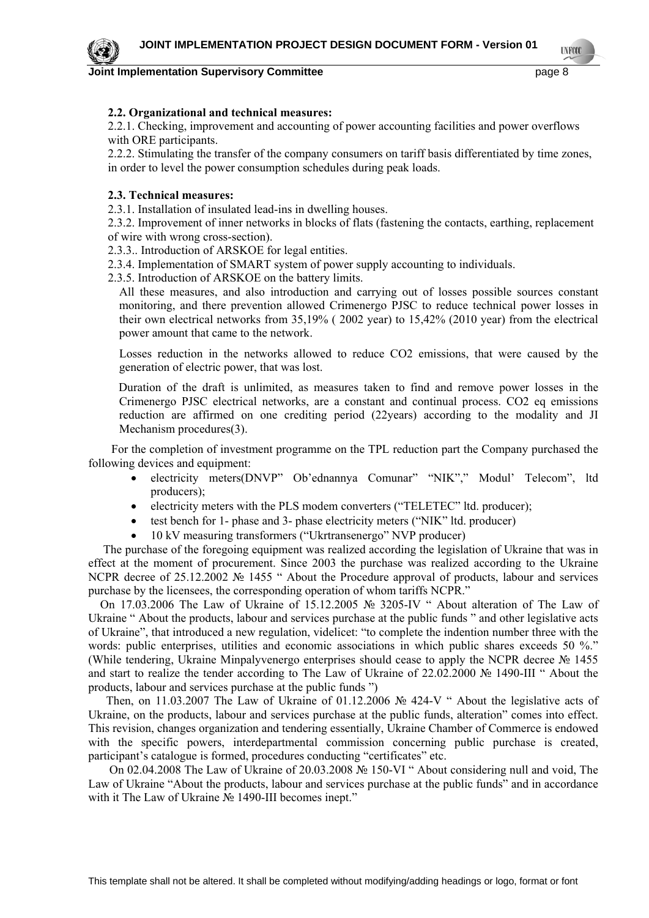**2.2. Organizational and technical measures:**

2.2.1. Checking, improvement and accounting of power accounting facilities and power overflows with ORE participants.

2.2.2. Stimulating the transfer of the company consumers on tariff basis differentiated by time zones, in order to level the power consumption schedules during peak loads.

**2.3. Technical measures:**

2.3.1. Installation of insulated lead-ins in dwelling houses.

2.3.2. Improvement of inner networks in blocks of flats (fastening the contacts, earthing, replacement of wire with wrong cross-section).

2.3.3.. Introduction of ARSKOE for legal entities.

2.3.4. Implementation of SMART system of power supply accounting to individuals.

2.3.5. Introduction of ARSKOE on the battery limits.

All these measures, and also introduction and carrying out of losses possible sources constant monitoring, and there prevention allowed Crimenergo PJSC to reduce technical power losses in their own electrical networks from 35,19% ( 2002 year) to 15,42% (2010 year) from the electrical power amount that came to the network.

Losses reduction in the networks allowed to reduce $CO_2$ emissions, that were caused by the generation of electric power, that was lost.

Duration of the draft is unlimited, as measures taken to find and remove power losses in the Crimenergo PJSC electrical networks, are a constant and continual process. $CO_2$ eq emissions reduction are affirmed on one crediting period (22years) according to the modality and JI Mechanism procedures(3).

For the completion of investment programme on the TPL reduction part the Company purchased the following devices and equipment:

- electricity meters(DNVP" Ob'ednannya Comunar" "NIK"," Modul' Telecom", ltd producers);
- electricity meters with the PLS modem converters ("TELETEC" ltd. producer);
- test bench for 1- phase and 3- phase electricity meters ("NIK" ltd. producer)
- 10 kV measuring transformers ("Ukrtransenergo" NVP producer)

The purchase of the foregoing equipment was realized according the legislation of Ukraine that was in effect at the moment of procurement. Since 2003 the purchase was realized according to the Ukraine NCPR decree of 25.12.2002 № 1455 " About the Procedure approval of products, labour and services purchase by the licensees, the corresponding operation of whom tariffs NCPR."

On 17.03.2006 The Law of Ukraine of 15.12.2005 № 3205-IV " About alteration of The Law of Ukraine " About the products, labour and services purchase at the public funds " and other legislative acts of Ukraine", that introduced a new regulation, videlicet: "to complete the indention number three with the words: public enterprises, utilities and economic associations in which public shares exceeds 50 %." (While tendering, Ukraine Minpalyvenergo enterprises should cease to apply the NCPR decree № 1455 and start to realize the tender according to The Law of Ukraine of 22.02.2000 № 1490-III " About the products, labour and services purchase at the public funds ")

Then, on 11.03.2007 The Law of Ukraine of 01.12.2006 № 424-V " About the legislative acts of Ukraine, on the products, labour and services purchase at the public funds, alteration" comes into effect. This revision, changes organization and tendering essentially, Ukraine Chamber of Commerce is endowed with the specific powers, interdepartmental commission concerning public purchase is created, participant's catalogue is formed, procedures conducting "certificates" etc.

On 02.04.2008 The Law of Ukraine of 20.03.2008 № 150-VI " About considering null and void, The Law of Ukraine "About the products, labour and services purchase at the public funds" and in accordance with it The Law of Ukraine № 1490-III becomes inept."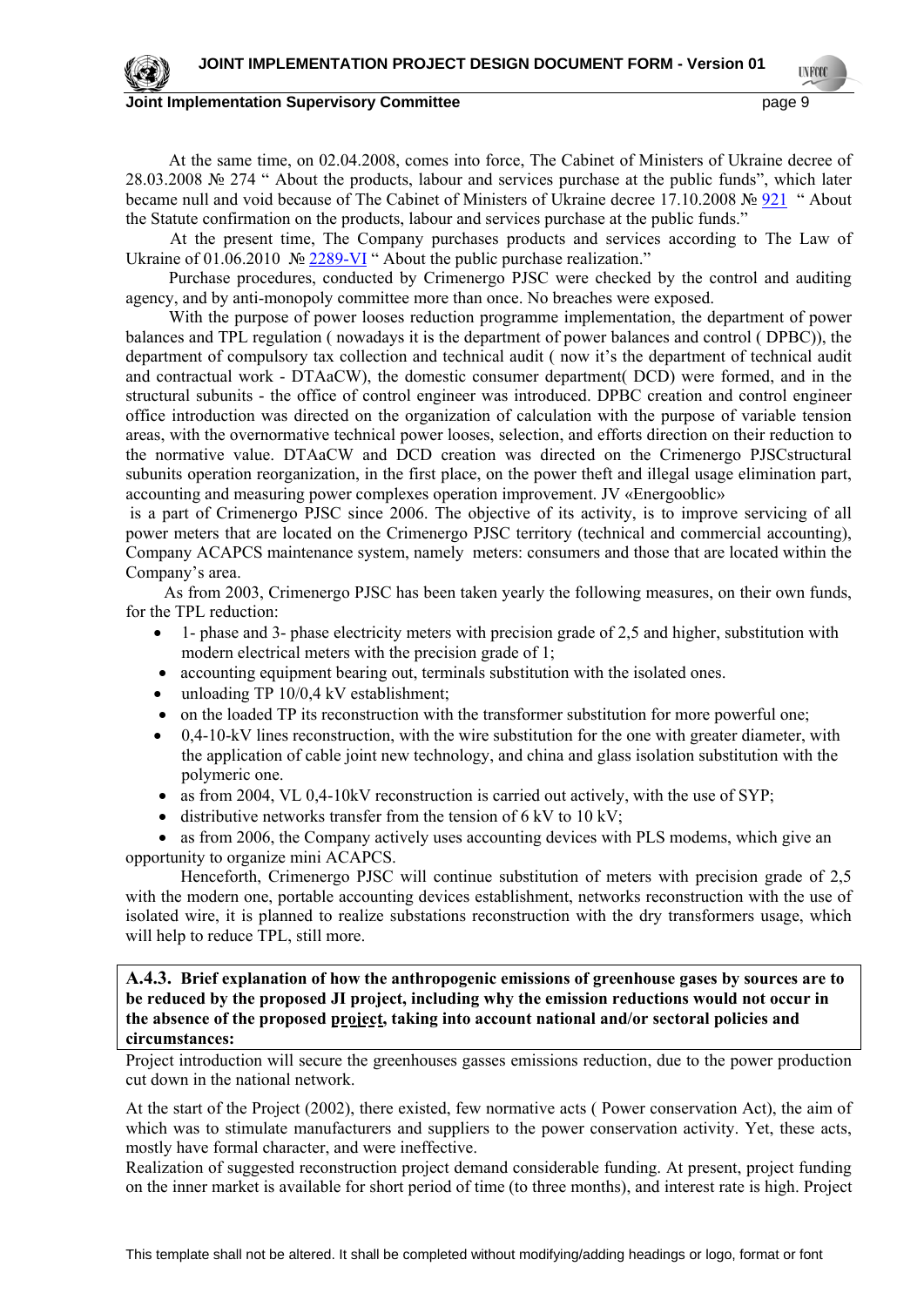At the same time, on 02.04.2008, comes into force, The Cabinet of Ministers of Ukraine decree of 28.03.2008 № 274 " About the products, labour and services purchase at the public funds", which later became null and void because of The Cabinet of Ministers of Ukraine decree 17.10.2008 № 921 " About the Statute confirmation on the products, labour and services purchase at the public funds."

At the present time, The Company purchases products and services according to The Law of Ukraine of 01.06.2010 № 2289-VI " About the public purchase realization."

Purchase procedures, conducted by Crimenergo PJSC were checked by the control and auditing agency, and by anti-monopoly committee more than once. No breaches were exposed.

With the purpose of power looses reduction programme implementation, the department of power balances and TPL regulation ( nowadays it is the department of power balances and control ( DPBC)), the department of compulsory tax collection and technical audit ( now it's the department of technical audit and contractual work - DTAaCW), the domestic consumer department( DCD) were formed, and in the structural subunits - the office of control engineer was introduced. DPBC creation and control engineer office introduction was directed on the organization of calculation with the purpose of variable tension areas, with the overnormative technical power looses, selection, and efforts direction on their reduction to the normative value. DTAaCW and DCD creation was directed on the Crimenergo PJSCstructural subunits operation reorganization, in the first place, on the power theft and illegal usage elimination part, accounting and measuring power complexes operation improvement. JV «Energooblic» is a part of Crimenergo PJSC since 2006. The objective of its activity, is to improve servicing of all power meters that are located on the Crimenergo PJSC territory (technical and commercial accounting), Company ACAPCS maintenance system, namely meters: consumers and those that are located within the Company's area.

As from 2003, Crimenergo PJSC has been taken yearly the following measures, on their own funds, for the TPL reduction:

- 1- phase and 3- phase electricity meters with precision grade of 2,5 and higher, substitution with modern electrical meters with the precision grade of 1;
- accounting equipment bearing out, terminals substitution with the isolated ones.
- unloading TP 10/0,4 kV establishment;
- on the loaded TP its reconstruction with the transformer substitution for more powerful one;
- 0,4-10-kV lines reconstruction, with the wire substitution for the one with greater diameter, with the application of cable joint new technology, and china and glass isolation substitution with the polymeric one.
- as from 2004, VL 0,4-10kV reconstruction is carried out actively, with the use of SYP;
- distributive networks transfer from the tension of 6 kV to 10 kV;
- as from 2006, the Company actively uses accounting devices with PLS modems, which give an opportunity to organize mini ACAPCS.

Henceforth, Crimenergo PJSC will continue substitution of meters with precision grade of 2,5 with the modern one, portable accounting devices establishment, networks reconstruction with the use of isolated wire, it is planned to realize substations reconstruction with the dry transformers usage, which will help to reduce TPL, still more.

**A.4.3. Brief explanation of how the anthropogenic emissions of greenhouse gases by sources are to be reduced by the proposed JI project, including why the emission reductions would not occur in the absence of the proposed project, taking into account national and/or sectoral policies and circumstances:**

Project introduction will secure the greenhouses gasses emissions reduction, due to the power production cut down in the national network.

At the start of the Project (2002), there existed, few normative acts ( Power conservation Act), the aim of which was to stimulate manufacturers and suppliers to the power conservation activity. Yet, these acts, mostly have formal character, and were ineffective.

Realization of suggested reconstruction project demand considerable funding. At present, project funding on the inner market is available for short period of time (to three months), and interest rate is high. Project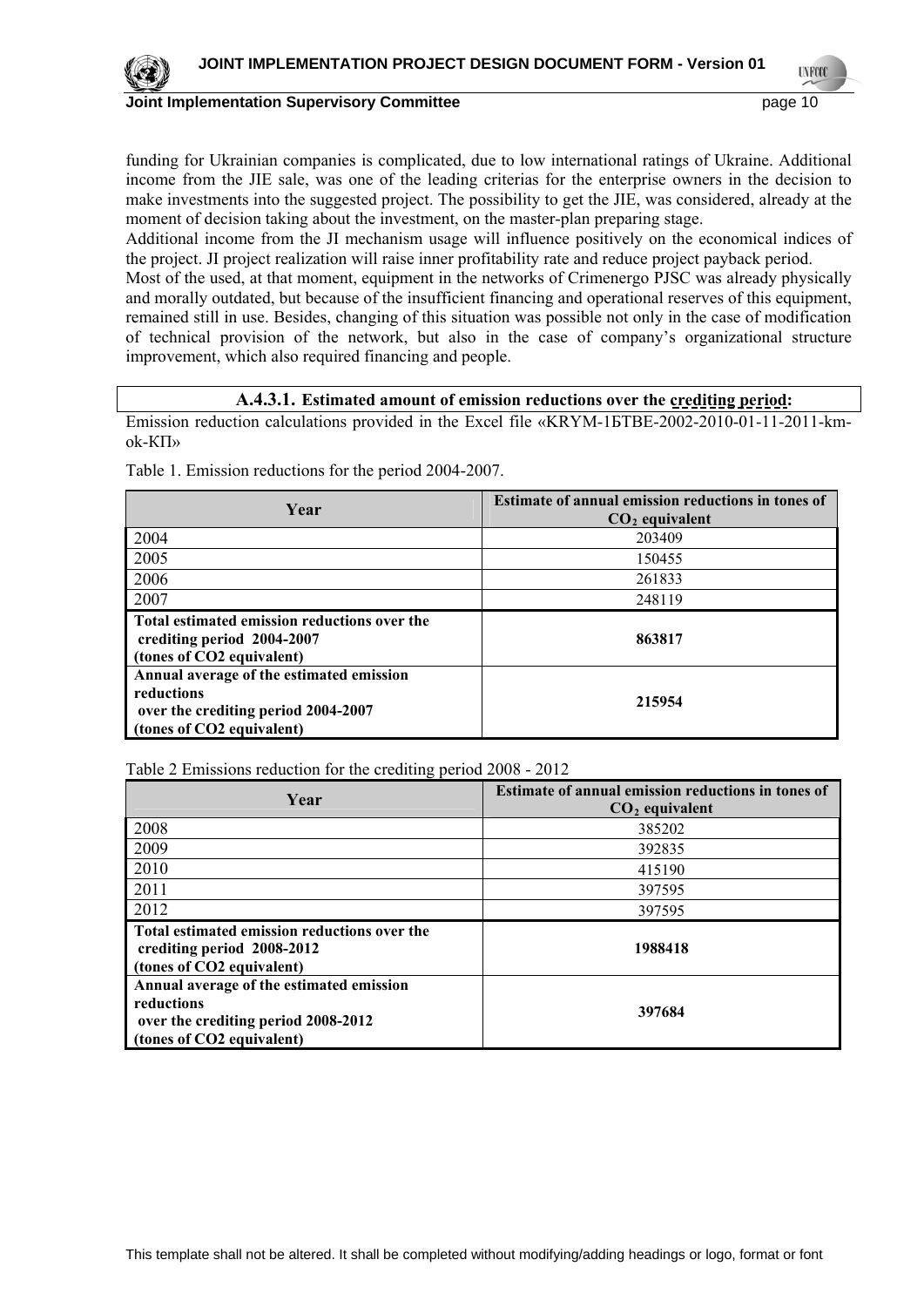funding for Ukrainian companies is complicated, due to low international ratings of Ukraine. Additional income from the JIE sale, was one of the leading criterias for the enterprise owners in the decision to make investments into the suggested project. The possibility to get the JIE, was considered, already at the moment of decision taking about the investment, on the master-plan preparing stage.

Additional income from the JI mechanism usage will influence positively on the economical indices of the project. JI project realization will raise inner profitability rate and reduce project payback period.

Most of the used, at that moment, equipment in the networks of Crimenergo PJSC was already physically and morally outdated, but because of the insufficient financing and operational reserves of this equipment, remained still in use. Besides, changing of this situation was possible not only in the case of modification of technical provision of the network, but also in the case of company's organizational structure improvement, which also required financing and people.

### A.4.3.1. Estimated amount of emission reductions over the crediting period:

Emission reduction calculations provided in the Excel file «KRYM-1БТВЕ-2002-2010-01-11-2011-km-ok-КП»

Table 1. Emission reductions for the period 2004-2007.

| Year | Estimate of annual emission reductions in tones of $CO_2$ equivalent |
|---|---|
| 2004 | 203409 |
| 2005 | 150455 |
| 2006 | 261833 |
| 2007 | 248119 |
| **Total estimated emission reductions over the crediting period 2004-2007 (tones of CO2 equivalent)** | **863817** |
| **Annual average of the estimated emission reductions over the crediting period 2004-2007 (tones of CO2 equivalent)** | **215954** |

Table 2 Emissions reduction for the crediting period 2008 - 2012

| Year | Estimate of annual emission reductions in tones of $CO_2$ equivalent |
|---|---|
| 2008 | 385202 |
| 2009 | 392835 |
| 2010 | 415190 |
| 2011 | 397595 |
| 2012 | 397595 |
| **Total estimated emission reductions over the crediting period 2008-2012 (tones of CO2 equivalent)** | **1988418** |
| **Annual average of the estimated emission reductions over the crediting period 2008-2012 (tones of CO2 equivalent)** | **397684** |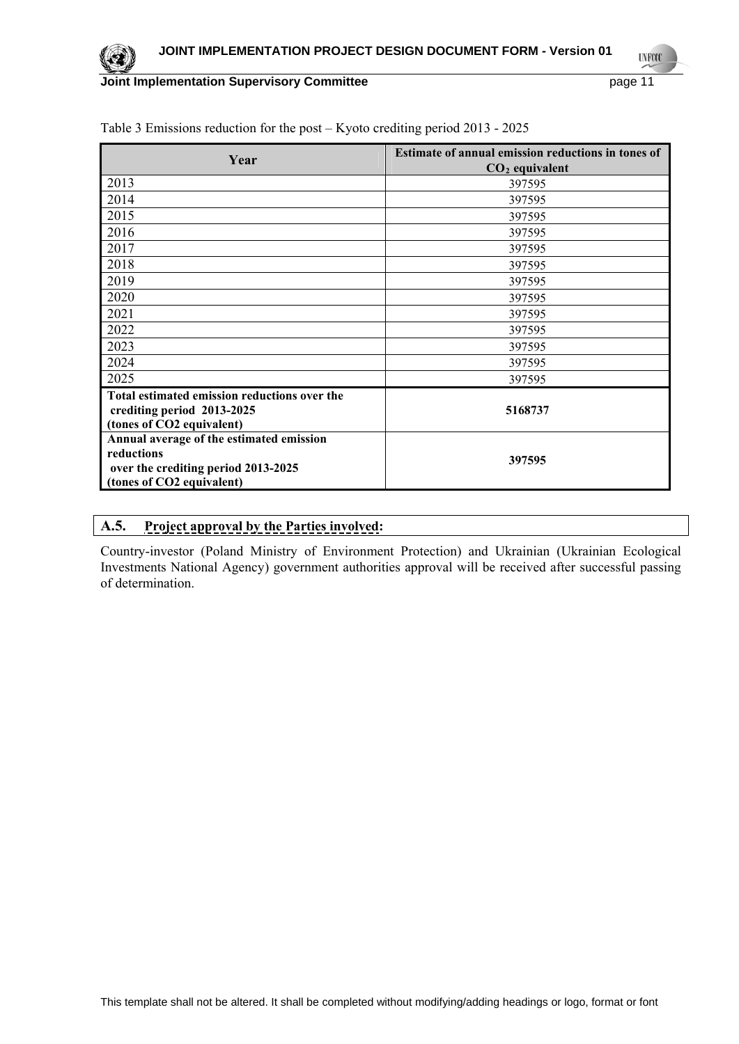Table 3 Emissions reduction for the post – Kyoto crediting period 2013 - 2025

| Year | Estimate of annual emission reductions in tones of $CO_2$ equivalent |
|---|---|
| 2013 | 397595 |
| 2014 | 397595 |
| 2015 | 397595 |
| 2016 | 397595 |
| 2017 | 397595 |
| 2018 | 397595 |
| 2019 | 397595 |
| 2020 | 397595 |
| 2021 | 397595 |
| 2022 | 397595 |
| 2023 | 397595 |
| 2024 | 397595 |
| 2025 | 397595 |
| **Total estimated emission reductions over the crediting period 2013-2025 (tones of CO2 equivalent)** | **5168737** |
| **Annual average of the estimated emission reductions over the crediting period 2013-2025 (tones of CO2 equivalent)** | **397595** |

## A.5. Project approval by the Parties involved:

Country-investor (Poland Ministry of Environment Protection) and Ukrainian (Ukrainian Ecological Investments National Agency) government authorities approval will be received after successful passing of determination.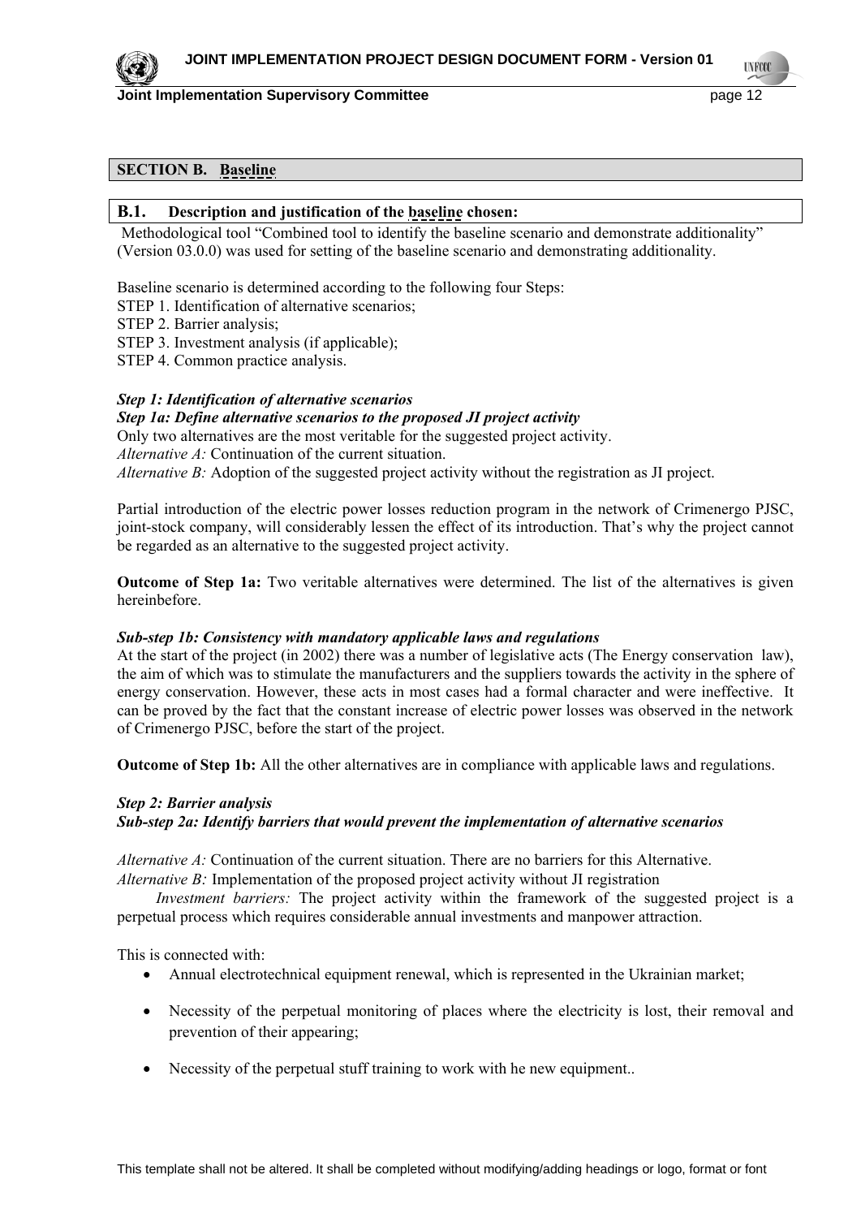## SECTION B. Baseline

### B.1. Description and justification of the baseline chosen:

Methodological tool "Combined tool to identify the baseline scenario and demonstrate additionality" (Version 03.0.0) was used for setting of the baseline scenario and demonstrating additionality.

Baseline scenario is determined according to the following four Steps:
STEP 1. Identification of alternative scenarios;
STEP 2. Barrier analysis;
STEP 3. Investment analysis (if applicable);
STEP 4. Common practice analysis.

***Step 1: Identification of alternative scenarios***
***Step 1a: Define alternative scenarios to the proposed JI project activity***
Only two alternatives are the most veritable for the suggested project activity.
*Alternative A:* Continuation of the current situation.
*Alternative B:* Adoption of the suggested project activity without the registration as JI project.

Partial introduction of the electric power losses reduction program in the network of Crimenergo PJSC, joint-stock company, will considerably lessen the effect of its introduction. That's why the project cannot be regarded as an alternative to the suggested project activity.

**Outcome of Step 1a:** Two veritable alternatives were determined. The list of the alternatives is given hereinbefore.

***Sub-step 1b: Consistency with mandatory applicable laws and regulations***
At the start of the project (in 2002) there was a number of legislative acts (The Energy conservation law), the aim of which was to stimulate the manufacturers and the suppliers towards the activity in the sphere of energy conservation. However, these acts in most cases had a formal character and were ineffective. It can be proved by the fact that the constant increase of electric power losses was observed in the network of Crimenergo PJSC, before the start of the project.

**Outcome of Step 1b:** All the other alternatives are in compliance with applicable laws and regulations.

***Step 2: Barrier analysis***
***Sub-step 2a: Identify barriers that would prevent the implementation of alternative scenarios***

*Alternative A:* Continuation of the current situation. There are no barriers for this Alternative.
*Alternative B:* Implementation of the proposed project activity without JI registration
*Investment barriers:* The project activity within the framework of the suggested project is a perpetual process which requires considerable annual investments and manpower attraction.

This is connected with:

- Annual electrotechnical equipment renewal, which is represented in the Ukrainian market;
- Necessity of the perpetual monitoring of places where the electricity is lost, their removal and prevention of their appearing;
- Necessity of the perpetual stuff training to work with he new equipment..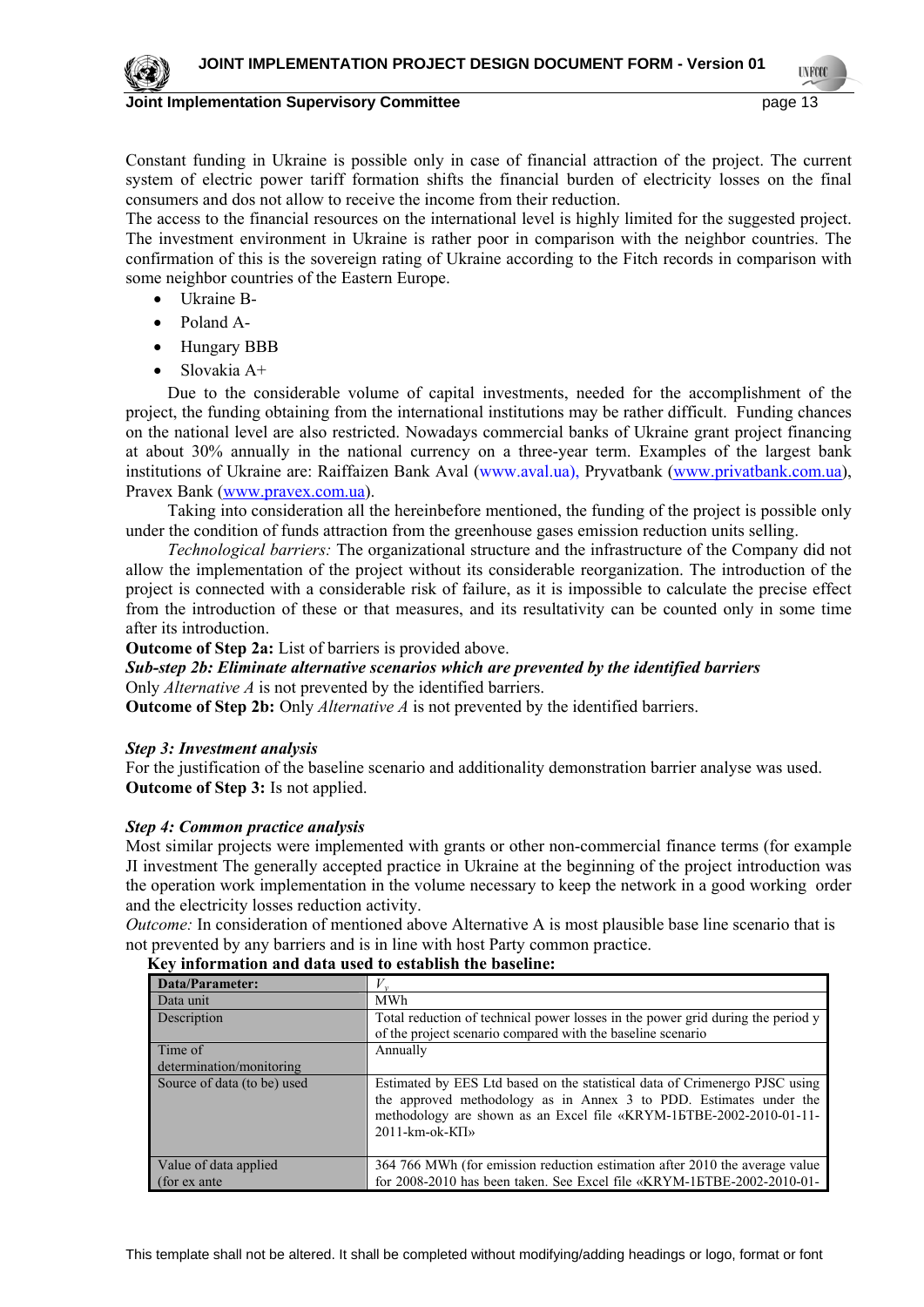Constant funding in Ukraine is possible only in case of financial attraction of the project. The current system of electric power tariff formation shifts the financial burden of electricity losses on the final consumers and dos not allow to receive the income from their reduction.
The access to the financial resources on the international level is highly limited for the suggested project. The investment environment in Ukraine is rather poor in comparison with the neighbor countries. The confirmation of this is the sovereign rating of Ukraine according to the Fitch records in comparison with some neighbor countries of the Eastern Europe.

- Ukraine B-
- Poland A-
- Hungary BBB
- Slovakia A+

Due to the considerable volume of capital investments, needed for the accomplishment of the project, the funding obtaining from the international institutions may be rather difficult. Funding chances on the national level are also restricted. Nowadays commercial banks of Ukraine grant project financing at about 30% annually in the national currency on a three-year term. Examples of the largest bank institutions of Ukraine are: Raiffaizen Bank Aval (www.aval.ua), Pryvatbank (www.privatbank.com.ua), Pravex Bank (www.pravex.com.ua).

Taking into consideration all the hereinbefore mentioned, the funding of the project is possible only under the condition of funds attraction from the greenhouse gases emission reduction units selling.

*Technological barriers:* The organizational structure and the infrastructure of the Company did not allow the implementation of the project without its considerable reorganization. The introduction of the project is connected with a considerable risk of failure, as it is impossible to calculate the precise effect from the introduction of these or that measures, and its resultativity can be counted only in some time after its introduction.

**Outcome of Step 2a:** List of barriers is provided above.

***Sub-step 2b: Eliminate alternative scenarios which are prevented by the identified barriers***

Only *Alternative A* is not prevented by the identified barriers.

**Outcome of Step 2b:** Only *Alternative A* is not prevented by the identified barriers.

***Step 3: Investment analysis***

For the justification of the baseline scenario and additionality demonstration barrier analyse was used.

**Outcome of Step 3:** Is not applied.

***Step 4: Common practice analysis***

Most similar projects were implemented with grants or other non-commercial finance terms (for example JI investment The generally accepted practice in Ukraine at the beginning of the project introduction was the operation work implementation in the volume necessary to keep the network in a good working order and the electricity losses reduction activity.

*Outcome:* In consideration of mentioned above Alternative A is most plausible base line scenario that is not prevented by any barriers and is in line with host Party common practice.

**Key information and data used to establish the baseline:**

| Data/Parameter: | $V_y$ |
|---|---|
| Data unit | MWh |
| Description | Total reduction of technical power losses in the power grid during the period y of the project scenario compared with the baseline scenario |
| Time of determination/monitoring | Annually |
| Source of data (to be) used | Estimated by EES Ltd based on the statistical data of Crimenergo PJSC using the approved methodology as in Annex 3 to PDD. Estimates under the methodology are shown as an Excel file «KRYM-1БТВЕ-2002-2010-01-11-2011-km-ok-КП» |
| Value of data applied (for ex ante | 364 766 MWh (for emission reduction estimation after 2010 the average value for 2008-2010 has been taken. See Excel file «KRYM-1БТВЕ-2002-2010-01- |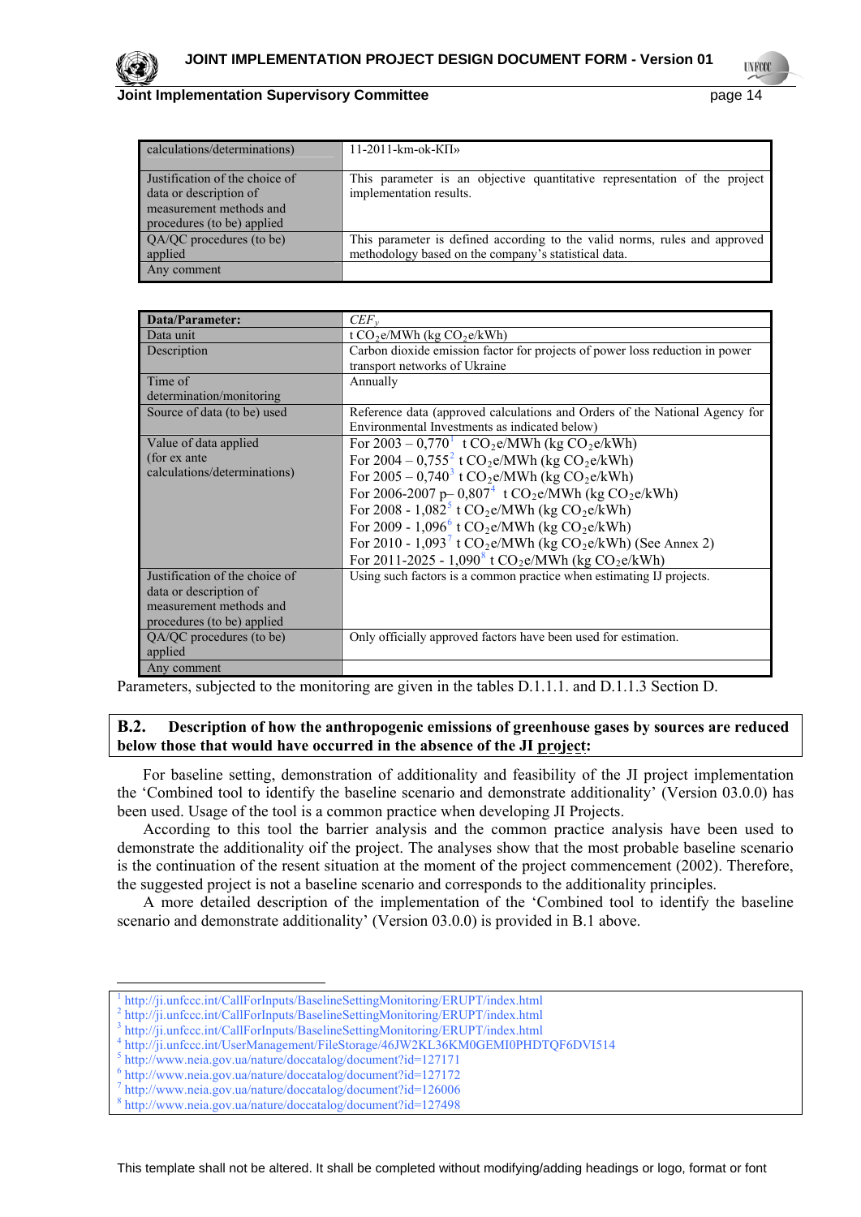| | |
|---|---|
| calculations/determinations) | 11-2011-km-ok-КП» |
| Justification of the choice of data or description of measurement methods and procedures (to be) applied | This parameter is an objective quantitative representation of the project implementation results. |
| QA/QC procedures (to be) applied | This parameter is defined according to the valid norms, rules and approved methodology based on the company's statistical data. |
| Any comment | |

| **Data/Parameter:** | $CEF_y$ |
|---|---|
| Data unit | t $CO_2$e/MWh (kg $CO_2$e/kWh) |
| Description | Carbon dioxide emission factor for projects of power loss reduction in power transport networks of Ukraine |
| Time of determination/monitoring | Annually |
| Source of data (to be) used | Reference data (approved calculations and Orders of the National Agency for Environmental Investments as indicated below) |
| Value of data applied (for ex ante calculations/determinations) | For 2003 – 0,770[1] t $CO_2$e/MWh (kg $CO_2$e/kWh)<br>For 2004 – 0,755[2] t $CO_2$e/MWh (kg $CO_2$e/kWh)<br>For 2005 – 0,740[3] t $CO_2$e/MWh (kg $CO_2$e/kWh)<br>For 2006-2007 p– 0,807[4] t $CO_2$e/MWh (kg $CO_2$e/kWh)<br>For 2008 - 1,082[5] t $CO_2$e/MWh (kg $CO_2$e/kWh)<br>For 2009 - 1,096[6] t $CO_2$e/MWh (kg $CO_2$e/kWh)<br>For 2010 - 1,093[7] t $CO_2$e/MWh (kg $CO_2$e/kWh) (See Annex 2)<br>For 2011-2025 - 1,090[8] t $CO_2$e/MWh (kg $CO_2$e/kWh) |
| Justification of the choice of data or description of measurement methods and procedures (to be) applied | Using such factors is a common practice when estimating IJ projects. |
| QA/QC procedures (to be) applied | Only officially approved factors have been used for estimation. |
| Any comment | |

Parameters, subjected to the monitoring are given in the tables D.1.1.1. and D.1.1.3 Section D.

## B.2. Description of how the anthropogenic emissions of greenhouse gases by sources are reduced below those that would have occurred in the absence of the JI project:

For baseline setting, demonstration of additionality and feasibility of the JI project implementation the 'Combined tool to identify the baseline scenario and demonstrate additionality' (Version 03.0.0) has been used. Usage of the tool is a common practice when developing JI Projects.

According to this tool the barrier analysis and the common practice analysis have been used to demonstrate the additionality oif the project. The analyses show that the most probable baseline scenario is the continuation of the resent situation at the moment of the project commencement (2002). Therefore, the suggested project is not a baseline scenario and corresponds to the additionality principles.

A more detailed description of the implementation of the 'Combined tool to identify the baseline scenario and demonstrate additionality' (Version 03.0.0) is provided in B.1 above.

---

[1] http://ji.unfccc.int/CallForInputs/BaselineSettingMonitoring/ERUPT/index.html
[2] http://ji.unfccc.int/CallForInputs/BaselineSettingMonitoring/ERUPT/index.html
[3] http://ji.unfccc.int/CallForInputs/BaselineSettingMonitoring/ERUPT/index.html
[4] http://ji.unfccc.int/UserManagement/FileStorage/46JW2KL36KM0GEMI0PHDTQF6DVI514
[5] http://www.neia.gov.ua/nature/doccatalog/document?id=127171
[6] http://www.neia.gov.ua/nature/doccatalog/document?id=127172
[7] http://www.neia.gov.ua/nature/doccatalog/document?id=126006
[8] http://www.neia.gov.ua/nature/doccatalog/document?id=127498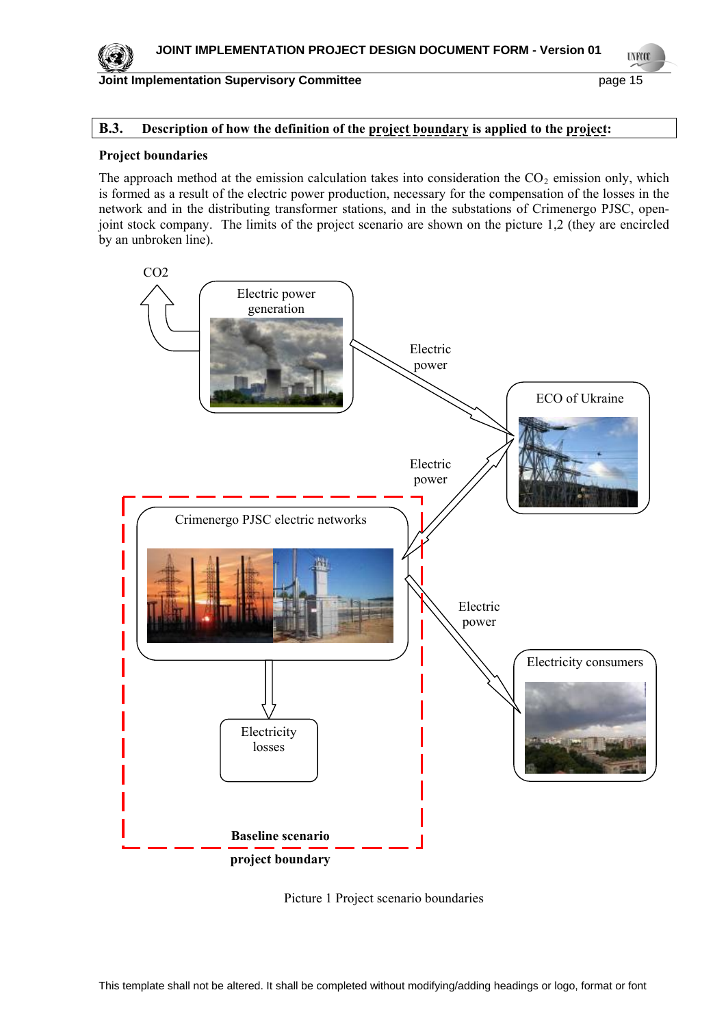## B.3. Description of how the definition of the project boundary is applied to the project:

**Project boundaries**

The approach method at the emission calculation takes into consideration the $CO_2$ emission only, which is formed as a result of the electric power production, necessary for the compensation of the losses in the network and in the distributing transformer stations, and in the substations of Crimenergo PJSC, open-joint stock company. The limits of the project scenario are shown on the picture 1,2 (they are encircled by an unbroken line).

CO2

Electric power generation

Electric power

ECO of Ukraine

Electric power

Crimenergo PJSC electric networks

Electric power

Electricity consumers

Electricity losses

**Baseline scenario**

**project boundary**

Picture 1 Project scenario boundaries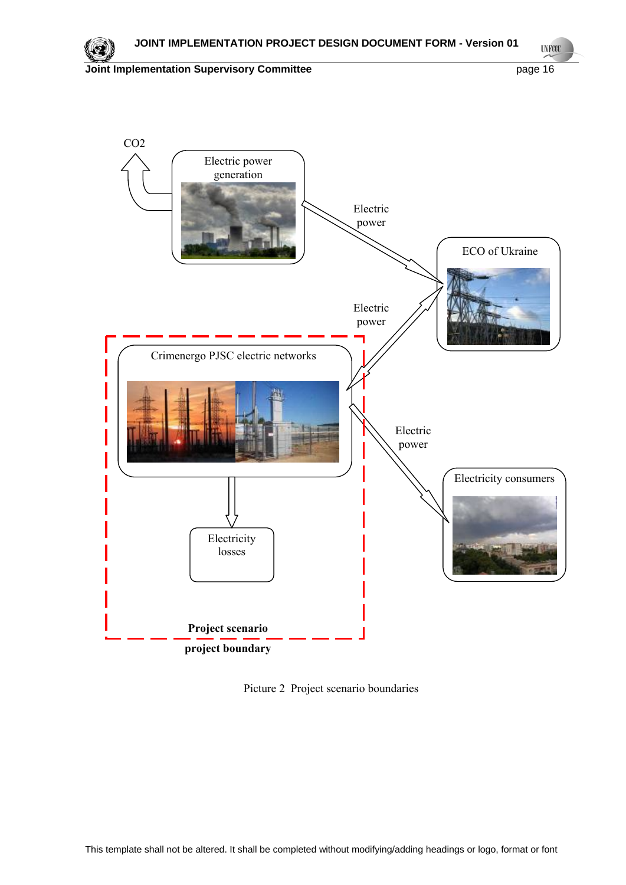$CO_2$

Electric power generation

Electric power

ECO of Ukraine

Electric power

Crimenergo PJSC electric networks

Electric power

Electricity consumers

Electricity losses

**Project scenario**

**project boundary**

Picture 2 Project scenario boundaries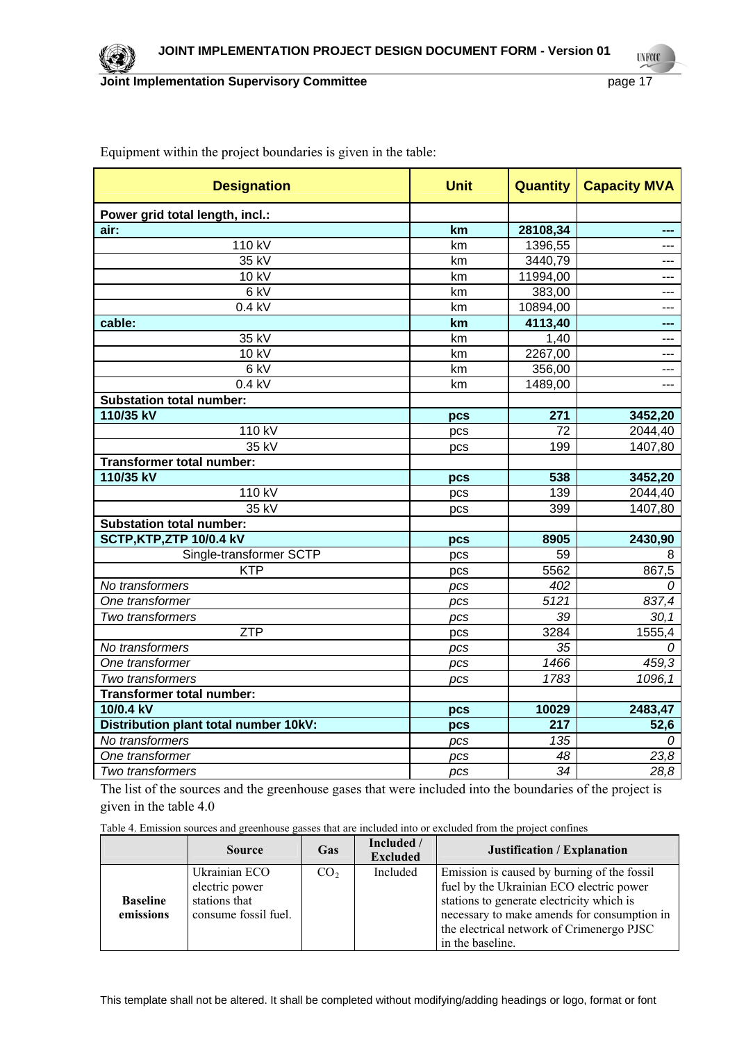Equipment within the project boundaries is given in the table:

| Designation | Unit | Quantity | Capacity MVA |
|---|---|---|---|
| **Power grid total length, incl.:** | | | |
| **air:** | **km** | **28108,34** | **---** |
| 110 kV | km | 1396,55 | --- |
| 35 kV | km | 3440,79 | --- |
| 10 kV | km | 11994,00 | --- |
| 6 kV | km | 383,00 | --- |
| 0.4 kV | km | 10894,00 | --- |
| **cable:** | **km** | **4113,40** | **---** |
| 35 kV | km | 1,40 | --- |
| 10 kV | km | 2267,00 | --- |
| 6 kV | km | 356,00 | --- |
| 0.4 kV | km | 1489,00 | --- |
| **Substation total number:** | | | |
| **110/35 kV** | **pcs** | **271** | **3452,20** |
| 110 kV | pcs | 72 | 2044,40 |
| 35 kV | pcs | 199 | 1407,80 |
| **Transformer total number:** | | | |
| **110/35 kV** | **pcs** | **538** | **3452,20** |
| 110 kV | pcs | 139 | 2044,40 |
| 35 kV | pcs | 399 | 1407,80 |
| **Substation total number:** | | | |
| **SCTP,KTP,ZTP 10/0.4 kV** | **pcs** | **8905** | **2430,90** |
| Single-transformer SCTP | pcs | 59 | 8 |
| KTP | pcs | 5562 | 867,5 |
| *No transformers* | *pcs* | *402* | *0* |
| *One transformer* | *pcs* | *5121* | *837,4* |
| *Two transformers* | *pcs* | *39* | *30,1* |
| ZTP | pcs | 3284 | 1555,4 |
| *No transformers* | *pcs* | *35* | *0* |
| *One transformer* | *pcs* | *1466* | *459,3* |
| *Two transformers* | *pcs* | *1783* | *1096,1* |
| **Transformer total number:** | | | |
| **10/0.4 kV** | **pcs** | **10029** | **2483,47** |
| **Distribution plant total number 10kV:** | **pcs** | **217** | **52,6** |
| *No transformers* | *pcs* | *135* | *0* |
| *One transformer* | *pcs* | *48* | *23,8* |
| *Two transformers* | *pcs* | *34* | *28,8* |

The list of the sources and the greenhouse gases that were included into the boundaries of the project is given in the table 4.0

Table 4. Emission sources and greenhouse gasses that are included into or excluded from the project confines

| | Source | Gas | Included / Excluded | Justification / Explanation |
|---|---|---|---|---|
| **Baseline emissions** | Ukrainian ECO electric power stations that consume fossil fuel. | $CO_2$ | Included | Emission is caused by burning of the fossil fuel by the Ukrainian ECO electric power stations to generate electricity which is necessary to make amends for consumption in the electrical network of Crimenergo PJSC in the baseline. |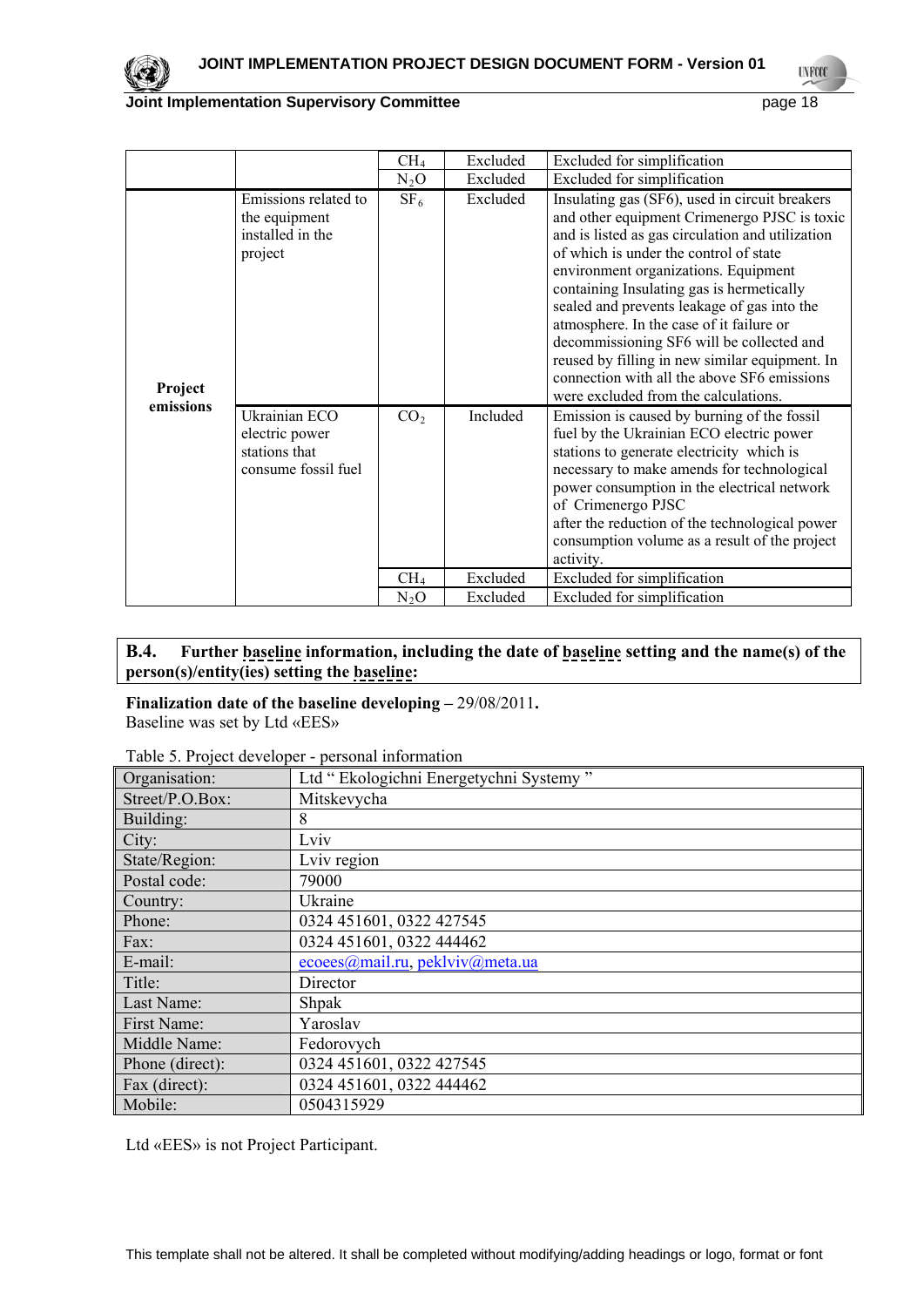| | | | | |
|---|---|---|---|---|
| | | $CH_4$ | Excluded | Excluded for simplification |
| | | $N_2O$ | Excluded | Excluded for simplification |
| **Project emissions** | Emissions related to the equipment installed in the project | $SF_6$ | Excluded | Insulating gas (SF6), used in circuit breakers and other equipment Crimenergo PJSC is toxic and is listed as gas circulation and utilization of which is under the control of state environment organizations. Equipment containing Insulating gas is hermetically sealed and prevents leakage of gas into the atmosphere. In the case of it failure or decommissioning SF6 will be collected and reused by filling in new similar equipment. In connection with all the above SF6 emissions were excluded from the calculations. |
| | Ukrainian ECO electric power stations that consume fossil fuel | $CO_2$ | Included | Emission is caused by burning of the fossil fuel by the Ukrainian ECO electric power stations to generate electricity which is necessary to make amends for technological power consumption in the electrical network of Crimenergo PJSC after the reduction of the technological power consumption volume as a result of the project activity. |
| | | $CH_4$ | Excluded | Excluded for simplification |
| | | $N_2O$ | Excluded | Excluded for simplification |

**B.4. Further baseline information, including the date of baseline setting and the name(s) of the person(s)/entity(ies) setting the baseline:**

**Finalization date of the baseline developing –** 29/08/2011**.**
Baseline was set by Ltd «EES»

Table 5. Project developer - personal information

| | |
|---|---|
| Organisation: | Ltd " Ekologichni Energetychni Systemy " |
| Street/P.O.Box: | Mitskevycha |
| Building: | 8 |
| City: | Lviv |
| State/Region: | Lviv region |
| Postal code: | 79000 |
| Country: | Ukraine |
| Phone: | 0324 451601, 0322 427545 |
| Fax: | 0324 451601, 0322 444462 |
| E-mail: | ecoees@mail.ru, peklviv@meta.ua |
| Title: | Director |
| Last Name: | Shpak |
| First Name: | Yaroslav |
| Middle Name: | Fedorovych |
| Phone (direct): | 0324 451601, 0322 427545 |
| Fax (direct): | 0324 451601, 0322 444462 |
| Mobile: | 0504315929 |

Ltd «EES» is not Project Participant.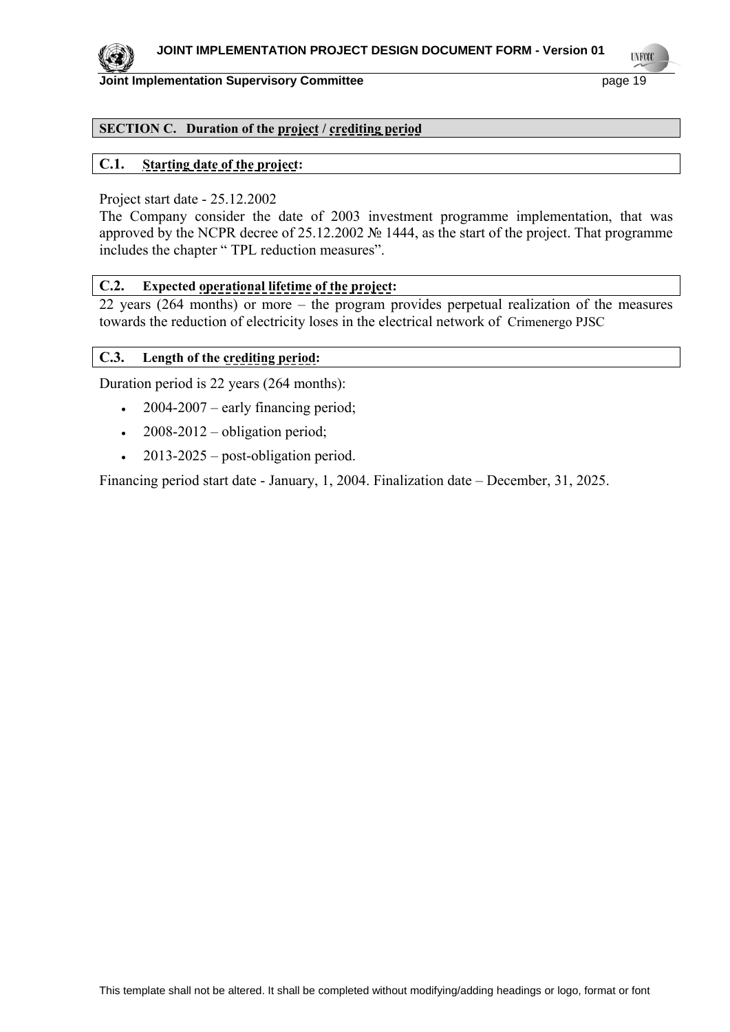## SECTION C. Duration of the project / crediting period

### C.1. Starting date of the project:

Project start date - 25.12.2002
The Company consider the date of 2003 investment programme implementation, that was approved by the NCPR decree of 25.12.2002 № 1444, as the start of the project. That programme includes the chapter “ TPL reduction measures”.

### C.2. Expected operational lifetime of the project:

22 years (264 months) or more – the program provides perpetual realization of the measures towards the reduction of electricity loses in the electrical network of Crimenergo PJSC

### C.3. Length of the crediting period:

Duration period is 22 years (264 months):

- 2004-2007 – early financing period;
- 2008-2012 – obligation period;
- 2013-2025 – post-obligation period.

Financing period start date - January, 1, 2004. Finalization date – December, 31, 2025.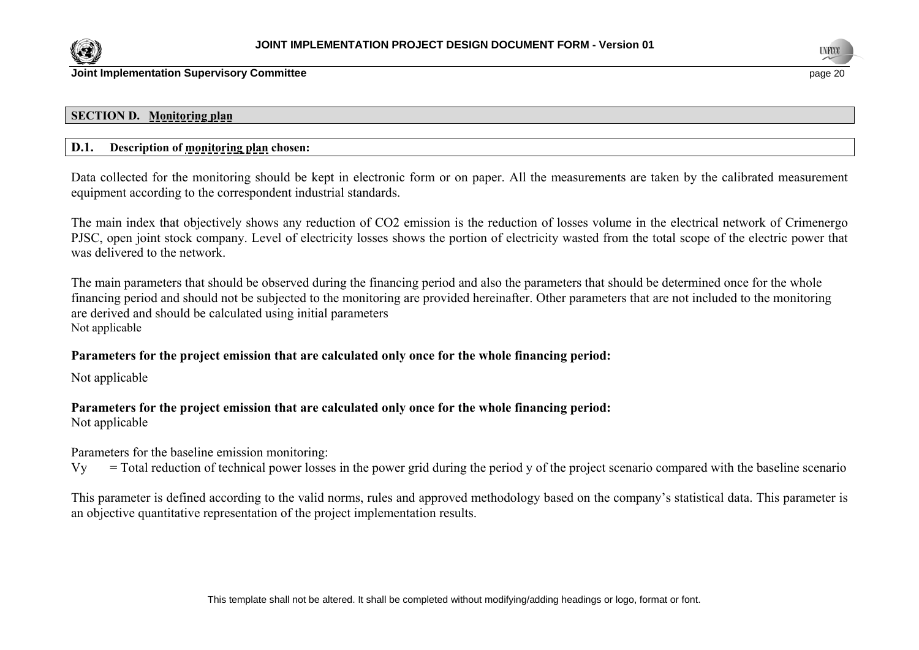## SECTION D. Monitoring plan

### D.1. Description of monitoring plan chosen:

Data collected for the monitoring should be kept in electronic form or on paper. All the measurements are taken by the calibrated measurement equipment according to the correspondent industrial standards.

The main index that objectively shows any reduction of $CO_2$ emission is the reduction of losses volume in the electrical network of Crimenergo PJSC, open joint stock company. Level of electricity losses shows the portion of electricity wasted from the total scope of the electric power that was delivered to the network.

The main parameters that should be observed during the financing period and also the parameters that should be determined once for the whole financing period and should not be subjected to the monitoring are provided hereinafter. Other parameters that are not included to the monitoring are derived and should be calculated using initial parameters
Not applicable

**Parameters for the project emission that are calculated only once for the whole financing period:**

Not applicable

**Parameters for the project emission that are calculated only once for the whole financing period:**
Not applicable

Parameters for the baseline emission monitoring:
$V_y$ = Total reduction of technical power losses in the power grid during the period y of the project scenario compared with the baseline scenario

This parameter is defined according to the valid norms, rules and approved methodology based on the company's statistical data. This parameter is an objective quantitative representation of the project implementation results.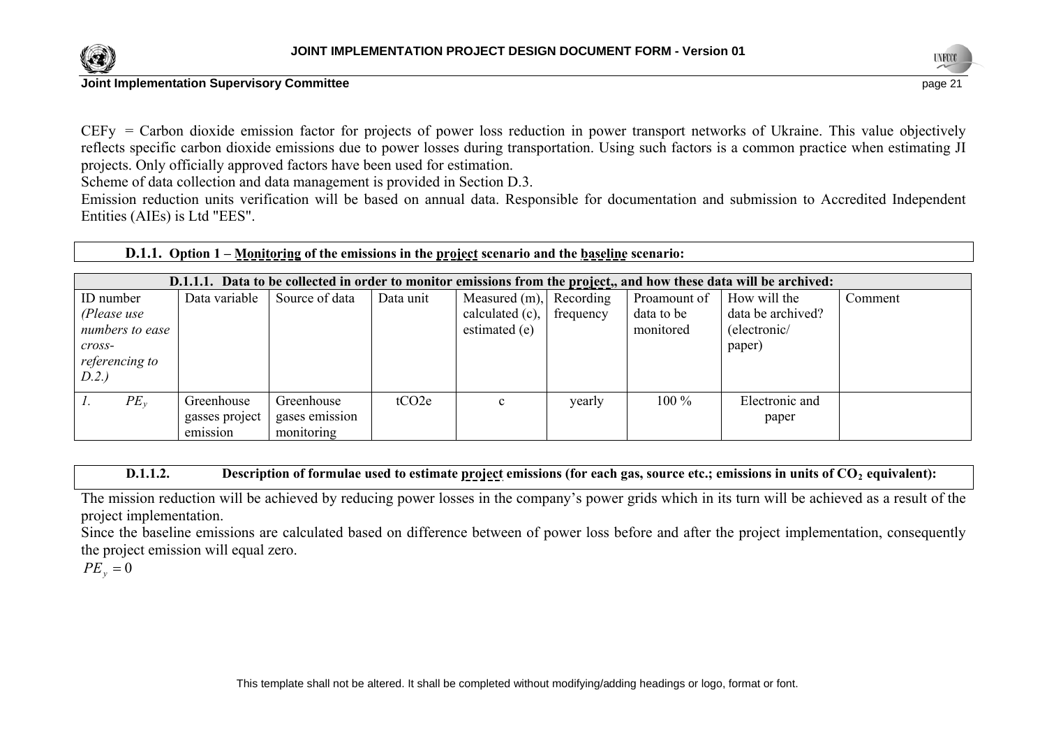CEFy = Carbon dioxide emission factor for projects of power loss reduction in power transport networks of Ukraine. This value objectively reflects specific carbon dioxide emissions due to power losses during transportation. Using such factors is a common practice when estimating JI projects. Only officially approved factors have been used for estimation.

Scheme of data collection and data management is provided in Section D.3.

Emission reduction units verification will be based on annual data. Responsible for documentation and submission to Accredited Independent Entities (AIEs) is Ltd "EES".

### D.1.1. Option 1 – Monitoring of the emissions in the project scenario and the baseline scenario:

#### D.1.1.1. Data to be collected in order to monitor emissions from the project,, and how these data will be archived:

| ID number *(Please use numbers to ease cross-referencing to D.2.)* | Data variable | Source of data | Data unit | Measured (m), calculated (c), estimated (e) | Recording frequency | Proamount of data to be monitored | How will the data be archived? (electronic/ paper) | Comment |
|---|---|---|---|---|---|---|---|---|
| *1.* $PE_y$ | Greenhouse gasses project emission | Greenhouse gases emission monitoring | tCO2e | c | yearly | 100 % | Electronic and paper | |

#### D.1.1.2. Description of formulae used to estimate project emissions (for each gas, source etc.; emissions in units of $CO_2$ equivalent):

The mission reduction will be achieved by reducing power losses in the company's power grids which in its turn will be achieved as a result of the project implementation.

Since the baseline emissions are calculated based on difference between of power loss before and after the project implementation, consequently the project emission will equal zero.

$$PE_y = 0$$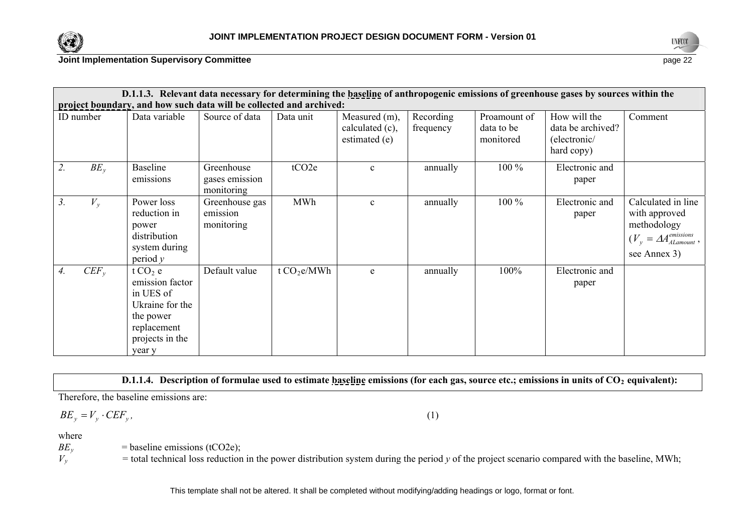| **D.1.1.3. Relevant data necessary for determining the baseline of anthropogenic emissions of greenhouse gases by sources within the project boundary, and how such data will be collected and archived:** | | | | | | | | |
|---|---|---|---|---|---|---|---|---|
| ID number | Data variable | Source of data | Data unit | Measured (m), calculated (c), estimated (e) | Recording frequency | Proamount of data to be monitored | How will the data be archived? (electronic/ hard copy) | Comment |
| *2.* $BE_y$ | Baseline emissions | Greenhouse gases emission monitoring | tCO2e | c | annually | 100 % | Electronic and paper | |
| *3.* $V_y$ | Power loss reduction in power distribution system during period *y* | Greenhouse gas emission monitoring | MWh | c | annually | 100 % | Electronic and paper | Calculated in line with approved methodology ($V_y = \Delta A_{ALamount}^{emissions}$, see Annex 3) |
| *4.* $CEF_y$ | t $CO_2$ e emission factor in UES of Ukraine for the power replacement projects in the year y | Default value | t $CO_2$e/MWh | e | annually | 100% | Electronic and paper | |

**D.1.1.4. Description of formulae used to estimate baseline emissions (for each gas, source etc.; emissions in units of $CO_2$ equivalent):**

Therefore, the baseline emissions are:

$$BE_y = V_y \cdot CEF_y, \qquad (1)$$

where

$BE_y$ = baseline emissions (tCO2e);

$V_y$ = total technical loss reduction in the power distribution system during the period *y* of the project scenario compared with the baseline, MWh;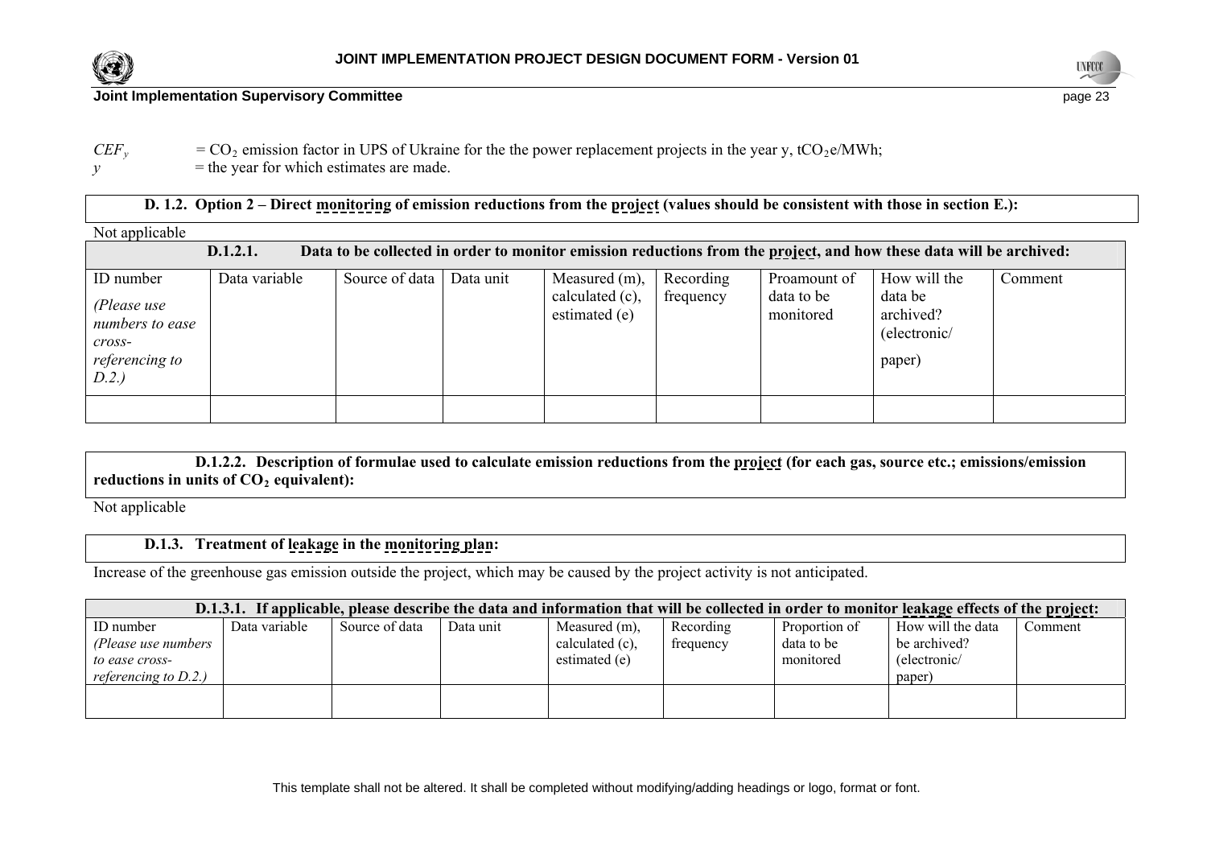$CEF_y$ = $CO_2$ emission factor in UPS of Ukraine for the the power replacement projects in the year y, $tCO_2e/MWh$;

$y$ = the year for which estimates are made.

**D. 1.2. Option 2 – Direct monitoring of emission reductions from the project (values should be consistent with those in section E.):**

Not applicable

| **D.1.2.1. Data to be collected in order to monitor emission reductions from the project, and how these data will be archived:** | | | | | | | | |
|---|---|---|---|---|---|---|---|---|
| ID number *(Please use numbers to ease cross-referencing to D.2.)* | Data variable | Source of data | Data unit | Measured (m), calculated (c), estimated (e) | Recording frequency | Proamount of data to be monitored | How will the data be archived? (electronic/ paper) | Comment |
| | | | | | | | | |

**D.1.2.2. Description of formulae used to calculate emission reductions from the project (for each gas, source etc.; emissions/emission reductions in units of $CO_2$ equivalent):**

Not applicable

**D.1.3. Treatment of leakage in the monitoring plan:**

Increase of the greenhouse gas emission outside the project, which may be caused by the project activity is not anticipated.

| **D.1.3.1. If applicable, please describe the data and information that will be collected in order to monitor leakage effects of the project:** | | | | | | | | |
|---|---|---|---|---|---|---|---|---|
| ID number *(Please use numbers to ease cross-referencing to D.2.)* | Data variable | Source of data | Data unit | Measured (m), calculated (c), estimated (e) | Recording frequency | Proportion of data to be monitored | How will the data be archived? (electronic/ paper) | Comment |
| | | | | | | | | |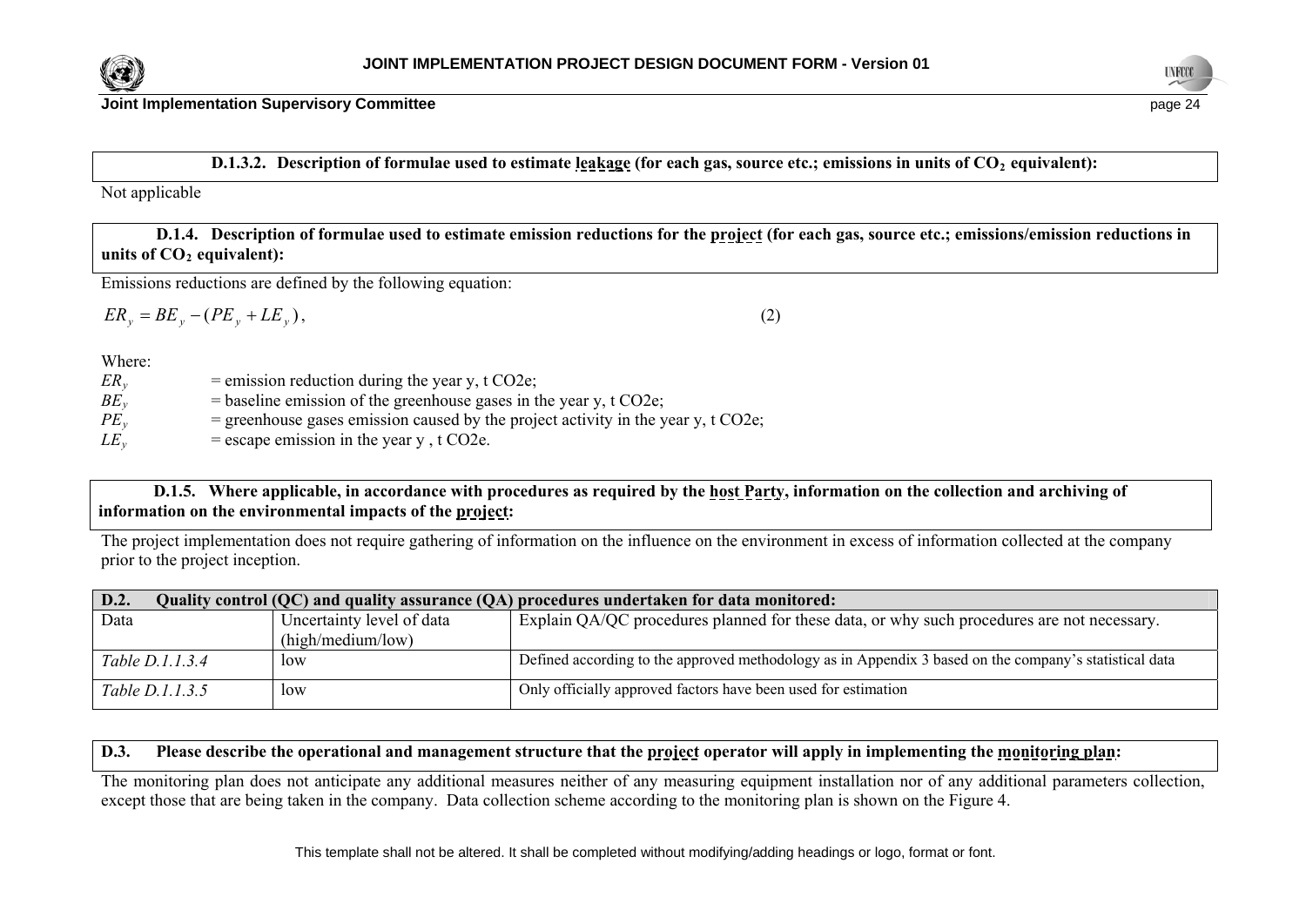#### D.1.3.2. Description of formulae used to estimate leakage (for each gas, source etc.; emissions in units of $CO_2$ equivalent):

Not applicable

### D.1.4. Description of formulae used to estimate emission reductions for the project (for each gas, source etc.; emissions/emission reductions in units of $CO_2$ equivalent):

Emissions reductions are defined by the following equation:

$$ER_y = BE_y - (PE_y + LE_y), \quad (2)$$

Where:

$ER_y$ = emission reduction during the year y, t CO2e;
$BE_y$ = baseline emission of the greenhouse gases in the year y, t CO2e;
$PE_y$ = greenhouse gases emission caused by the project activity in the year y, t CO2e;
$LE_y$ = escape emission in the year y , t CO2e.

### D.1.5. Where applicable, in accordance with procedures as required by the host Party, information on the collection and archiving of information on the environmental impacts of the project:

The project implementation does not require gathering of information on the influence on the environment in excess of information collected at the company prior to the project inception.

## D.2. Quality control (QC) and quality assurance (QA) procedures undertaken for data monitored:

| Data | Uncertainty level of data (high/medium/low) | Explain QA/QC procedures planned for these data, or why such procedures are not necessary. |
|---|---|---|
| *Table D.1.1.3.4* | low | Defined according to the approved methodology as in Appendix 3 based on the company's statistical data |
| *Table D.1.1.3.5* | low | Only officially approved factors have been used for estimation |

## D.3. Please describe the operational and management structure that the project operator will apply in implementing the monitoring plan:

The monitoring plan does not anticipate any additional measures neither of any measuring equipment installation nor of any additional parameters collection, except those that are being taken in the company. Data collection scheme according to the monitoring plan is shown on the Figure 4.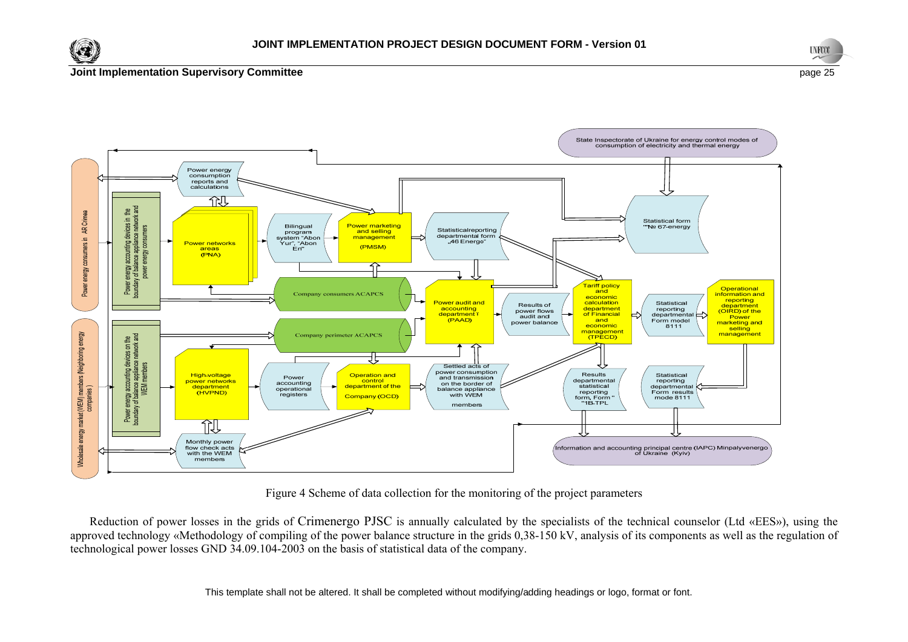Figure 4 Scheme of data collection for the monitoring of the project parameters

Reduction of power losses in the grids of Crimenergo PJSC is annually calculated by the specialists of the technical counselor (Ltd «EES»), using the approved technology «Methodology of compiling of the power balance structure in the grids 0,38-150 kV, analysis of its components as well as the regulation of technological power losses GND 34.09.104-2003 on the basis of statistical data of the company.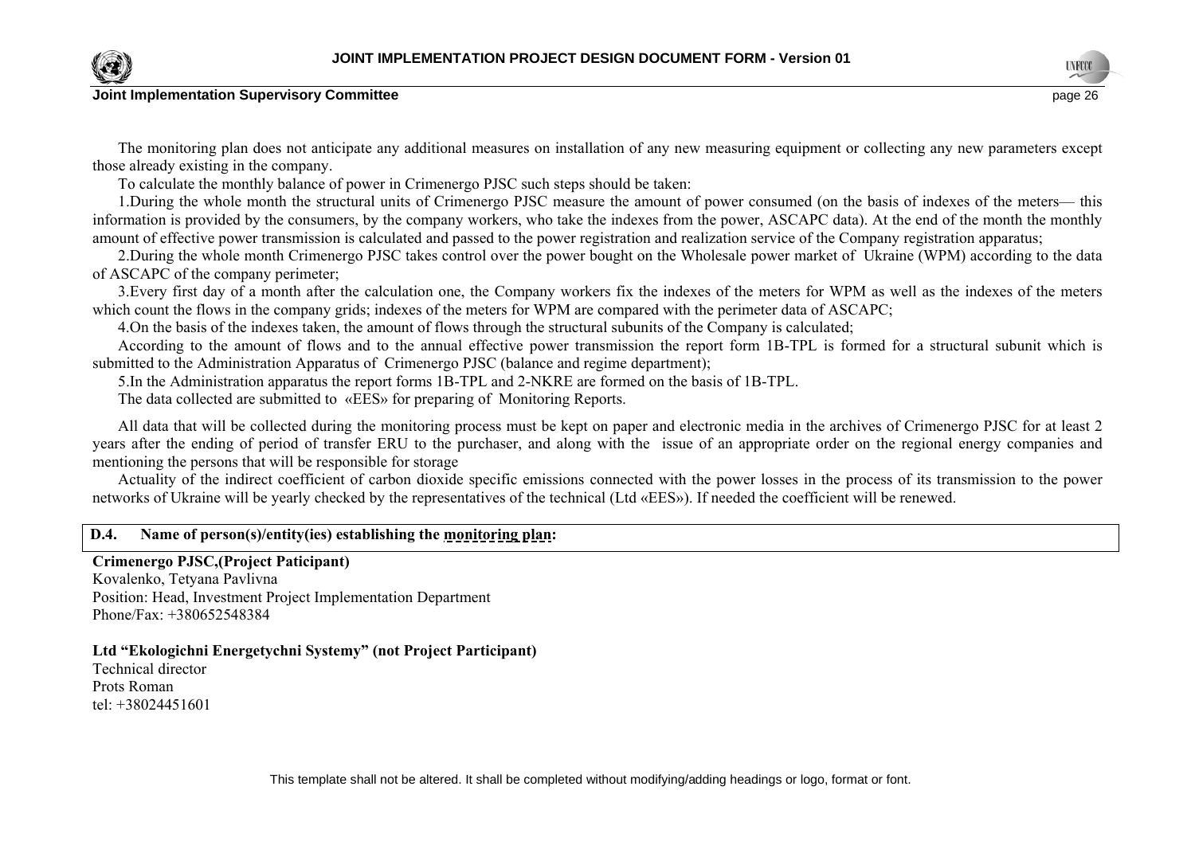The monitoring plan does not anticipate any additional measures on installation of any new measuring equipment or collecting any new parameters except those already existing in the company.

To calculate the monthly balance of power in Crimenergo PJSC such steps should be taken:

1.During the whole month the structural units of Crimenergo PJSC measure the amount of power consumed (on the basis of indexes of the meters— this information is provided by the consumers, by the company workers, who take the indexes from the power, ASCAPC data). At the end of the month the monthly amount of effective power transmission is calculated and passed to the power registration and realization service of the Company registration apparatus;

2.During the whole month Crimenergo PJSC takes control over the power bought on the Wholesale power market of Ukraine (WPM) according to the data of ASCAPC of the company perimeter;

3.Every first day of a month after the calculation one, the Company workers fix the indexes of the meters for WPM as well as the indexes of the meters which count the flows in the company grids; indexes of the meters for WPM are compared with the perimeter data of ASCAPC;

4.On the basis of the indexes taken, the amount of flows through the structural subunits of the Company is calculated;

According to the amount of flows and to the annual effective power transmission the report form 1B-TPL is formed for a structural subunit which is submitted to the Administration Apparatus of Crimenergo PJSC (balance and regime department);

5.In the Administration apparatus the report forms 1B-TPL and 2-NKRE are formed on the basis of 1B-TPL.

The data collected are submitted to «EES» for preparing of Monitoring Reports.

All data that will be collected during the monitoring process must be kept on paper and electronic media in the archives of Crimenergo PJSC for at least 2 years after the ending of period of transfer ERU to the purchaser, and along with the issue of an appropriate order on the regional energy companies and mentioning the persons that will be responsible for storage

Actuality of the indirect coefficient of carbon dioxide specific emissions connected with the power losses in the process of its transmission to the power networks of Ukraine will be yearly checked by the representatives of the technical (Ltd «EES»). If needed the coefficient will be renewed.

## D.4. Name of person(s)/entity(ies) establishing the monitoring plan:

**Crimenergo PJSC,(Project Paticipant)**
Kovalenko, Tetyana Pavlivna
Position: Head, Investment Project Implementation Department
Phone/Fax: +380652548384

**Ltd "Ekologichni Energetychni Systemy" (not Project Participant)**
Technical director
Prots Roman
tel: +38024451601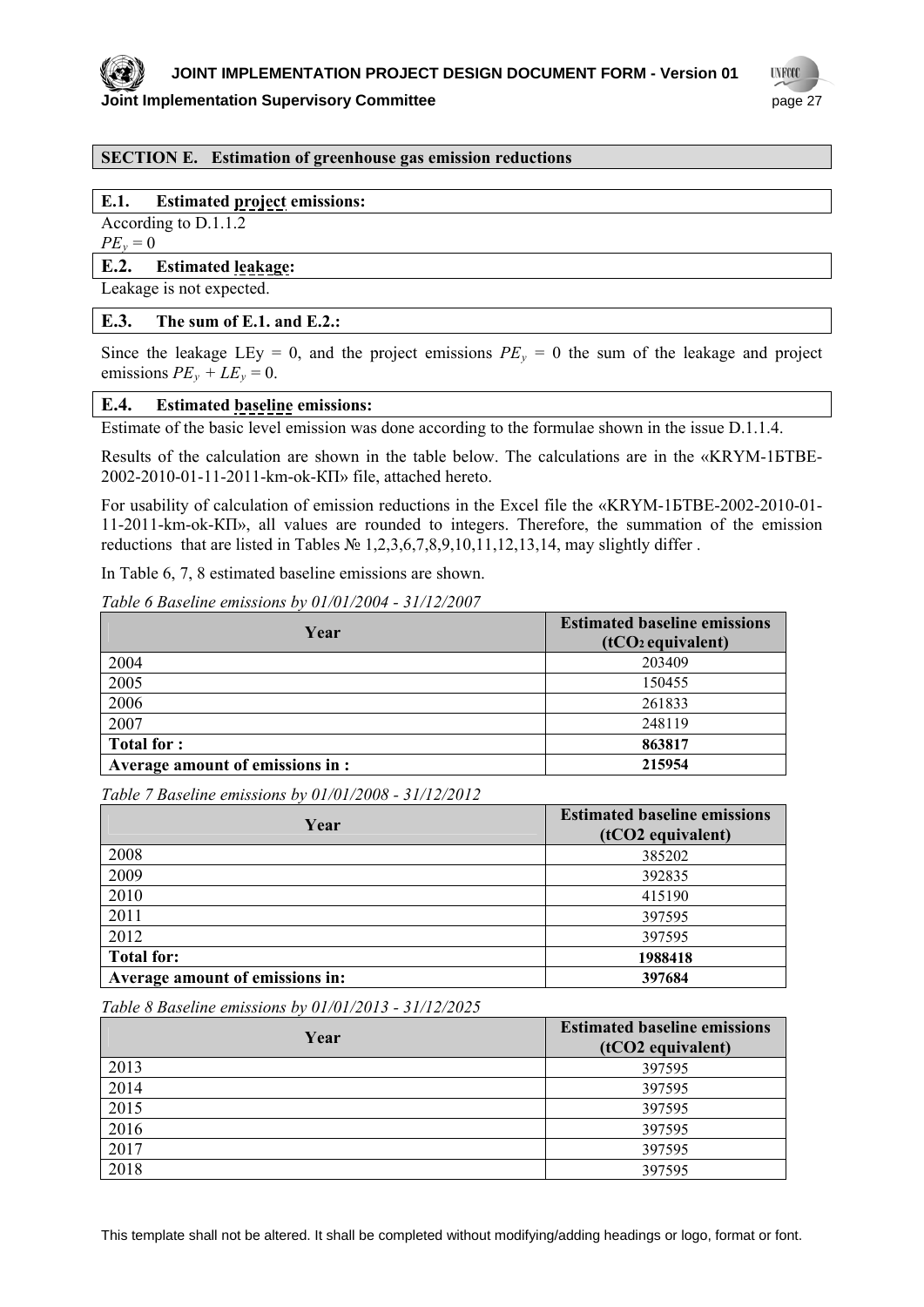## SECTION E. Estimation of greenhouse gas emission reductions

### E.1. Estimated project emissions:

According to D.1.1.2

$PE_y = 0$

### E.2. Estimated leakage:

Leakage is not expected.

### E.3. The sum of E.1. and E.2.:

Since the leakage LEy = 0, and the project emissions $PE_y$ = 0 the sum of the leakage and project emissions $PE_y + LE_y = 0$.

### E.4. Estimated baseline emissions:

Estimate of the basic level emission was done according to the formulae shown in the issue D.1.1.4.

Results of the calculation are shown in the table below. The calculations are in the «KRYM-1БТВЕ-2002-2010-01-11-2011-km-ok-КП» file, attached hereto.

For usability of calculation of emission reductions in the Excel file the «KRYM-1БТВЕ-2002-2010-01-11-2011-km-ok-КП», all values are rounded to integers. Therefore, the summation of the emission reductions that are listed in Tables № 1,2,3,6,7,8,9,10,11,12,13,14, may slightly differ .

In Table 6, 7, 8 estimated baseline emissions are shown.

*Table 6 Baseline emissions by 01/01/2004 - 31/12/2007*

| Year | Estimated baseline emissions ($tCO_2$ equivalent) |
|---|---|
| 2004 | 203409 |
| 2005 | 150455 |
| 2006 | 261833 |
| 2007 | 248119 |
| **Total for :** | **863817** |
| **Average amount of emissions in :** | **215954** |

*Table 7 Baseline emissions by 01/01/2008 - 31/12/2012*

| Year | Estimated baseline emissions (tCO2 equivalent) |
|---|---|
| 2008 | 385202 |
| 2009 | 392835 |
| 2010 | 415190 |
| 2011 | 397595 |
| 2012 | 397595 |
| **Total for:** | **1988418** |
| **Average amount of emissions in:** | **397684** |

*Table 8 Baseline emissions by 01/01/2013 - 31/12/2025*

| Year | Estimated baseline emissions (tCO2 equivalent) |
|---|---|
| 2013 | 397595 |
| 2014 | 397595 |
| 2015 | 397595 |
| 2016 | 397595 |
| 2017 | 397595 |
| 2018 | 397595 |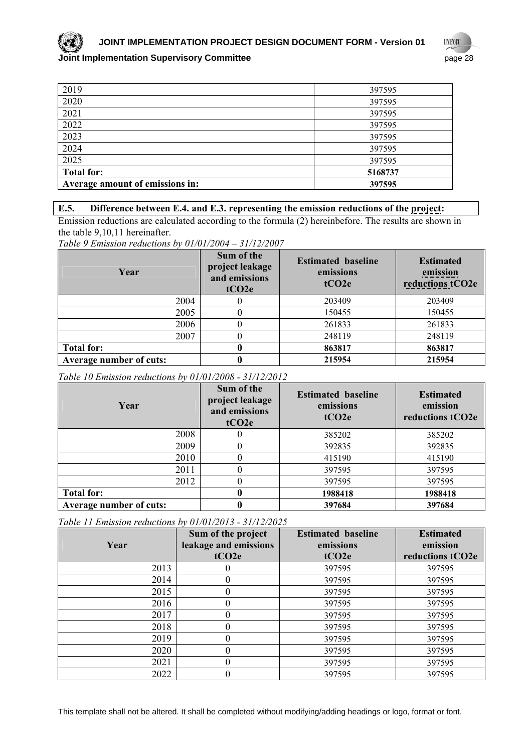| | |
|---|---|
| 2019 | 397595 |
| 2020 | 397595 |
| 2021 | 397595 |
| 2022 | 397595 |
| 2023 | 397595 |
| 2024 | 397595 |
| 2025 | 397595 |
| **Total for:** | **5168737** |
| **Average amount of emissions in:** | **397595** |

### E.5. Difference between E.4. and E.3. representing the emission reductions of the project:

Emission reductions are calculated according to the formula (2) hereinbefore. The results are shown in the table 9,10,11 hereinafter.

*Table 9 Emission reductions by 01/01/2004 – 31/12/2007*

| Year | Sum of the project leakage and emissions $tCO_2e$ | Estimated baseline emissions $tCO_2e$ | Estimated emission reductions $tCO_2e$ |
|---|---|---|---|
| 2004 | 0 | 203409 | 203409 |
| 2005 | 0 | 150455 | 150455 |
| 2006 | 0 | 261833 | 261833 |
| 2007 | 0 | 248119 | 248119 |
| **Total for:** | **0** | **863817** | **863817** |
| **Average number of cuts:** | **0** | **215954** | **215954** |

*Table 10 Emission reductions by 01/01/2008 - 31/12/2012*

| Year | Sum of the project leakage and emissions $tCO_2e$ | Estimated baseline emissions $tCO_2e$ | Estimated emission reductions $tCO_2e$ |
|---|---|---|---|
| 2008 | 0 | 385202 | 385202 |
| 2009 | 0 | 392835 | 392835 |
| 2010 | 0 | 415190 | 415190 |
| 2011 | 0 | 397595 | 397595 |
| 2012 | 0 | 397595 | 397595 |
| **Total for:** | **0** | **1988418** | **1988418** |
| **Average number of cuts:** | **0** | **397684** | **397684** |

*Table 11 Emission reductions by 01/01/2013 - 31/12/2025*

| Year | Sum of the project leakage and emissions $tCO_2e$ | Estimated baseline emissions $tCO_2e$ | Estimated emission reductions $tCO_2e$ |
|---|---|---|---|
| 2013 | 0 | 397595 | 397595 |
| 2014 | 0 | 397595 | 397595 |
| 2015 | 0 | 397595 | 397595 |
| 2016 | 0 | 397595 | 397595 |
| 2017 | 0 | 397595 | 397595 |
| 2018 | 0 | 397595 | 397595 |
| 2019 | 0 | 397595 | 397595 |
| 2020 | 0 | 397595 | 397595 |
| 2021 | 0 | 397595 | 397595 |
| 2022 | 0 | 397595 | 397595 |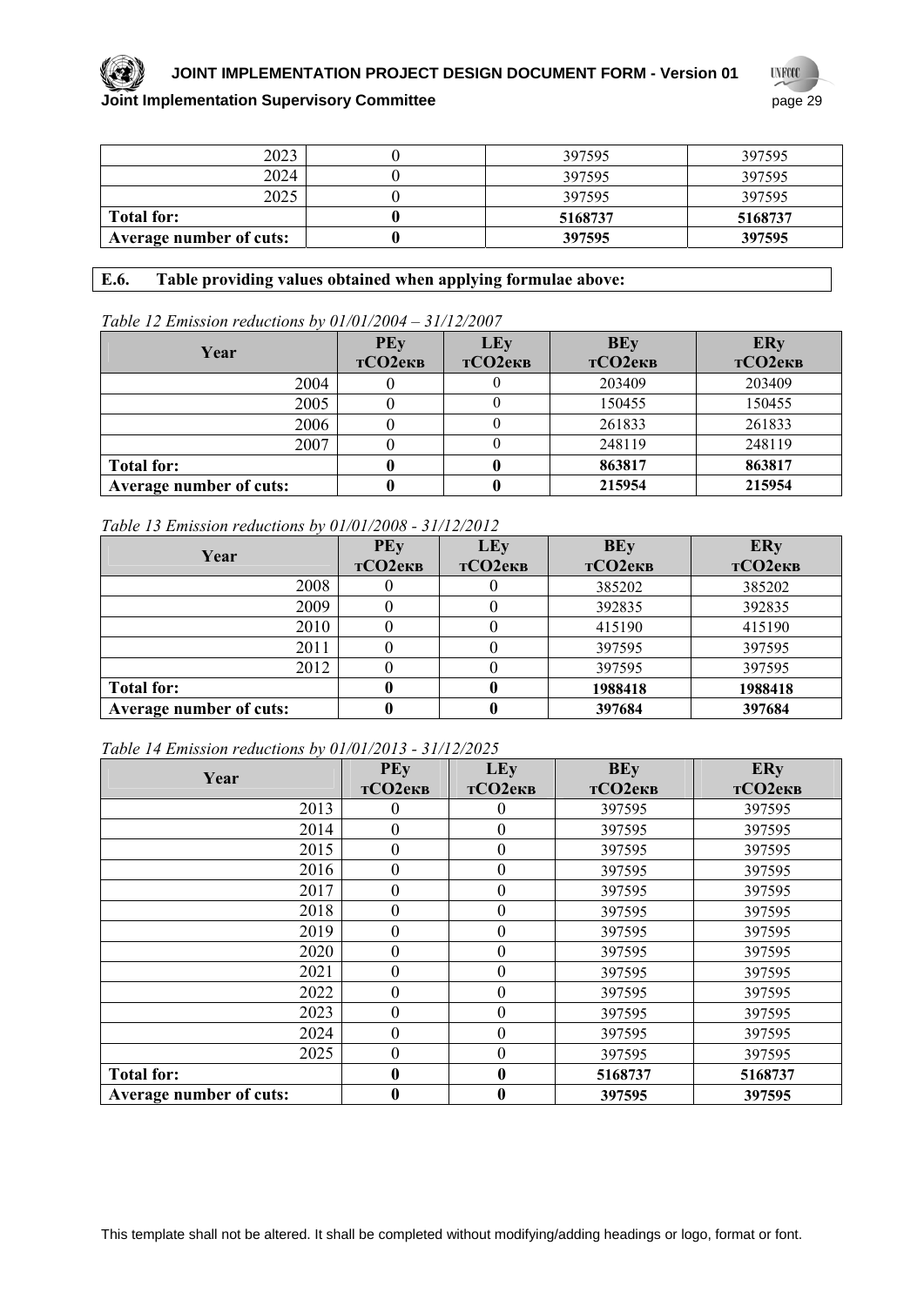| 2023 | 0 | 397595 | 397595 |
|---|---|---|---|
| 2024 | 0 | 397595 | 397595 |
| 2025 | 0 | 397595 | 397595 |
| **Total for:** | **0** | **5168737** | **5168737** |
| **Average number of cuts:** | **0** | **397595** | **397595** |

## E.6. Table providing values obtained when applying formulae above:

*Table 12 Emission reductions by 01/01/2004 – 31/12/2007*

| Year | PEy тCO2екв | LEy тCO2екв | BEy тCO2екв | ERy тCO2екв |
|---|---|---|---|---|
| 2004 | 0 | 0 | 203409 | 203409 |
| 2005 | 0 | 0 | 150455 | 150455 |
| 2006 | 0 | 0 | 261833 | 261833 |
| 2007 | 0 | 0 | 248119 | 248119 |
| **Total for:** | **0** | **0** | **863817** | **863817** |
| **Average number of cuts:** | **0** | **0** | **215954** | **215954** |

*Table 13 Emission reductions by 01/01/2008 - 31/12/2012*

| Year | PEy тCO2екв | LEy тCO2екв | BEy тCO2екв | ERy тCO2екв |
|---|---|---|---|---|
| 2008 | 0 | 0 | 385202 | 385202 |
| 2009 | 0 | 0 | 392835 | 392835 |
| 2010 | 0 | 0 | 415190 | 415190 |
| 2011 | 0 | 0 | 397595 | 397595 |
| 2012 | 0 | 0 | 397595 | 397595 |
| **Total for:** | **0** | **0** | **1988418** | **1988418** |
| **Average number of cuts:** | **0** | **0** | **397684** | **397684** |

*Table 14 Emission reductions by 01/01/2013 - 31/12/2025*

| Year | PEy тCO2екв | LEy тCO2екв | BEy тCO2екв | ERy тCO2екв |
|---|---|---|---|---|
| 2013 | 0 | 0 | 397595 | 397595 |
| 2014 | 0 | 0 | 397595 | 397595 |
| 2015 | 0 | 0 | 397595 | 397595 |
| 2016 | 0 | 0 | 397595 | 397595 |
| 2017 | 0 | 0 | 397595 | 397595 |
| 2018 | 0 | 0 | 397595 | 397595 |
| 2019 | 0 | 0 | 397595 | 397595 |
| 2020 | 0 | 0 | 397595 | 397595 |
| 2021 | 0 | 0 | 397595 | 397595 |
| 2022 | 0 | 0 | 397595 | 397595 |
| 2023 | 0 | 0 | 397595 | 397595 |
| 2024 | 0 | 0 | 397595 | 397595 |
| 2025 | 0 | 0 | 397595 | 397595 |
| **Total for:** | **0** | **0** | **5168737** | **5168737** |
| **Average number of cuts:** | **0** | **0** | **397595** | **397595** |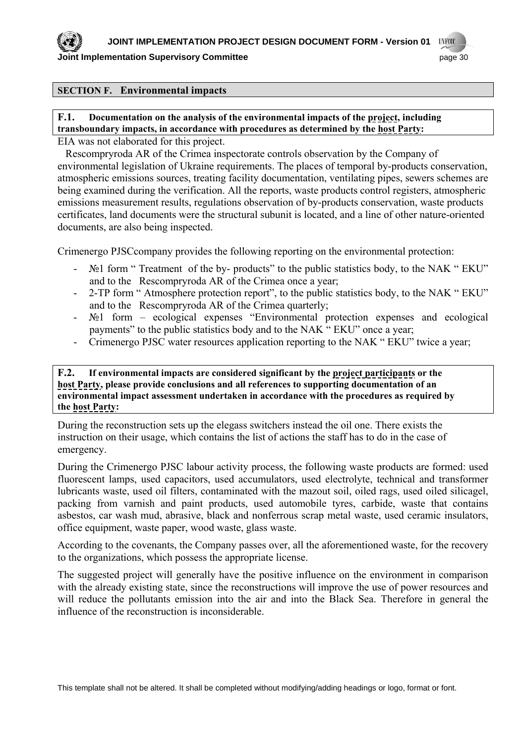## SECTION F. Environmental impacts

**F.1. Documentation on the analysis of the environmental impacts of the project, including transboundary impacts, in accordance with procedures as determined by the host Party:**

EIA was not elaborated for this project.

Rescompryroda AR of the Crimea inspectorate controls observation by the Company of environmental legislation of Ukraine requirements. The places of temporal by-products conservation, atmospheric emissions sources, treating facility documentation, ventilating pipes, sewers schemes are being examined during the verification. All the reports, waste products control registers, atmospheric emissions measurement results, regulations observation of by-products conservation, waste products certificates, land documents were the structural subunit is located, and a line of other nature-oriented documents, are also being inspected.

Crimenergo PJSCcompany provides the following reporting on the environmental protection:

- №1 form " Treatment of the by- products" to the public statistics body, to the NAK " EKU" and to the Rescompryroda AR of the Crimea once a year;
- 2-TP form " Atmosphere protection report", to the public statistics body, to the NAK " EKU" and to the Rescompryroda AR of the Crimea quarterly;
- №1 form – ecological expenses "Environmental protection expenses and ecological payments" to the public statistics body and to the NAK " EKU" once a year;
- Crimenergo PJSC water resources application reporting to the NAK " EKU" twice a year;

**F.2. If environmental impacts are considered significant by the project participants or the host Party, please provide conclusions and all references to supporting documentation of an environmental impact assessment undertaken in accordance with the procedures as required by the host Party:**

During the reconstruction sets up the elegass switchers instead the oil one. There exists the instruction on their usage, which contains the list of actions the staff has to do in the case of emergency.

During the Crimenergo PJSC labour activity process, the following waste products are formed: used fluorescent lamps, used capacitors, used accumulators, used electrolyte, technical and transformer lubricants waste, used oil filters, contaminated with the mazout soil, oiled rags, used oiled silicagel, packing from varnish and paint products, used automobile tyres, carbide, waste that contains asbestos, car wash mud, abrasive, black and nonferrous scrap metal waste, used ceramic insulators, office equipment, waste paper, wood waste, glass waste.

According to the covenants, the Company passes over, all the aforementioned waste, for the recovery to the organizations, which possess the appropriate license.

The suggested project will generally have the positive influence on the environment in comparison with the already existing state, since the reconstructions will improve the use of power resources and will reduce the pollutants emission into the air and into the Black Sea. Therefore in general the influence of the reconstruction is inconsiderable.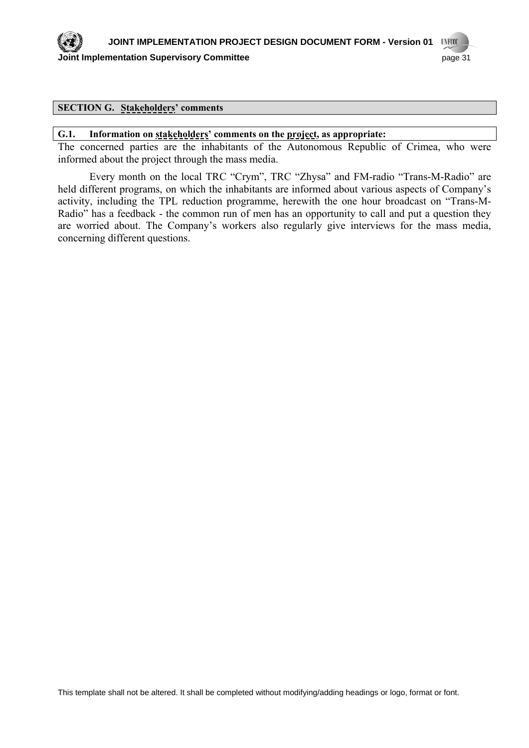## SECTION G. Stakeholders' comments

### G.1. Information on stakeholders' comments on the project, as appropriate:

The concerned parties are the inhabitants of the Autonomous Republic of Crimea, who were informed about the project through the mass media.

Every month on the local TRC "Crym", TRC "Zhysa" and FM-radio "Trans-M-Radio" are held different programs, on which the inhabitants are informed about various aspects of Company's activity, including the TPL reduction programme, herewith the one hour broadcast on "Trans-M-Radio" has a feedback - the common run of men has an opportunity to call and put a question they are worried about. The Company's workers also regularly give interviews for the mass media, concerning different questions.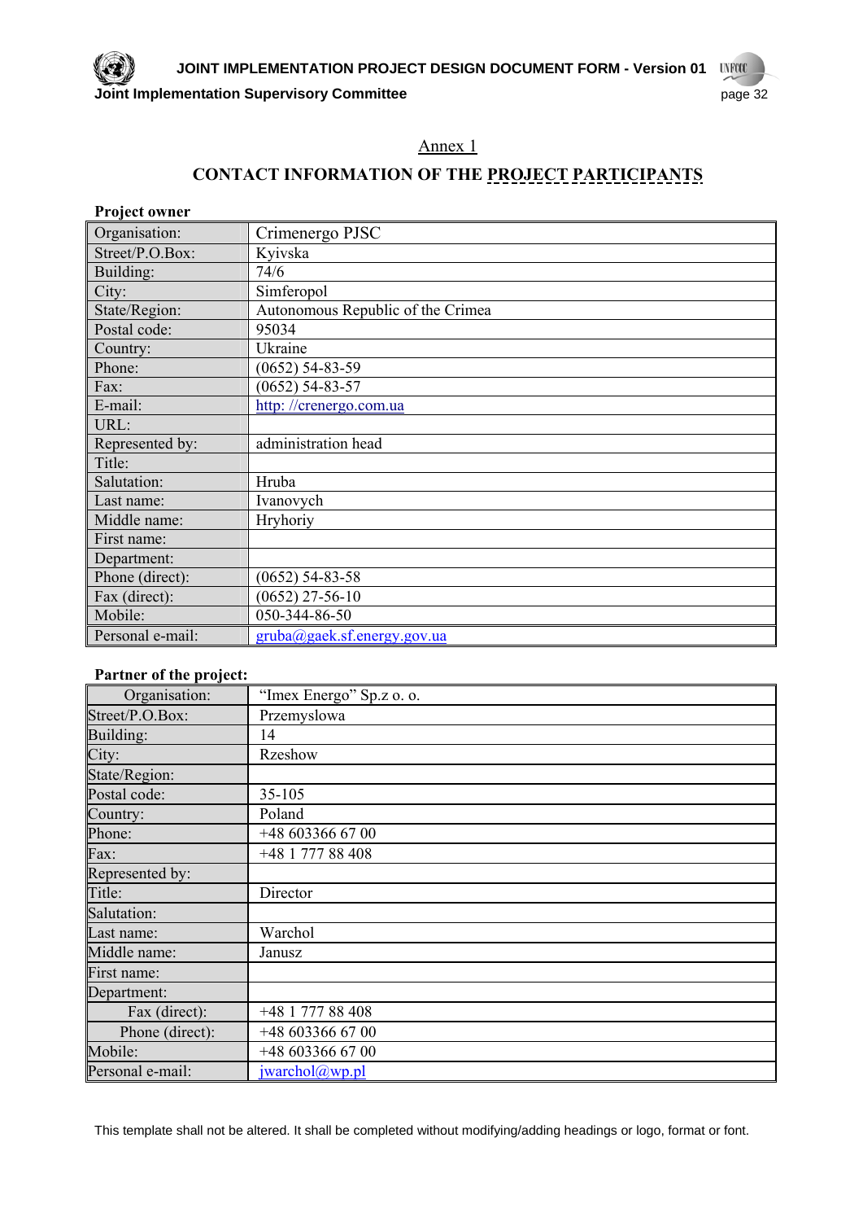Annex 1

## CONTACT INFORMATION OF THE PROJECT PARTICIPANTS

**Project owner**

| | |
|---|---|
| Organisation: | Crimenergo PJSC |
| Street/P.O.Box: | Kyivska |
| Building: | 74/6 |
| City: | Simferopol |
| State/Region: | Autonomous Republic of the Crimea |
| Postal code: | 95034 |
| Country: | Ukraine |
| Phone: | (0652) 54-83-59 |
| Fax: | (0652) 54-83-57 |
| E-mail: | http: //crenergo.com.ua |
| URL: | |
| Represented by: | administration head |
| Title: | |
| Salutation: | Hruba |
| Last name: | Ivanovych |
| Middle name: | Hryhoriy |
| First name: | |
| Department: | |
| Phone (direct): | (0652) 54-83-58 |
| Fax (direct): | (0652) 27-56-10 |
| Mobile: | 050-344-86-50 |
| Personal e-mail: | gruba@gaek.sf.energy.gov.ua |

**Partner of the project:**

| | |
|---|---|
| Organisation: | "Imex Energo" Sp.z o. o. |
| Street/P.O.Box: | Przemyslowa |
| Building: | 14 |
| City: | Rzeshow |
| State/Region: | |
| Postal code: | 35-105 |
| Country: | Poland |
| Phone: | +48 603366 67 00 |
| Fax: | +48 1 777 88 408 |
| Represented by: | |
| Title: | Director |
| Salutation: | |
| Last name: | Warchol |
| Middle name: | Janusz |
| First name: | |
| Department: | |
| Fax (direct): | +48 1 777 88 408 |
| Phone (direct): | +48 603366 67 00 |
| Mobile: | +48 603366 67 00 |
| Personal e-mail: | jwarchol@wp.pl |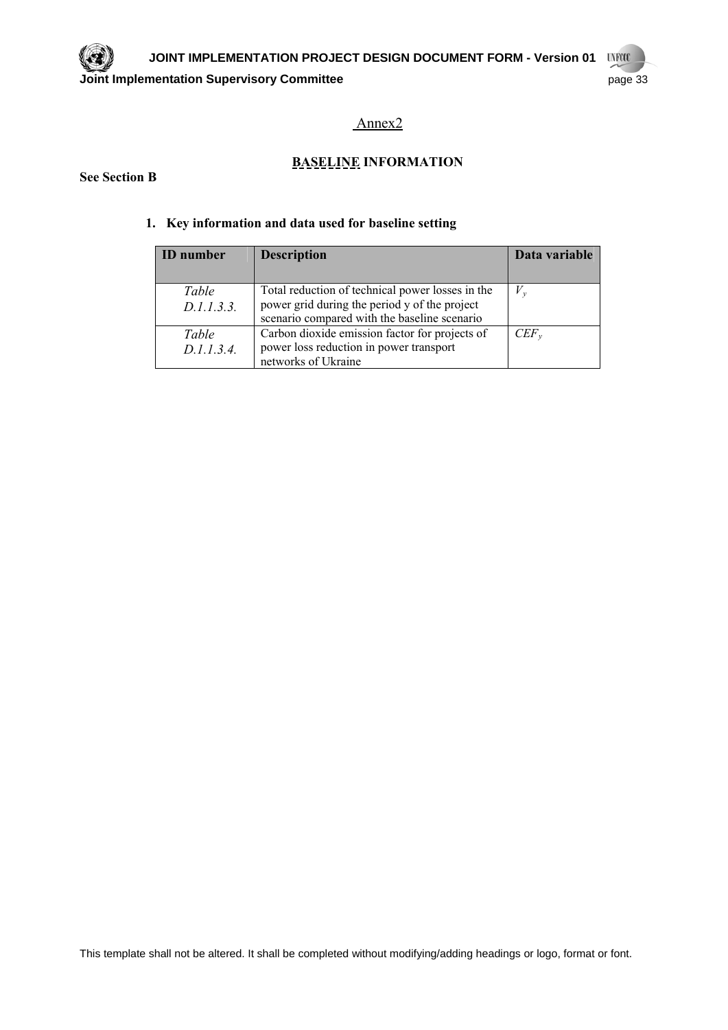Annex2

## BASELINE INFORMATION

**See Section B**

### 1. Key information and data used for baseline setting

| ID number | Description | Data variable |
|---|---|---|
| *Table D.1.1.3.3.* | Total reduction of technical power losses in the power grid during the period y of the project scenario compared with the baseline scenario | $V_y$ |
| *Table D.1.1.3.4.* | Carbon dioxide emission factor for projects of power loss reduction in power transport networks of Ukraine | $CEF_y$ |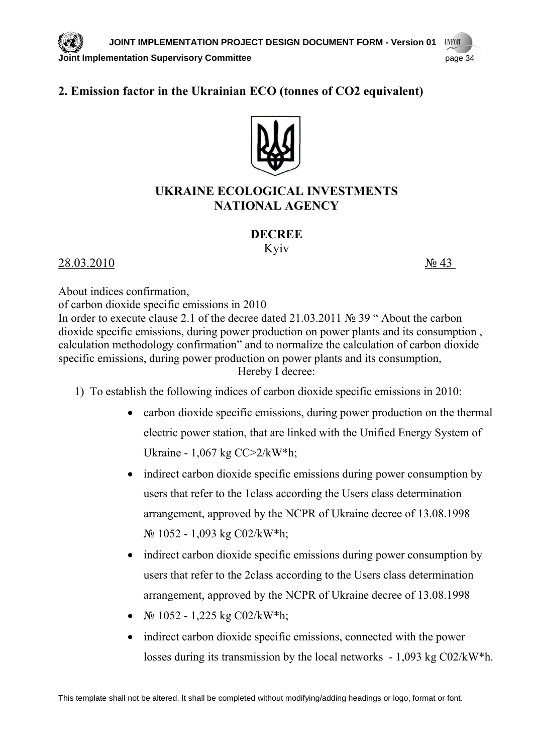## 2. Emission factor in the Ukrainian ECO (tonnes of CO2 equivalent)

### UKRAINE ECOLOGICAL INVESTMENTS NATIONAL AGENCY

### DECREE

Kyiv

28.03.2010 № 43

About indices confirmation,
of carbon dioxide specific emissions in 2010
In order to execute clause 2.1 of the decree dated 21.03.2011 № 39 " About the carbon dioxide specific emissions, during power production on power plants and its consumption , calculation methodology confirmation" and to normalize the calculation of carbon dioxide specific emissions, during power production on power plants and its consumption,
Hereby I decree:

1) To establish the following indices of carbon dioxide specific emissions in 2010:
   - carbon dioxide specific emissions, during power production on the thermal electric power station, that are linked with the Unified Energy System of Ukraine - 1,067 kg CC>2/kW*h;
   - indirect carbon dioxide specific emissions during power consumption by users that refer to the 1class according the Users class determination arrangement, approved by the NCPR of Ukraine decree of 13.08.1998 № 1052 - 1,093 kg C02/kW*h;
   - indirect carbon dioxide specific emissions during power consumption by users that refer to the 2class according to the Users class determination arrangement, approved by the NCPR of Ukraine decree of 13.08.1998
   - № 1052 - 1,225 kg C02/kW*h;
   - indirect carbon dioxide specific emissions, connected with the power losses during its transmission by the local networks - 1,093 kg C02/kW*h.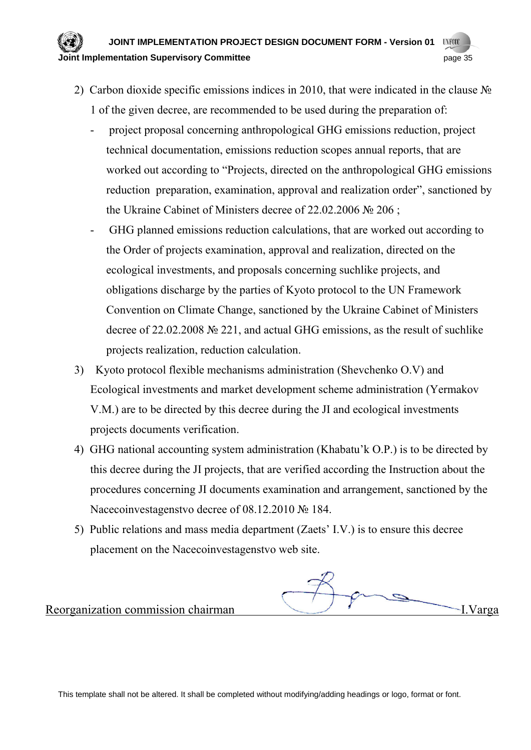2) Carbon dioxide specific emissions indices in 2010, that were indicated in the clause № 1 of the given decree, are recommended to be used during the preparation of:
   - project proposal concerning anthropological GHG emissions reduction, project technical documentation, emissions reduction scopes annual reports, that are worked out according to "Projects, directed on the anthropological GHG emissions reduction preparation, examination, approval and realization order", sanctioned by the Ukraine Cabinet of Ministers decree of 22.02.2006 № 206 ;
   - GHG planned emissions reduction calculations, that are worked out according to the Order of projects examination, approval and realization, directed on the ecological investments, and proposals concerning suchlike projects, and obligations discharge by the parties of Kyoto protocol to the UN Framework Convention on Climate Change, sanctioned by the Ukraine Cabinet of Ministers decree of 22.02.2008 № 221, and actual GHG emissions, as the result of suchlike projects realization, reduction calculation.
3) Kyoto protocol flexible mechanisms administration (Shevchenko O.V) and Ecological investments and market development scheme administration (Yermakov V.M.) are to be directed by this decree during the JI and ecological investments projects documents verification.
4) GHG national accounting system administration (Khabatu'k O.P.) is to be directed by this decree during the JI projects, that are verified according the Instruction about the procedures concerning JI documents examination and arrangement, sanctioned by the Nacecoinvestagenstvo decree of 08.12.2010 № 184.
5) Public relations and mass media department (Zaets' I.V.) is to ensure this decree placement on the Nacecoinvestagenstvo web site.

Reorganization commission chairman I.Varga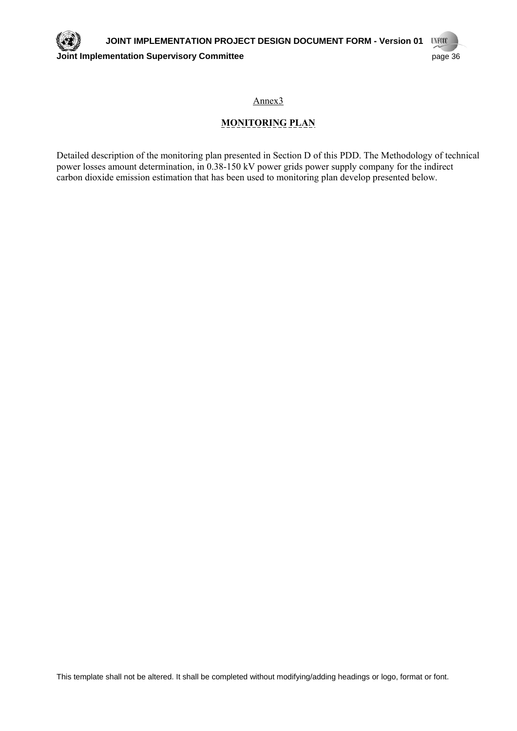Annex3

## MONITORING PLAN

Detailed description of the monitoring plan presented in Section D of this PDD. The Methodology of technical power losses amount determination, in 0.38-150 kV power grids power supply company for the indirect carbon dioxide emission estimation that has been used to monitoring plan develop presented below.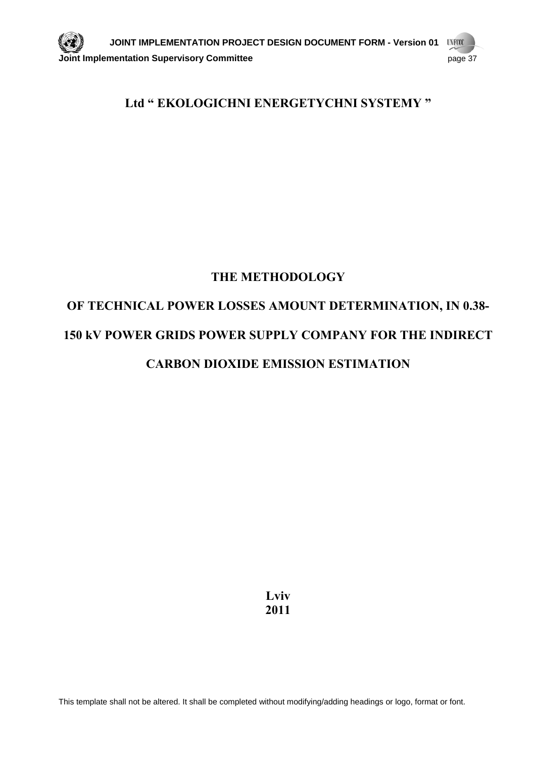**Ltd " EKOLOGICHNI ENERGETYCHNI SYSTEMY "**

# THE METHODOLOGY

# OF TECHNICAL POWER LOSSES AMOUNT DETERMINATION, IN 0.38-150 kV POWER GRIDS POWER SUPPLY COMPANY FOR THE INDIRECT CARBON DIOXIDE EMISSION ESTIMATION

**Lviv**
**2011**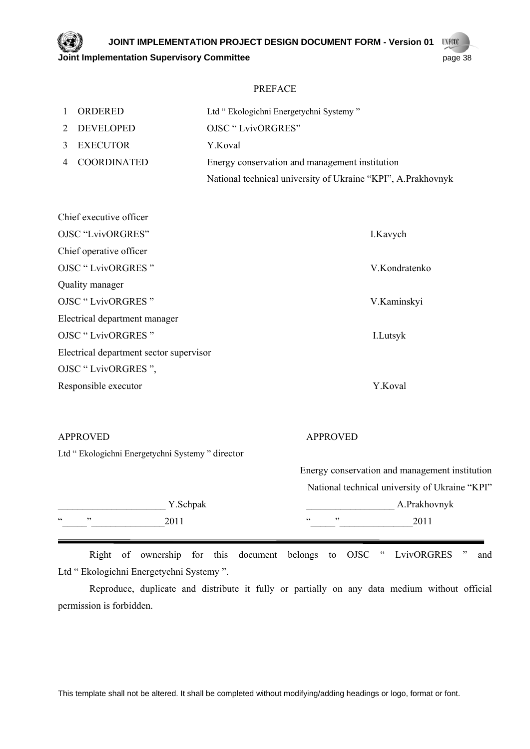PREFACE

| | | |
|---|---|---|
| 1 | ORDERED | Ltd " Ekologichni Energetychni Systemy " |
| 2 | DEVELOPED | OJSC " LvivORGRES" |
| 3 | EXECUTOR | Y.Koval |
| 4 | COORDINATED | Energy conservation and management institution<br>National technical university of Ukraine "KPI", A.Prakhovnyk |

| | |
|---|---|
| Chief executive officer<br>OJSC "LvivORGRES" | I.Kavych |
| Chief operative officer<br>OJSC " LvivORGRES " | V.Kondratenko |
| Quality manager<br>OJSC " LvivORGRES " | V.Kaminskyi |
| Electrical department manager<br>OJSC " LvivORGRES " | I.Lutsyk |
| Electrical department sector supervisor<br>OJSC " LvivORGRES ",<br>Responsible executor | Y.Koval |

| | |
|---|---|
| APPROVED | APPROVED |
| Ltd " Ekologichni Energetychni Systemy " director | Energy conservation and management institution<br>National technical university of Ukraine "KPI" |
| ______________________ Y.Schpak | __________________ A.Prakhovnyk |
| "_____"_______________2011 | "_____"_______________2011 |

---

Right of ownership for this document belongs to OJSC " LvivORGRES " and Ltd " Ekologichni Energetychni Systemy ".

Reproduce, duplicate and distribute it fully or partially on any data medium without official permission is forbidden.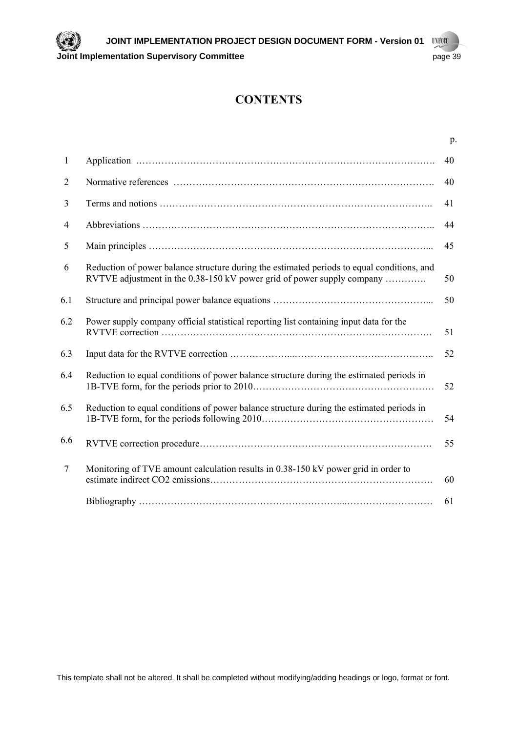# CONTENTS

| | | p. |
|---|---|---|
| 1 | Application ………………………………………………………………………………… | 40 |
| 2 | Normative references ……………………………………………………………………… | 40 |
| 3 | Terms and notions ………………………………………………………………………….. | 41 |
| 4 | Abbreviations ……………………………………………………………………………….. | 44 |
| 5 | Main principles …………………………………………………………………………….... | 45 |
| 6 | Reduction of power balance structure during the estimated periods to equal conditions, and RVTVE adjustment in the 0.38-150 kV power grid of power supply company …………. | 50 |
| 6.1 | Structure and principal power balance equations …………………………………………... | 50 |
| 6.2 | Power supply company official statistical reporting list containing input data for the RVTVE correction …………………………………………………………………………. | 51 |
| 6.3 | Input data for the RVTVE correction ………………...…………………………………….. | 52 |
| 6.4 | Reduction to equal conditions of power balance structure during the estimated periods in 1B-TVE form, for the periods prior to 2010………………………………………………… | 52 |
| 6.5 | Reduction to equal conditions of power balance structure during the estimated periods in 1B-TVE form, for the periods following 2010…………………………………………… | 54 |
| 6.6 | RVTVE correction procedure………………………………………………………………. | 55 |
| 7 | Monitoring of TVE amount calculation results in 0.38-150 kV power grid in order to estimate indirect CO2 emissions……………………………………………………………. | 60 |
| | Bibliography ………………………………………………………...……………………… | 61 |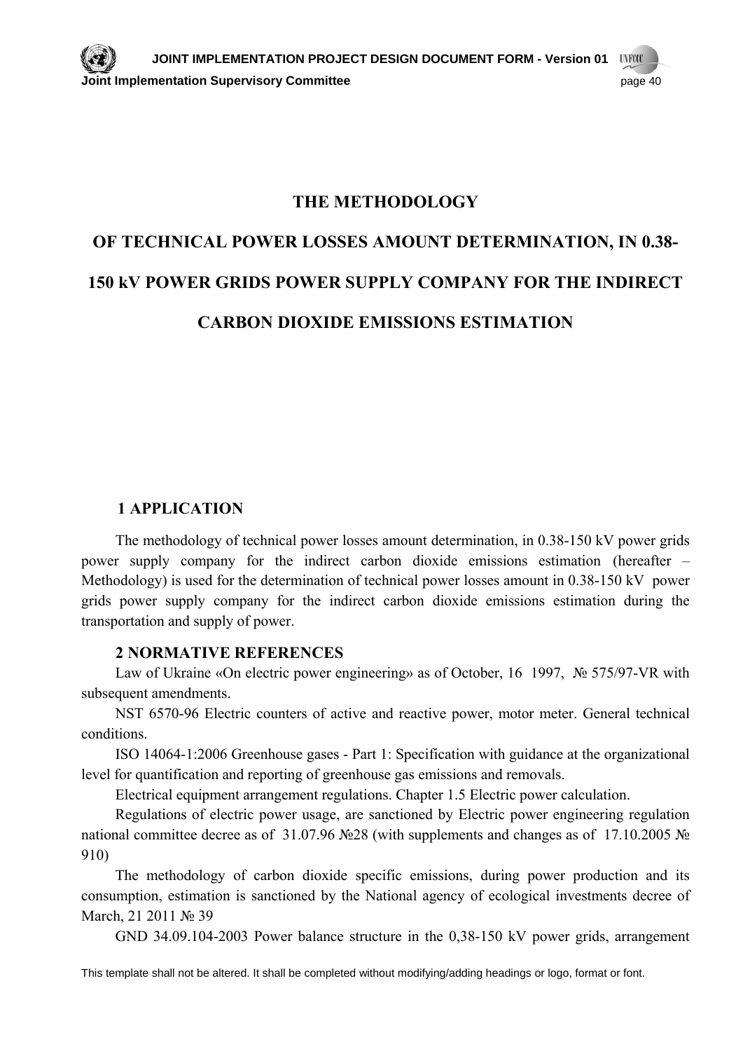# THE METHODOLOGY

# OF TECHNICAL POWER LOSSES AMOUNT DETERMINATION, IN 0.38-150 kV POWER GRIDS POWER SUPPLY COMPANY FOR THE INDIRECT CARBON DIOXIDE EMISSIONS ESTIMATION

## 1 APPLICATION

The methodology of technical power losses amount determination, in 0.38-150 kV power grids power supply company for the indirect carbon dioxide emissions estimation (hereafter – Methodology) is used for the determination of technical power losses amount in 0.38-150 kV power grids power supply company for the indirect carbon dioxide emissions estimation during the transportation and supply of power.

## 2 NORMATIVE REFERENCES

Law of Ukraine «On electric power engineering» as of October, 16 1997, № 575/97-VR with subsequent amendments.

NST 6570-96 Electric counters of active and reactive power, motor meter. General technical conditions.

ISO 14064-1:2006 Greenhouse gases - Part 1: Specification with guidance at the organizational level for quantification and reporting of greenhouse gas emissions and removals.

Electrical equipment arrangement regulations. Chapter 1.5 Electric power calculation.

Regulations of electric power usage, are sanctioned by Electric power engineering regulation national committee decree as of 31.07.96 №28 (with supplements and changes as of 17.10.2005 № 910)

The methodology of carbon dioxide specific emissions, during power production and its consumption, estimation is sanctioned by the National agency of ecological investments decree of March, 21 2011 № 39

GND 34.09.104-2003 Power balance structure in the 0,38-150 kV power grids, arrangement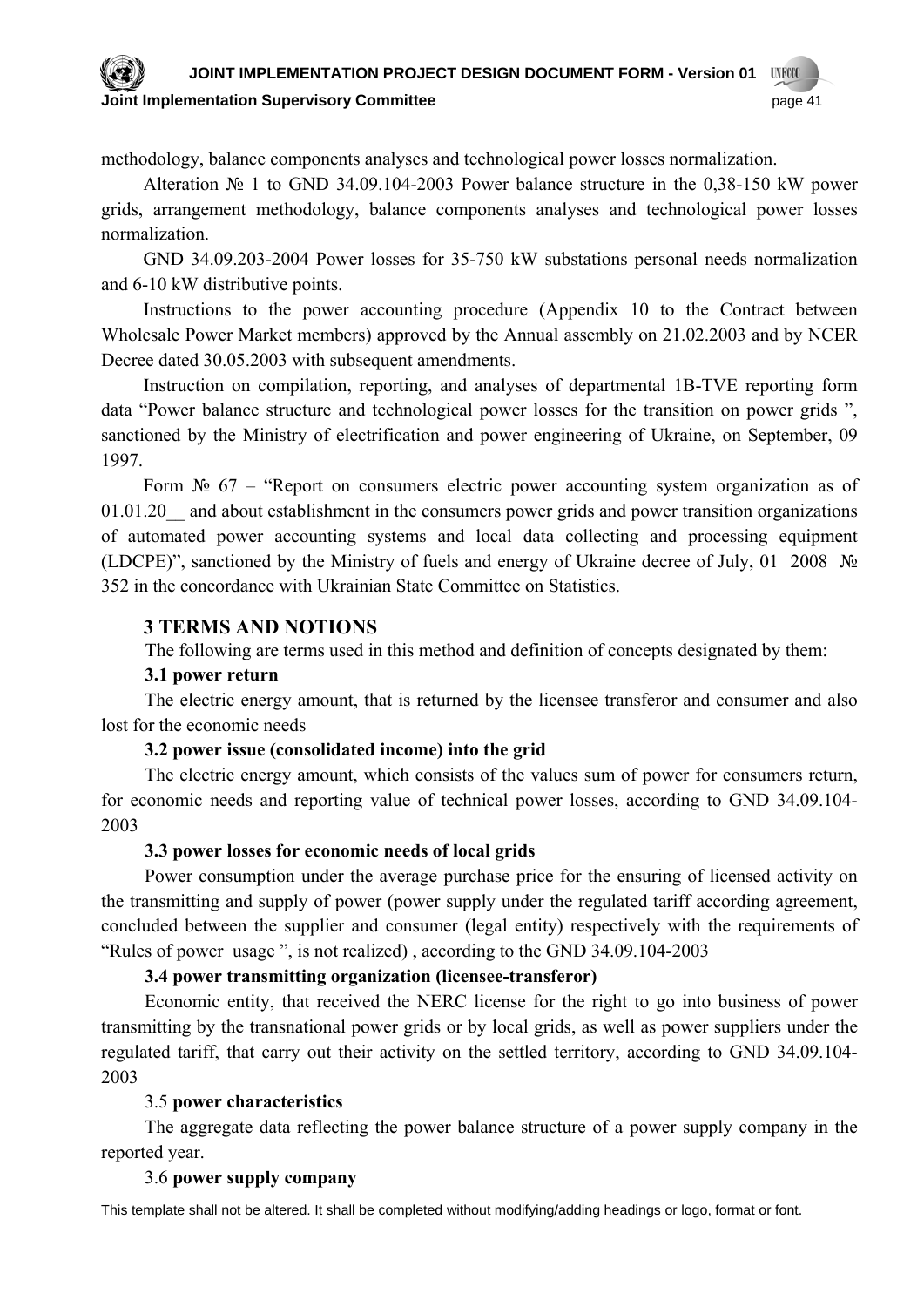methodology, balance components analyses and technological power losses normalization.

Alteration № 1 to GND 34.09.104-2003 Power balance structure in the 0,38-150 kW power grids, arrangement methodology, balance components analyses and technological power losses normalization.

GND 34.09.203-2004 Power losses for 35-750 kW substations personal needs normalization and 6-10 kW distributive points.

Instructions to the power accounting procedure (Appendix 10 to the Contract between Wholesale Power Market members) approved by the Annual assembly on 21.02.2003 and by NCER Decree dated 30.05.2003 with subsequent amendments.

Instruction on compilation, reporting, and analyses of departmental 1B-TVE reporting form data "Power balance structure and technological power losses for the transition on power grids ", sanctioned by the Ministry of electrification and power engineering of Ukraine, on September, 09 1997.

Form № 67 – "Report on consumers electric power accounting system organization as of 01.01.20__ and about establishment in the consumers power grids and power transition organizations of automated power accounting systems and local data collecting and processing equipment (LDCPE)", sanctioned by the Ministry of fuels and energy of Ukraine decree of July, 01 2008 № 352 in the concordance with Ukrainian State Committee on Statistics.

## 3 TERMS AND NOTIONS

The following are terms used in this method and definition of concepts designated by them:

**3.1 power return**

The electric energy amount, that is returned by the licensee transferor and consumer and also lost for the economic needs

**3.2 power issue (consolidated income) into the grid**

The electric energy amount, which consists of the values sum of power for consumers return, for economic needs and reporting value of technical power losses, according to GND 34.09.104-2003

**3.3 power losses for economic needs of local grids**

Power consumption under the average purchase price for the ensuring of licensed activity on the transmitting and supply of power (power supply under the regulated tariff according agreement, concluded between the supplier and consumer (legal entity) respectively with the requirements of "Rules of power usage ", is not realized) , according to the GND 34.09.104-2003

**3.4 power transmitting organization (licensee-transferor)**

Economic entity, that received the NERC license for the right to go into business of power transmitting by the transnational power grids or by local grids, as well as power suppliers under the regulated tariff, that carry out their activity on the settled territory, according to GND 34.09.104-2003

3.5 **power characteristics**

The aggregate data reflecting the power balance structure of a power supply company in the reported year.

3.6 **power supply company**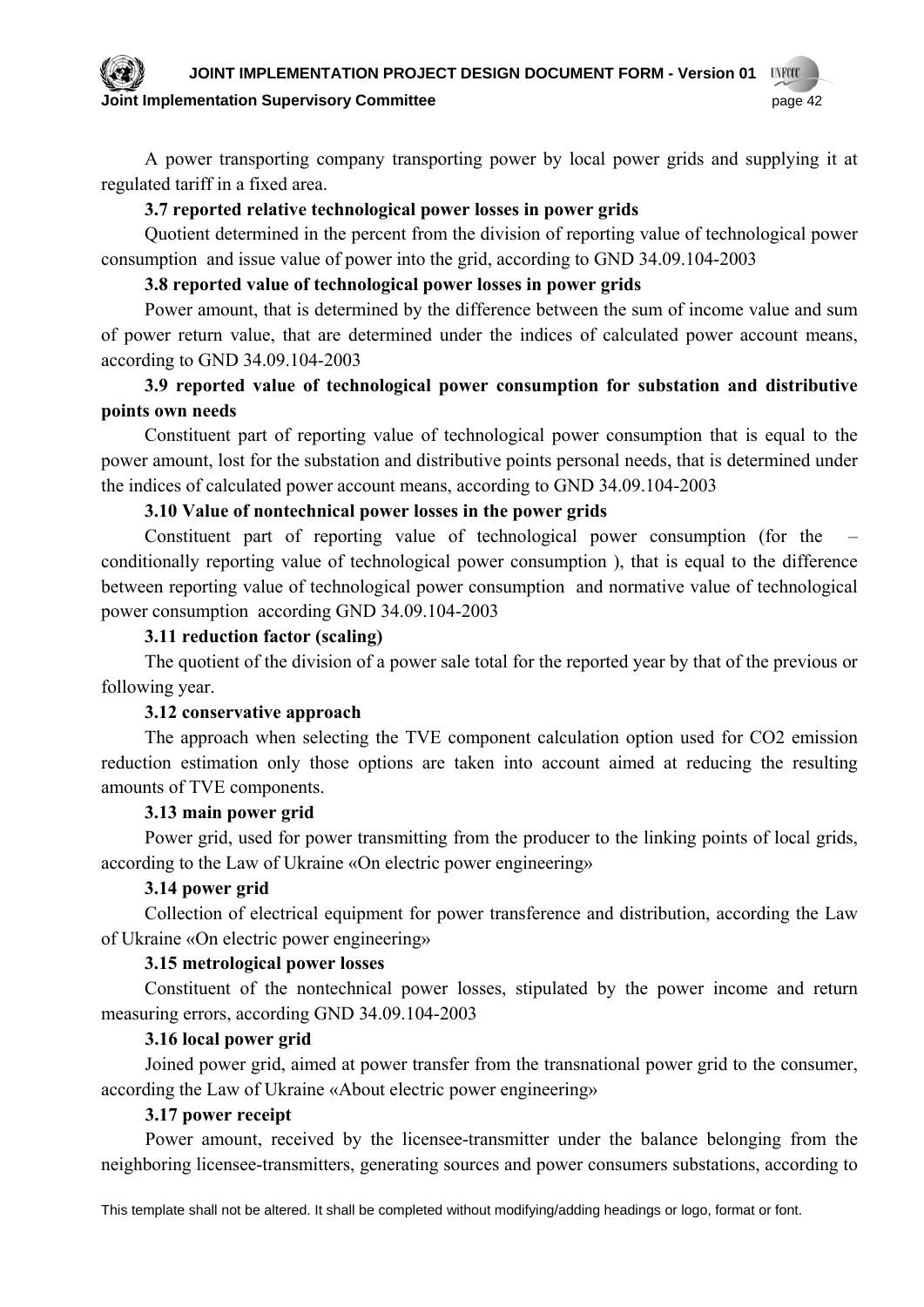A power transporting company transporting power by local power grids and supplying it at regulated tariff in a fixed area.

**3.7 reported relative technological power losses in power grids**

Quotient determined in the percent from the division of reporting value of technological power consumption and issue value of power into the grid, according to GND 34.09.104-2003

**3.8 reported value of technological power losses in power grids**

Power amount, that is determined by the difference between the sum of income value and sum of power return value, that are determined under the indices of calculated power account means, according to GND 34.09.104-2003

**3.9 reported value of technological power consumption for substation and distributive points own needs**

Constituent part of reporting value of technological power consumption that is equal to the power amount, lost for the substation and distributive points personal needs, that is determined under the indices of calculated power account means, according to GND 34.09.104-2003

**3.10 Value of nontechnical power losses in the power grids**

Constituent part of reporting value of technological power consumption (for the – conditionally reporting value of technological power consumption ), that is equal to the difference between reporting value of technological power consumption and normative value of technological power consumption according GND 34.09.104-2003

**3.11 reduction factor (scaling)**

The quotient of the division of a power sale total for the reported year by that of the previous or following year.

**3.12 conservative approach**

The approach when selecting the TVE component calculation option used for CO2 emission reduction estimation only those options are taken into account aimed at reducing the resulting amounts of TVE components.

**3.13 main power grid**

Power grid, used for power transmitting from the producer to the linking points of local grids, according to the Law of Ukraine «On electric power engineering»

**3.14 power grid**

Collection of electrical equipment for power transference and distribution, according the Law of Ukraine «On electric power engineering»

**3.15 metrological power losses**

Constituent of the nontechnical power losses, stipulated by the power income and return measuring errors, according GND 34.09.104-2003

**3.16 local power grid**

Joined power grid, aimed at power transfer from the transnational power grid to the consumer, according the Law of Ukraine «About electric power engineering»

**3.17 power receipt**

Power amount, received by the licensee-transmitter under the balance belonging from the neighboring licensee-transmitters, generating sources and power consumers substations, according to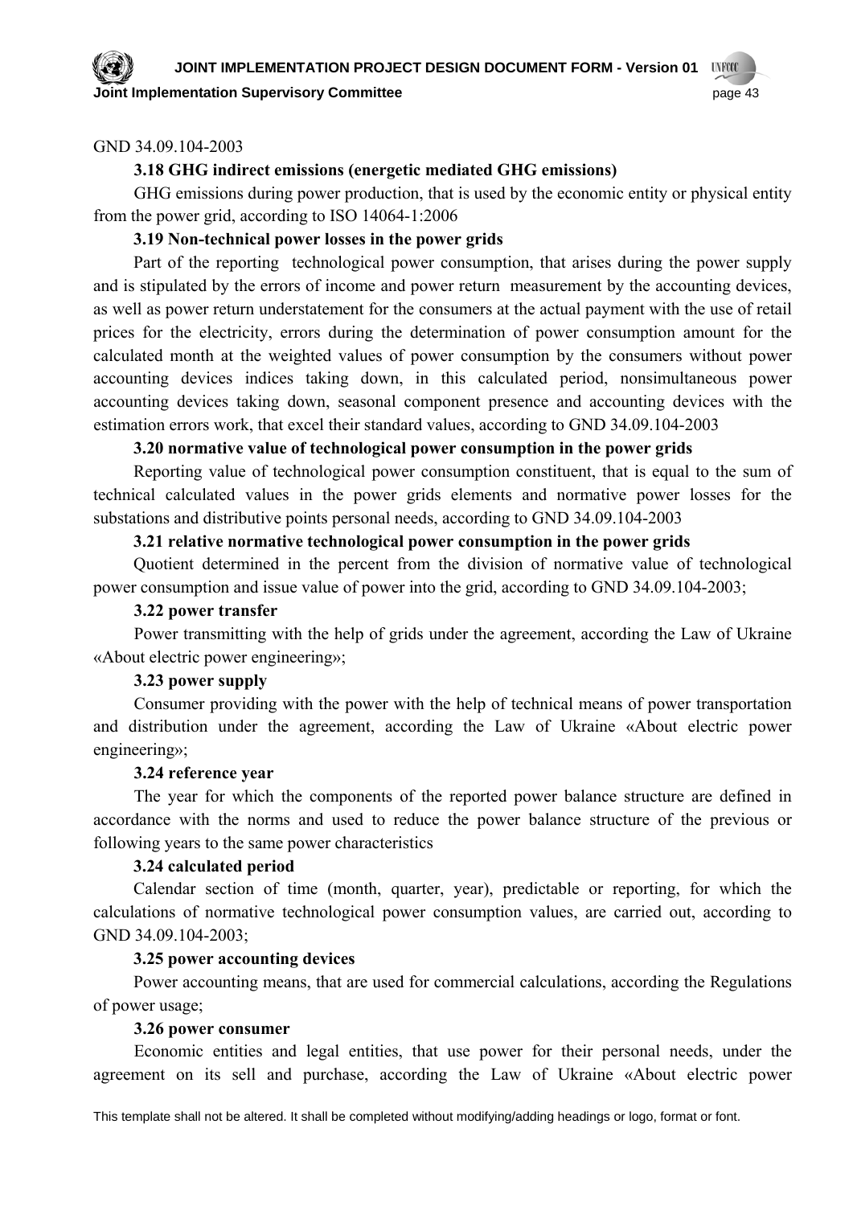GND 34.09.104-2003

**3.18 GHG indirect emissions (energetic mediated GHG emissions)**

GHG emissions during power production, that is used by the economic entity or physical entity from the power grid, according to ISO 14064-1:2006

**3.19 Non-technical power losses in the power grids**

Part of the reporting technological power consumption, that arises during the power supply and is stipulated by the errors of income and power return measurement by the accounting devices, as well as power return understatement for the consumers at the actual payment with the use of retail prices for the electricity, errors during the determination of power consumption amount for the calculated month at the weighted values of power consumption by the consumers without power accounting devices indices taking down, in this calculated period, nonsimultaneous power accounting devices taking down, seasonal component presence and accounting devices with the estimation errors work, that excel their standard values, according to GND 34.09.104-2003

**3.20 normative value of technological power consumption in the power grids**

Reporting value of technological power consumption constituent, that is equal to the sum of technical calculated values in the power grids elements and normative power losses for the substations and distributive points personal needs, according to GND 34.09.104-2003

**3.21 relative normative technological power consumption in the power grids**

Quotient determined in the percent from the division of normative value of technological power consumption and issue value of power into the grid, according to GND 34.09.104-2003;

**3.22 power transfer**

Power transmitting with the help of grids under the agreement, according the Law of Ukraine «About electric power engineering»;

**3.23 power supply**

Consumer providing with the power with the help of technical means of power transportation and distribution under the agreement, according the Law of Ukraine «About electric power engineering»;

**3.24 reference year**

The year for which the components of the reported power balance structure are defined in accordance with the norms and used to reduce the power balance structure of the previous or following years to the same power characteristics

**3.24 calculated period**

Calendar section of time (month, quarter, year), predictable or reporting, for which the calculations of normative technological power consumption values, are carried out, according to GND 34.09.104-2003;

**3.25 power accounting devices**

Power accounting means, that are used for commercial calculations, according the Regulations of power usage;

**3.26 power consumer**

Economic entities and legal entities, that use power for their personal needs, under the agreement on its sell and purchase, according the Law of Ukraine «About electric power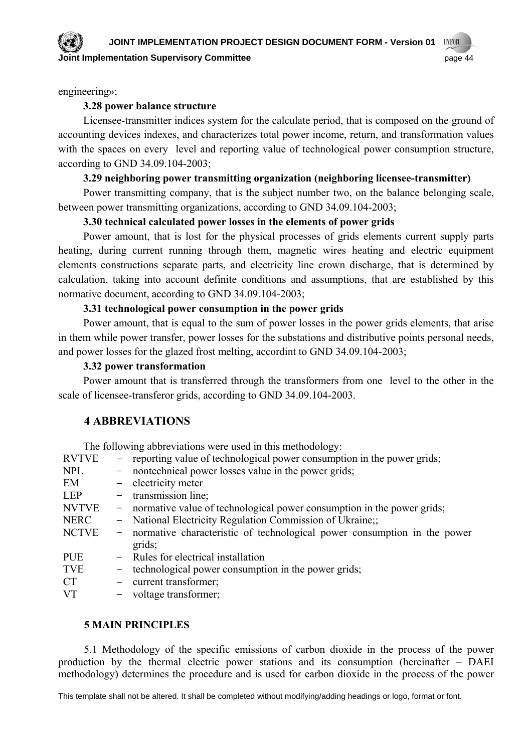engineering»;

**3.28 power balance structure**

Licensee-transmitter indices system for the calculate period, that is composed on the ground of accounting devices indexes, and characterizes total power income, return, and transformation values with the spaces on every level and reporting value of technological power consumption structure, according to GND 34.09.104-2003;

**3.29 neighboring power transmitting organization (neighboring licensee-transmitter)**

Power transmitting company, that is the subject number two, on the balance belonging scale, between power transmitting organizations, according to GND 34.09.104-2003;

**3.30 technical calculated power losses in the elements of power grids**

Power amount, that is lost for the physical processes of grids elements current supply parts heating, during current running through them, magnetic wires heating and electric equipment elements constructions separate parts, and electricity line crown discharge, that is determined by calculation, taking into account definite conditions and assumptions, that are established by this normative document, according to GND 34.09.104-2003;

**3.31 technological power consumption in the power grids**

Power amount, that is equal to the sum of power losses in the power grids elements, that arise in them while power transfer, power losses for the substations and distributive points personal needs, and power losses for the glazed frost melting, accordint to GND 34.09.104-2003;

**3.32 power transformation**

Power amount that is transferred through the transformers from one level to the other in the scale of licensee-transferor grids, according to GND 34.09.104-2003.

## 4 ABBREVIATIONS

The following abbreviations were used in this methodology:

| | | |
|---|---|---|
| RVTVE | − | reporting value of technological power consumption in the power grids; |
| NPL | − | nontechnical power losses value in the power grids; |
| EM | − | electricity meter |
| LEP | − | transmission line; |
| NVTVE | − | normative value of technological power consumption in the power grids; |
| NERC | − | National Electricity Regulation Commission of Ukraine;; |
| NCTVE | − | normative characteristic of technological power consumption in the power grids; |
| PUE | − | Rules for electrical installation |
| TVE | − | technological power consumption in the power grids; |
| CT | − | current transformer; |
| VT | − | voltage transformer; |

## 5 MAIN PRINCIPLES

5.1 Methodology of the specific emissions of carbon dioxide in the process of the power production by the thermal electric power stations and its consumption (hereinafter – DAEI methodology) determines the procedure and is used for carbon dioxide in the process of the power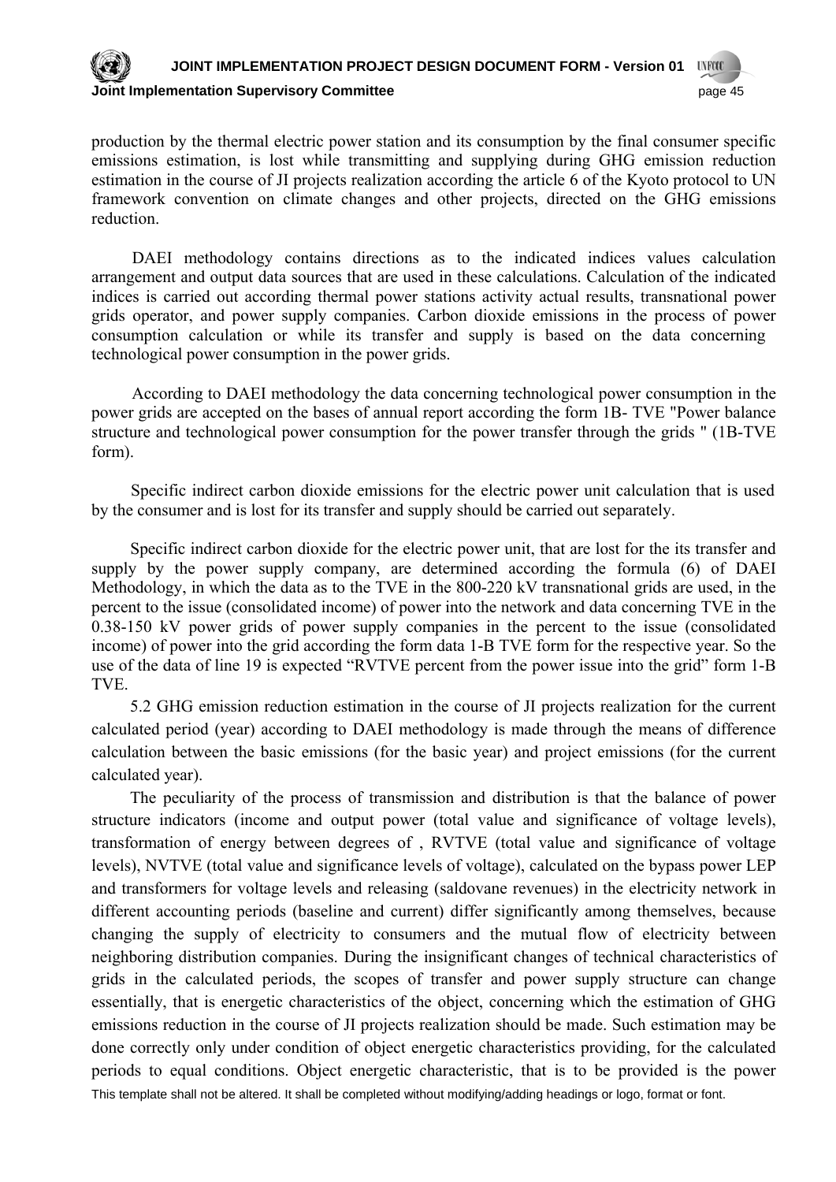production by the thermal electric power station and its consumption by the final consumer specific emissions estimation, is lost while transmitting and supplying during GHG emission reduction estimation in the course of JI projects realization according the article 6 of the Kyoto protocol to UN framework convention on climate changes and other projects, directed on the GHG emissions reduction.

DAEI methodology contains directions as to the indicated indices values calculation arrangement and output data sources that are used in these calculations. Calculation of the indicated indices is carried out according thermal power stations activity actual results, transnational power grids operator, and power supply companies. Carbon dioxide emissions in the process of power consumption calculation or while its transfer and supply is based on the data concerning technological power consumption in the power grids.

According to DAEI methodology the data concerning technological power consumption in the power grids are accepted on the bases of annual report according the form 1B- TVE "Power balance structure and technological power consumption for the power transfer through the grids " (1B-TVE form).

Specific indirect carbon dioxide emissions for the electric power unit calculation that is used by the consumer and is lost for its transfer and supply should be carried out separately.

Specific indirect carbon dioxide for the electric power unit, that are lost for the its transfer and supply by the power supply company, are determined according the formula (6) of DAEI Methodology, in which the data as to the TVE in the 800-220 kV transnational grids are used, in the percent to the issue (consolidated income) of power into the network and data concerning TVE in the 0.38-150 kV power grids of power supply companies in the percent to the issue (consolidated income) of power into the grid according the form data 1-B TVE form for the respective year. So the use of the data of line 19 is expected "RVTVE percent from the power issue into the grid" form 1-B TVE.

5.2 GHG emission reduction estimation in the course of JI projects realization for the current calculated period (year) according to DAEI methodology is made through the means of difference calculation between the basic emissions (for the basic year) and project emissions (for the current calculated year).

The peculiarity of the process of transmission and distribution is that the balance of power structure indicators (income and output power (total value and significance of voltage levels), transformation of energy between degrees of , RVTVE (total value and significance of voltage levels), NVTVE (total value and significance levels of voltage), calculated on the bypass power LEP and transformers for voltage levels and releasing (saldovane revenues) in the electricity network in different accounting periods (baseline and current) differ significantly among themselves, because changing the supply of electricity to consumers and the mutual flow of electricity between neighboring distribution companies. During the insignificant changes of technical characteristics of grids in the calculated periods, the scopes of transfer and power supply structure can change essentially, that is energetic characteristics of the object, concerning which the estimation of GHG emissions reduction in the course of JI projects realization should be made. Such estimation may be done correctly only under condition of object energetic characteristics providing, for the calculated periods to equal conditions. Object energetic characteristic, that is to be provided is the power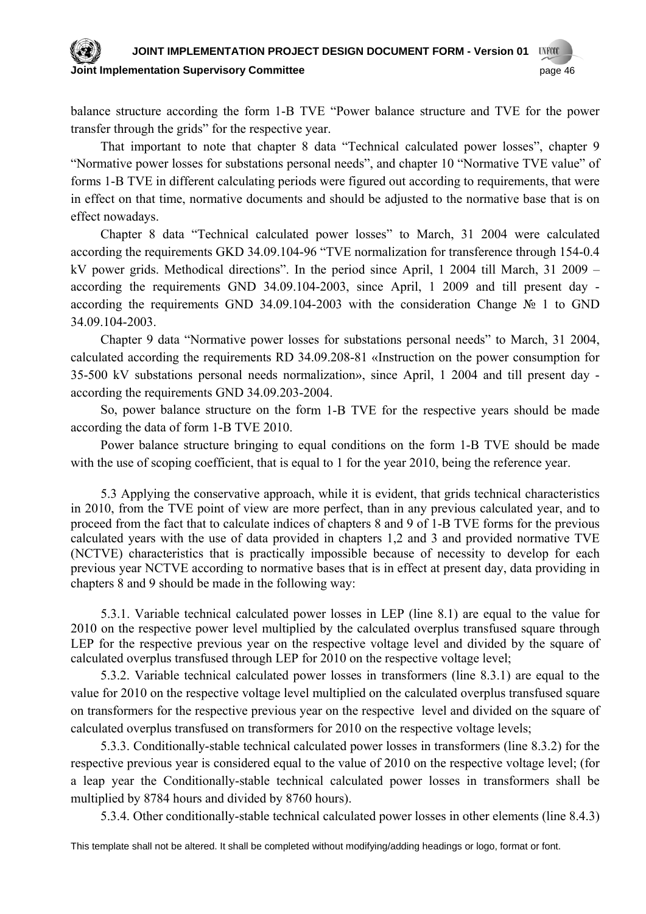balance structure according the form 1-B TVE "Power balance structure and TVE for the power transfer through the grids" for the respective year.

That important to note that chapter 8 data "Technical calculated power losses", chapter 9 "Normative power losses for substations personal needs", and chapter 10 "Normative TVE value" of forms 1-B TVE in different calculating periods were figured out according to requirements, that were in effect on that time, normative documents and should be adjusted to the normative base that is on effect nowadays.

Chapter 8 data "Technical calculated power losses" to March, 31 2004 were calculated according the requirements GKD 34.09.104-96 "TVE normalization for transference through 154-0.4 kV power grids. Methodical directions". In the period since April, 1 2004 till March, 31 2009 – according the requirements GND 34.09.104-2003, since April, 1 2009 and till present day - according the requirements GND 34.09.104-2003 with the consideration Change № 1 to GND 34.09.104-2003.

Chapter 9 data "Normative power losses for substations personal needs" to March, 31 2004, calculated according the requirements RD 34.09.208-81 «Instruction on the power consumption for 35-500 kV substations personal needs normalization», since April, 1 2004 and till present day - according the requirements GND 34.09.203-2004.

So, power balance structure on the form 1-B TVE for the respective years should be made according the data of form 1-B TVE 2010.

Power balance structure bringing to equal conditions on the form 1-B TVE should be made with the use of scoping coefficient, that is equal to 1 for the year 2010, being the reference year.

5.3 Applying the conservative approach, while it is evident, that grids technical characteristics in 2010, from the TVE point of view are more perfect, than in any previous calculated year, and to proceed from the fact that to calculate indices of chapters 8 and 9 of 1-B TVE forms for the previous calculated years with the use of data provided in chapters 1,2 and 3 and provided normative TVE (NCTVE) characteristics that is practically impossible because of necessity to develop for each previous year NCTVE according to normative bases that is in effect at present day, data providing in chapters 8 and 9 should be made in the following way:

5.3.1. Variable technical calculated power losses in LEP (line 8.1) are equal to the value for 2010 on the respective power level multiplied by the calculated overplus transfused square through LEP for the respective previous year on the respective voltage level and divided by the square of calculated overplus transfused through LEP for 2010 on the respective voltage level;

5.3.2. Variable technical calculated power losses in transformers (line 8.3.1) are equal to the value for 2010 on the respective voltage level multiplied on the calculated overplus transfused square on transformers for the respective previous year on the respective level and divided on the square of calculated overplus transfused on transformers for 2010 on the respective voltage levels;

5.3.3. Conditionally-stable technical calculated power losses in transformers (line 8.3.2) for the respective previous year is considered equal to the value of 2010 on the respective voltage level; (for a leap year the Conditionally-stable technical calculated power losses in transformers shall be multiplied by 8784 hours and divided by 8760 hours).

5.3.4. Other conditionally-stable technical calculated power losses in other elements (line 8.4.3)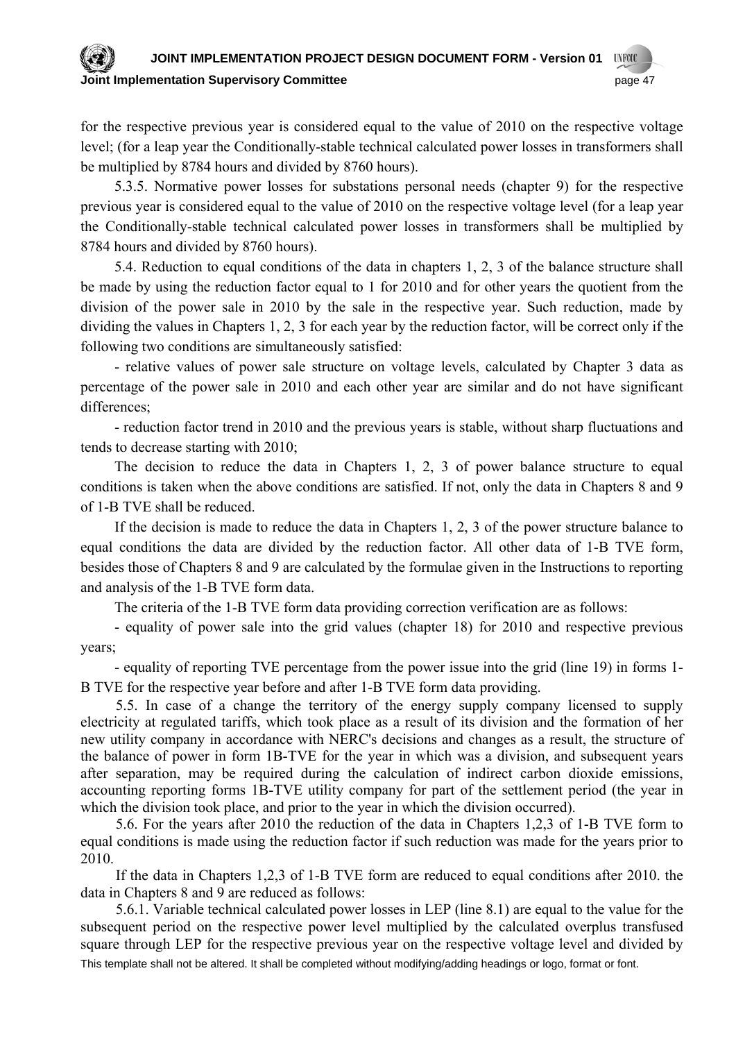for the respective previous year is considered equal to the value of 2010 on the respective voltage level; (for a leap year the Conditionally-stable technical calculated power losses in transformers shall be multiplied by 8784 hours and divided by 8760 hours).

5.3.5. Normative power losses for substations personal needs (chapter 9) for the respective previous year is considered equal to the value of 2010 on the respective voltage level (for a leap year the Conditionally-stable technical calculated power losses in transformers shall be multiplied by 8784 hours and divided by 8760 hours).

5.4. Reduction to equal conditions of the data in chapters 1, 2, 3 of the balance structure shall be made by using the reduction factor equal to 1 for 2010 and for other years the quotient from the division of the power sale in 2010 by the sale in the respective year. Such reduction, made by dividing the values in Chapters 1, 2, 3 for each year by the reduction factor, will be correct only if the following two conditions are simultaneously satisfied:

- relative values of power sale structure on voltage levels, calculated by Chapter 3 data as percentage of the power sale in 2010 and each other year are similar and do not have significant differences;

- reduction factor trend in 2010 and the previous years is stable, without sharp fluctuations and tends to decrease starting with 2010;

The decision to reduce the data in Chapters 1, 2, 3 of power balance structure to equal conditions is taken when the above conditions are satisfied. If not, only the data in Chapters 8 and 9 of 1-B TVE shall be reduced.

If the decision is made to reduce the data in Chapters 1, 2, 3 of the power structure balance to equal conditions the data are divided by the reduction factor. All other data of 1-B TVE form, besides those of Chapters 8 and 9 are calculated by the formulae given in the Instructions to reporting and analysis of the 1-B TVE form data.

The criteria of the 1-B TVE form data providing correction verification are as follows:

- equality of power sale into the grid values (chapter 18) for 2010 and respective previous years;

- equality of reporting TVE percentage from the power issue into the grid (line 19) in forms 1-B TVE for the respective year before and after 1-B TVE form data providing.

5.5. In case of a change the territory of the energy supply company licensed to supply electricity at regulated tariffs, which took place as a result of its division and the formation of her new utility company in accordance with NERC's decisions and changes as a result, the structure of the balance of power in form 1B-TVE for the year in which was a division, and subsequent years after separation, may be required during the calculation of indirect carbon dioxide emissions, accounting reporting forms 1B-TVE utility company for part of the settlement period (the year in which the division took place, and prior to the year in which the division occurred).

5.6. For the years after 2010 the reduction of the data in Chapters 1,2,3 of 1-B TVE form to equal conditions is made using the reduction factor if such reduction was made for the years prior to 2010.

If the data in Chapters 1,2,3 of 1-B TVE form are reduced to equal conditions after 2010. the data in Chapters 8 and 9 are reduced as follows:

5.6.1. Variable technical calculated power losses in LEP (line 8.1) are equal to the value for the subsequent period on the respective power level multiplied by the calculated overplus transfused square through LEP for the respective previous year on the respective voltage level and divided by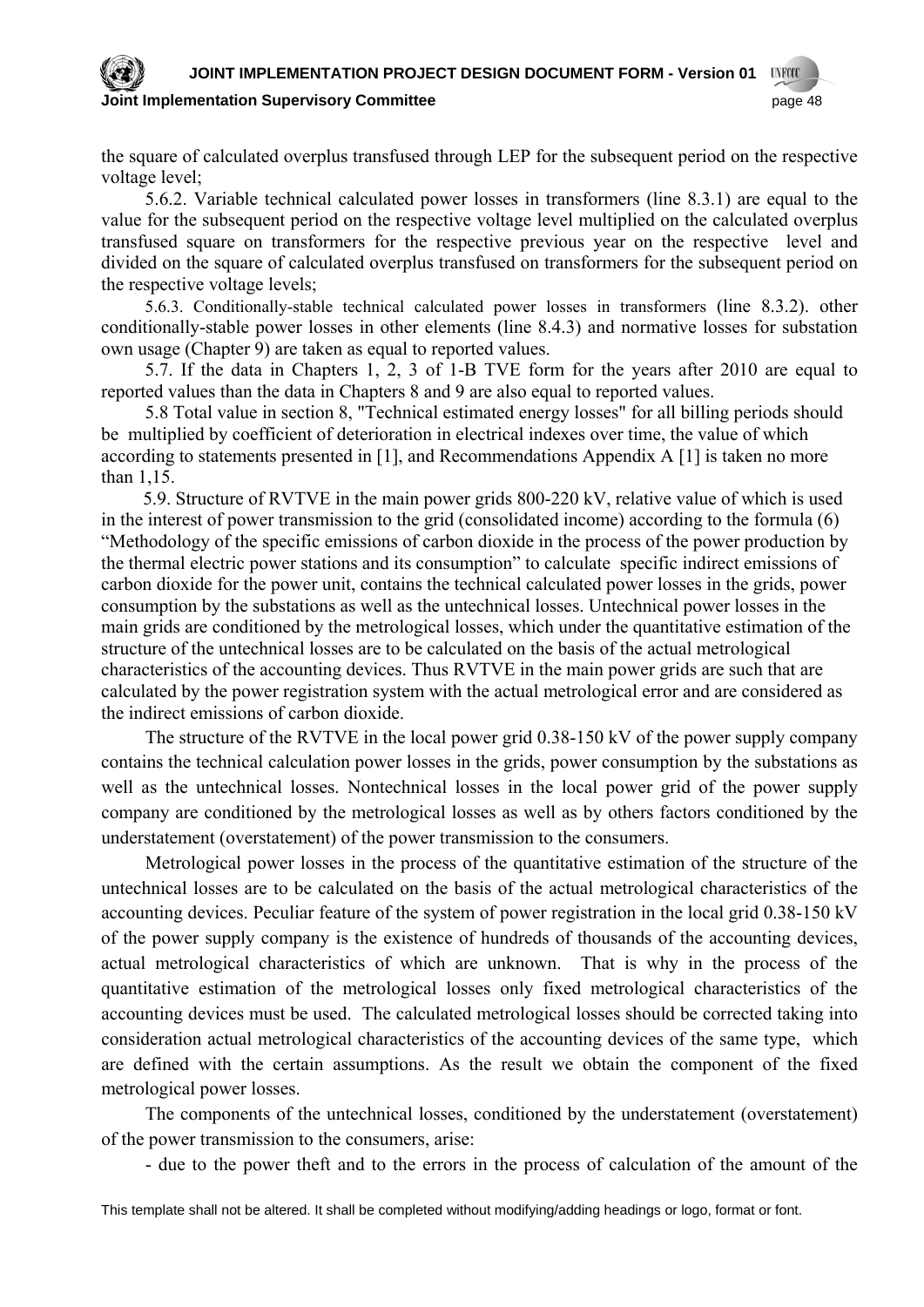the square of calculated overplus transfused through LEP for the subsequent period on the respective voltage level;

5.6.2. Variable technical calculated power losses in transformers (line 8.3.1) are equal to the value for the subsequent period on the respective voltage level multiplied on the calculated overplus transfused square on transformers for the respective previous year on the respective level and divided on the square of calculated overplus transfused on transformers for the subsequent period on the respective voltage levels;

5.6.3. Conditionally-stable technical calculated power losses in transformers (line 8.3.2). other conditionally-stable power losses in other elements (line 8.4.3) and normative losses for substation own usage (Chapter 9) are taken as equal to reported values.

5.7. If the data in Chapters 1, 2, 3 of 1-B TVE form for the years after 2010 are equal to reported values than the data in Chapters 8 and 9 are also equal to reported values.

5.8 Total value in section 8, "Technical estimated energy losses" for all billing periods should be multiplied by coefficient of deterioration in electrical indexes over time, the value of which according to statements presented in [1], and Recommendations Appendix A [1] is taken no more than 1,15.

5.9. Structure of RVTVE in the main power grids 800-220 kV, relative value of which is used in the interest of power transmission to the grid (consolidated income) according to the formula (6) "Methodology of the specific emissions of carbon dioxide in the process of the power production by the thermal electric power stations and its consumption" to calculate specific indirect emissions of carbon dioxide for the power unit, contains the technical calculated power losses in the grids, power consumption by the substations as well as the untechnical losses. Untechnical power losses in the main grids are conditioned by the metrological losses, which under the quantitative estimation of the structure of the untechnical losses are to be calculated on the basis of the actual metrological characteristics of the accounting devices. Thus RVTVE in the main power grids are such that are calculated by the power registration system with the actual metrological error and are considered as the indirect emissions of carbon dioxide.

The structure of the RVTVE in the local power grid 0.38-150 kV of the power supply company contains the technical calculation power losses in the grids, power consumption by the substations as well as the untechnical losses. Nontechnical losses in the local power grid of the power supply company are conditioned by the metrological losses as well as by others factors conditioned by the understatement (overstatement) of the power transmission to the consumers.

Metrological power losses in the process of the quantitative estimation of the structure of the untechnical losses are to be calculated on the basis of the actual metrological characteristics of the accounting devices. Peculiar feature of the system of power registration in the local grid 0.38-150 kV of the power supply company is the existence of hundreds of thousands of the accounting devices, actual metrological characteristics of which are unknown. That is why in the process of the quantitative estimation of the metrological losses only fixed metrological characteristics of the accounting devices must be used. The calculated metrological losses should be corrected taking into consideration actual metrological characteristics of the accounting devices of the same type, which are defined with the certain assumptions. As the result we obtain the component of the fixed metrological power losses.

The components of the untechnical losses, conditioned by the understatement (overstatement) of the power transmission to the consumers, arise:

- due to the power theft and to the errors in the process of calculation of the amount of the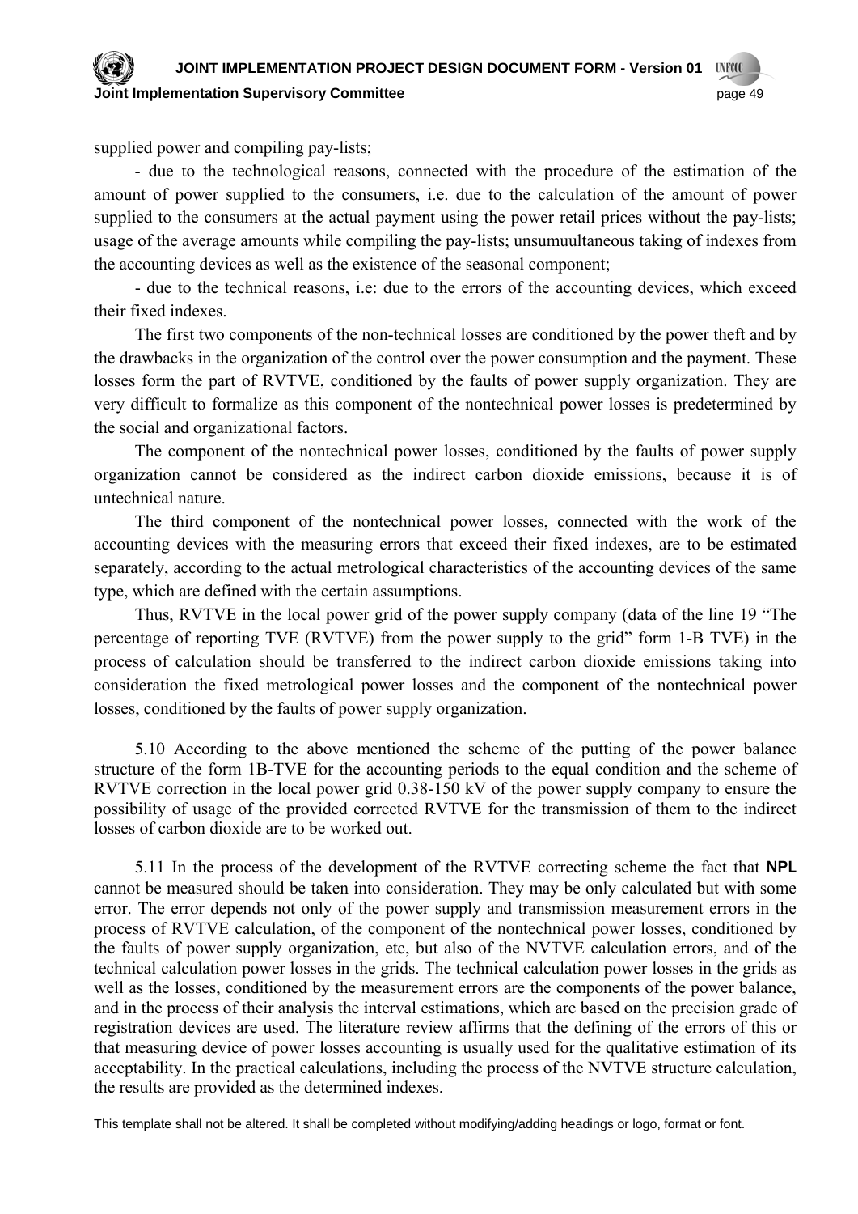supplied power and compiling pay-lists;

- due to the technological reasons, connected with the procedure of the estimation of the amount of power supplied to the consumers, i.e. due to the calculation of the amount of power supplied to the consumers at the actual payment using the power retail prices without the pay-lists; usage of the average amounts while compiling the pay-lists; unsumuultaneous taking of indexes from the accounting devices as well as the existence of the seasonal component;

- due to the technical reasons, i.e: due to the errors of the accounting devices, which exceed their fixed indexes.

The first two components of the non-technical losses are conditioned by the power theft and by the drawbacks in the organization of the control over the power consumption and the payment. These losses form the part of RVTVE, conditioned by the faults of power supply organization. They are very difficult to formalize as this component of the nontechnical power losses is predetermined by the social and organizational factors.

The component of the nontechnical power losses, conditioned by the faults of power supply organization cannot be considered as the indirect carbon dioxide emissions, because it is of untechnical nature.

The third component of the nontechnical power losses, connected with the work of the accounting devices with the measuring errors that exceed their fixed indexes, are to be estimated separately, according to the actual metrological characteristics of the accounting devices of the same type, which are defined with the certain assumptions.

Thus, RVTVE in the local power grid of the power supply company (data of the line 19 "The percentage of reporting TVE (RVTVE) from the power supply to the grid" form 1-B TVE) in the process of calculation should be transferred to the indirect carbon dioxide emissions taking into consideration the fixed metrological power losses and the component of the nontechnical power losses, conditioned by the faults of power supply organization.

5.10 According to the above mentioned the scheme of the putting of the power balance structure of the form 1B-TVE for the accounting periods to the equal condition and the scheme of RVTVE correction in the local power grid 0.38-150 kV of the power supply company to ensure the possibility of usage of the provided corrected RVTVE for the transmission of them to the indirect losses of carbon dioxide are to be worked out.

5.11 In the process of the development of the RVTVE correcting scheme the fact that **NPL** cannot be measured should be taken into consideration. They may be only calculated but with some error. The error depends not only of the power supply and transmission measurement errors in the process of RVTVE calculation, of the component of the nontechnical power losses, conditioned by the faults of power supply organization, etc, but also of the NVTVE calculation errors, and of the technical calculation power losses in the grids. The technical calculation power losses in the grids as well as the losses, conditioned by the measurement errors are the components of the power balance, and in the process of their analysis the interval estimations, which are based on the precision grade of registration devices are used. The literature review affirms that the defining of the errors of this or that measuring device of power losses accounting is usually used for the qualitative estimation of its acceptability. In the practical calculations, including the process of the NVTVE structure calculation, the results are provided as the determined indexes.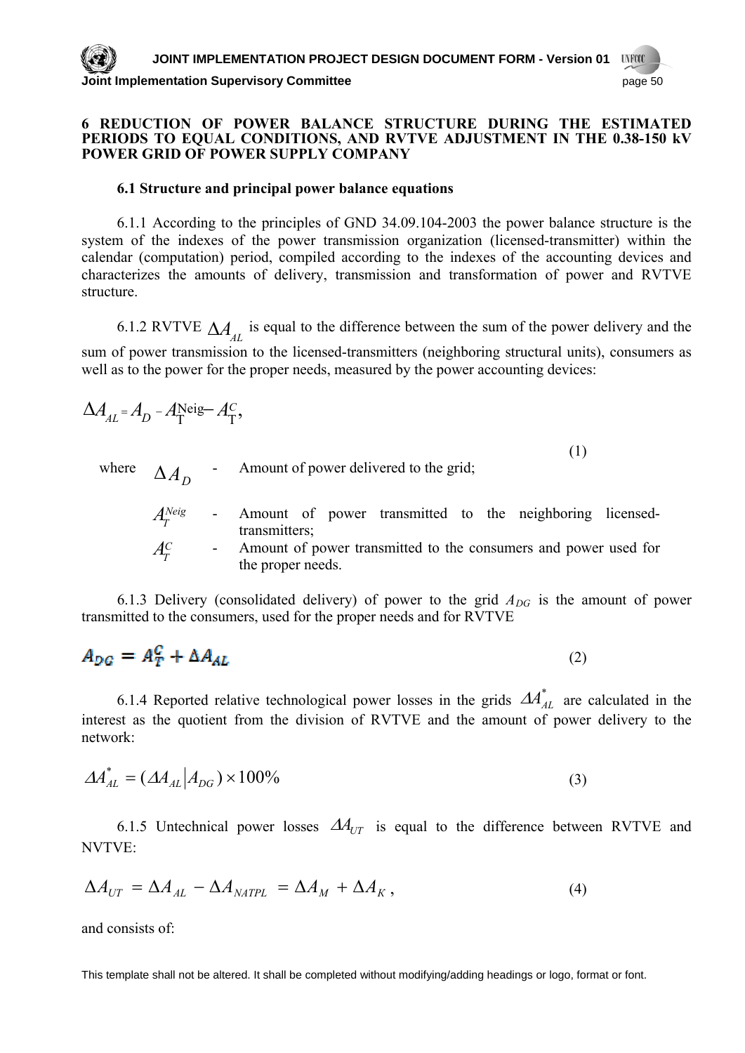## 6 REDUCTION OF POWER BALANCE STRUCTURE DURING THE ESTIMATED PERIODS TO EQUAL CONDITIONS, AND RVTVE ADJUSTMENT IN THE 0.38-150 kV POWER GRID OF POWER SUPPLY COMPANY

### 6.1 Structure and principal power balance equations

6.1.1 According to the principles of GND 34.09.104-2003 the power balance structure is the system of the indexes of the power transmission organization (licensed-transmitter) within the calendar (computation) period, compiled according to the indexes of the accounting devices and characterizes the amounts of delivery, transmission and transformation of power and RVTVE structure.

6.1.2 RVTVE $\Delta A_{AL}$ is equal to the difference between the sum of the power delivery and the sum of power transmission to the licensed-transmitters (neighboring structural units), consumers as well as to the power for the proper needs, measured by the power accounting devices:

$$\Delta A_{AL} = A_D - A_T^{\text{Neig}} - A_T^C, \tag{1}$$

where

- $\Delta A_D$ - Amount of power delivered to the grid;
- $A_T^{Neig}$ - Amount of power transmitted to the neighboring licensed-transmitters;
- $A_T^C$ - Amount of power transmitted to the consumers and power used for the proper needs.

6.1.3 Delivery (consolidated delivery) of power to the grid $A_{DG}$ is the amount of power transmitted to the consumers, used for the proper needs and for RVTVE

$$A_{DG} = A_T^C + \Delta A_{AL} \tag{2}$$

6.1.4 Reported relative technological power losses in the grids $\Delta A_{AL}^*$ are calculated in the interest as the quotient from the division of RVTVE and the amount of power delivery to the network:

$$\Delta A_{AL}^* = (\Delta A_{AL} | A_{DG}) \times 100\% \tag{3}$$

6.1.5 Untechnical power losses $\Delta A_{UT}$ is equal to the difference between RVTVE and NVTVE:

$$\Delta A_{UT} = \Delta A_{AL} - \Delta A_{NATPL} = \Delta A_M + \Delta A_K, \tag{4}$$

and consists of: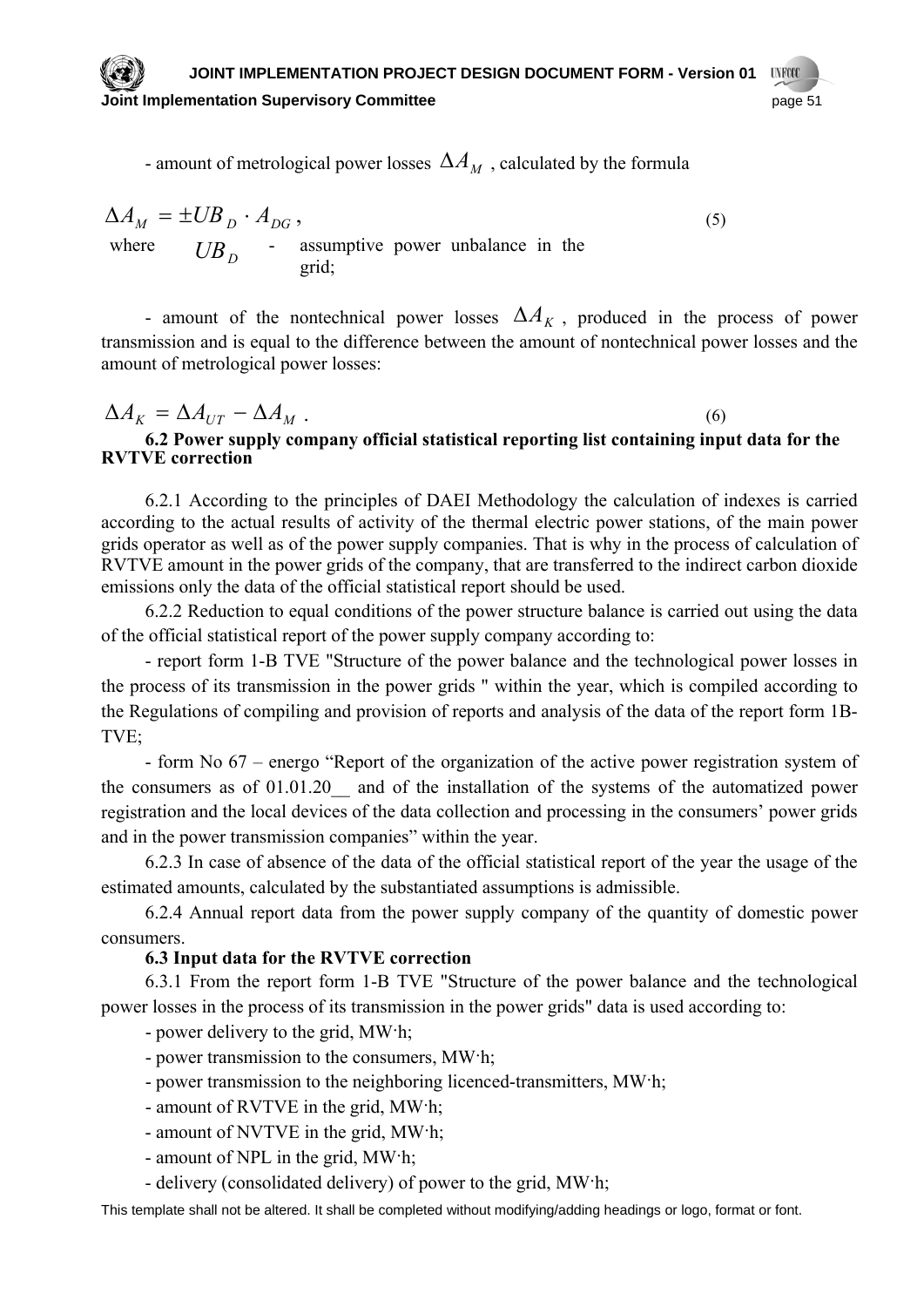- amount of metrological power losses $\Delta A_M$ , calculated by the formula

$$\Delta A_M = \pm UB_D \cdot A_{DG} , \tag{5}$$

where $UB_D$ - assumptive power unbalance in the grid;

- amount of the nontechnical power losses $\Delta A_K$ , produced in the process of power transmission and is equal to the difference between the amount of nontechnical power losses and the amount of metrological power losses:

$$\Delta A_K = \Delta A_{UT} - \Delta A_M . \tag{6}$$

**6.2 Power supply company official statistical reporting list containing input data for the RVTVE correction**

6.2.1 According to the principles of DAEI Methodology the calculation of indexes is carried according to the actual results of activity of the thermal electric power stations, of the main power grids operator as well as of the power supply companies. That is why in the process of calculation of RVTVE amount in the power grids of the company, that are transferred to the indirect carbon dioxide emissions only the data of the official statistical report should be used.

6.2.2 Reduction to equal conditions of the power structure balance is carried out using the data of the official statistical report of the power supply company according to:

- report form 1-B TVE "Structure of the power balance and the technological power losses in the process of its transmission in the power grids " within the year, which is compiled according to the Regulations of compiling and provision of reports and analysis of the data of the report form 1B-TVE;

- form No 67 – energo "Report of the organization of the active power registration system of the consumers as of 01.01.20__ and of the installation of the systems of the automatized power registration and the local devices of the data collection and processing in the consumers' power grids and in the power transmission companies" within the year.

6.2.3 In case of absence of the data of the official statistical report of the year the usage of the estimated amounts, calculated by the substantiated assumptions is admissible.

6.2.4 Annual report data from the power supply company of the quantity of domestic power consumers.

**6.3 Input data for the RVTVE correction**

6.3.1 From the report form 1-B TVE "Structure of the power balance and the technological power losses in the process of its transmission in the power grids" data is used according to:

- power delivery to the grid, MW·h;
- power transmission to the consumers, MW·h;
- power transmission to the neighboring licenced-transmitters, MW·h;
- amount of RVTVE in the grid, MW·h;
- amount of NVTVE in the grid, MW·h;
- amount of NPL in the grid, MW·h;
- delivery (consolidated delivery) of power to the grid, MW·h;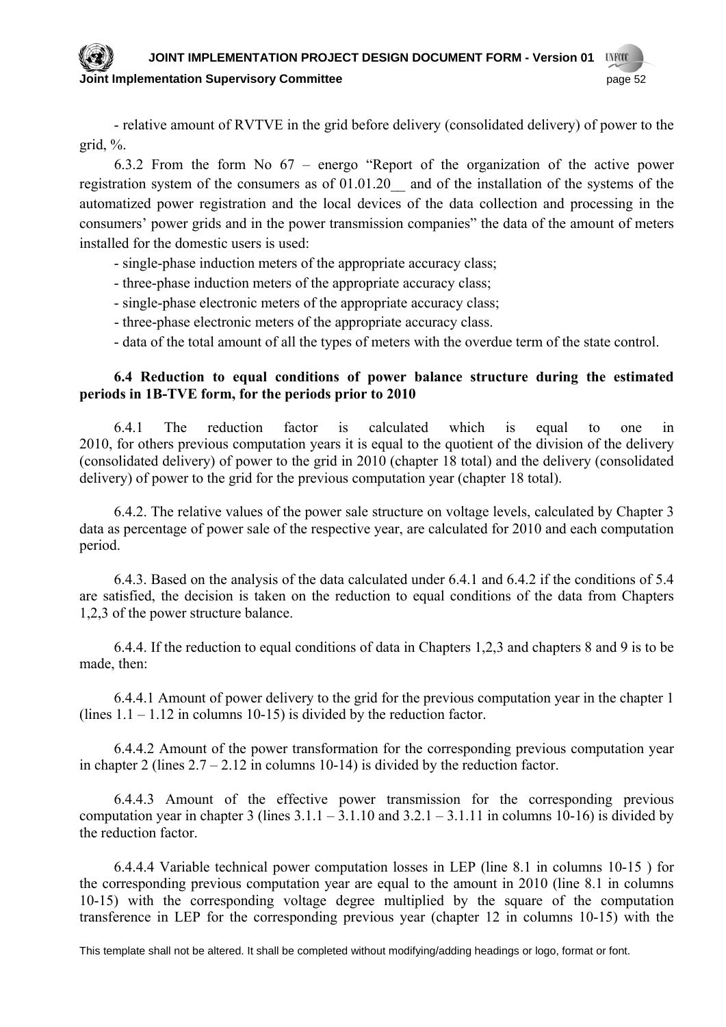- relative amount of RVTVE in the grid before delivery (consolidated delivery) of power to the grid, %.

6.3.2 From the form No 67 – energo "Report of the organization of the active power registration system of the consumers as of 01.01.20__ and of the installation of the systems of the automatized power registration and the local devices of the data collection and processing in the consumers' power grids and in the power transmission companies" the data of the amount of meters installed for the domestic users is used:

- single-phase induction meters of the appropriate accuracy class;
- three-phase induction meters of the appropriate accuracy class;
- single-phase electronic meters of the appropriate accuracy class;
- three-phase electronic meters of the appropriate accuracy class.
- data of the total amount of all the types of meters with the overdue term of the state control.

**6.4 Reduction to equal conditions of power balance structure during the estimated periods in 1B-TVE form, for the periods prior to 2010**

6.4.1 The reduction factor is calculated which is equal to one in 2010, for others previous computation years it is equal to the quotient of the division of the delivery (consolidated delivery) of power to the grid in 2010 (chapter 18 total) and the delivery (consolidated delivery) of power to the grid for the previous computation year (chapter 18 total).

6.4.2. The relative values of the power sale structure on voltage levels, calculated by Chapter 3 data as percentage of power sale of the respective year, are calculated for 2010 and each computation period.

6.4.3. Based on the analysis of the data calculated under 6.4.1 and 6.4.2 if the conditions of 5.4 are satisfied, the decision is taken on the reduction to equal conditions of the data from Chapters 1,2,3 of the power structure balance.

6.4.4. If the reduction to equal conditions of data in Chapters 1,2,3 and chapters 8 and 9 is to be made, then:

6.4.4.1 Amount of power delivery to the grid for the previous computation year in the chapter 1 (lines 1.1 – 1.12 in columns 10-15) is divided by the reduction factor.

6.4.4.2 Amount of the power transformation for the corresponding previous computation year in chapter 2 (lines 2.7 – 2.12 in columns 10-14) is divided by the reduction factor.

6.4.4.3 Amount of the effective power transmission for the corresponding previous computation year in chapter 3 (lines 3.1.1 – 3.1.10 and 3.2.1 – 3.1.11 in columns 10-16) is divided by the reduction factor.

6.4.4.4 Variable technical power computation losses in LEP (line 8.1 in columns 10-15 ) for the corresponding previous computation year are equal to the amount in 2010 (line 8.1 in columns 10-15) with the corresponding voltage degree multiplied by the square of the computation transference in LEP for the corresponding previous year (chapter 12 in columns 10-15) with the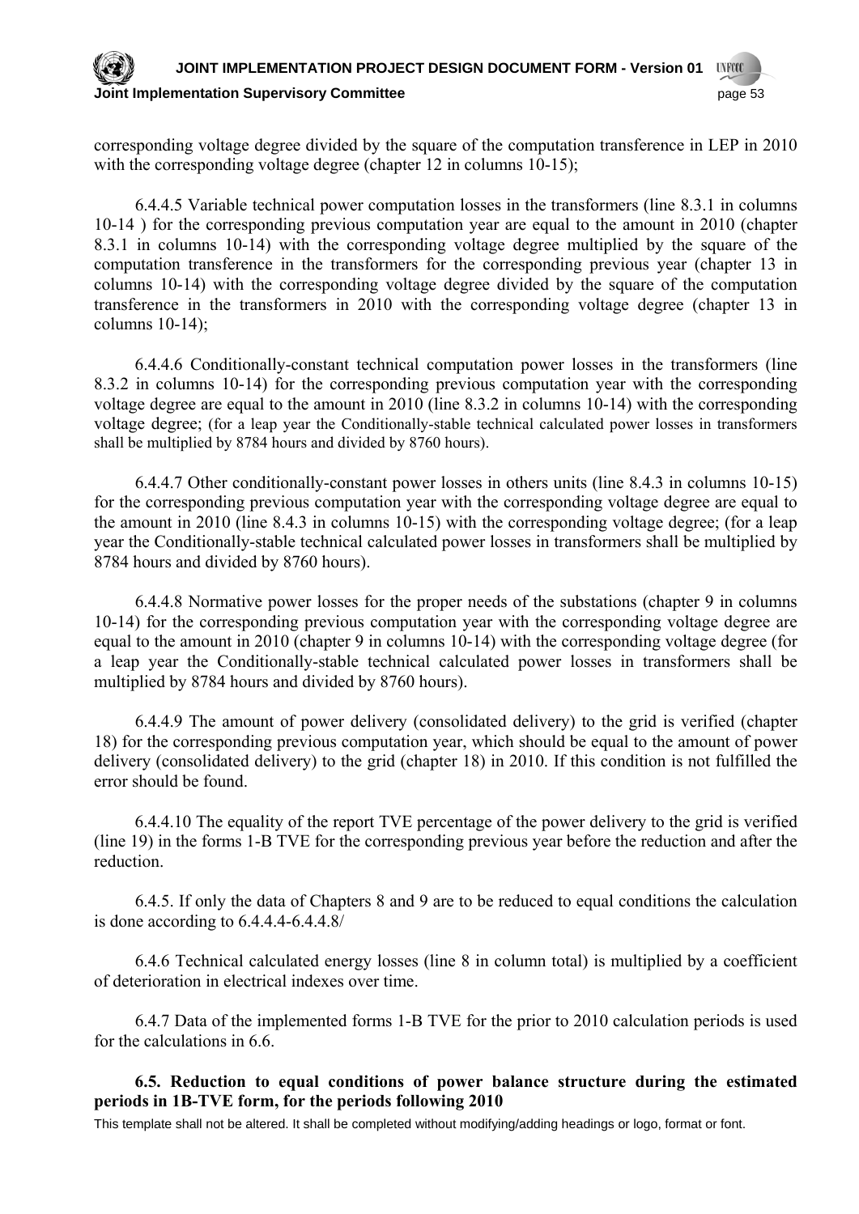corresponding voltage degree divided by the square of the computation transference in LEP in 2010 with the corresponding voltage degree (chapter 12 in columns 10-15);

6.4.4.5 Variable technical power computation losses in the transformers (line 8.3.1 in columns 10-14 ) for the corresponding previous computation year are equal to the amount in 2010 (chapter 8.3.1 in columns 10-14) with the corresponding voltage degree multiplied by the square of the computation transference in the transformers for the corresponding previous year (chapter 13 in columns 10-14) with the corresponding voltage degree divided by the square of the computation transference in the transformers in 2010 with the corresponding voltage degree (chapter 13 in columns 10-14);

6.4.4.6 Conditionally-constant technical computation power losses in the transformers (line 8.3.2 in columns 10-14) for the corresponding previous computation year with the corresponding voltage degree are equal to the amount in 2010 (line 8.3.2 in columns 10-14) with the corresponding voltage degree; (for a leap year the Conditionally-stable technical calculated power losses in transformers shall be multiplied by 8784 hours and divided by 8760 hours).

6.4.4.7 Other conditionally-constant power losses in others units (line 8.4.3 in columns 10-15) for the corresponding previous computation year with the corresponding voltage degree are equal to the amount in 2010 (line 8.4.3 in columns 10-15) with the corresponding voltage degree; (for a leap year the Conditionally-stable technical calculated power losses in transformers shall be multiplied by 8784 hours and divided by 8760 hours).

6.4.4.8 Normative power losses for the proper needs of the substations (chapter 9 in columns 10-14) for the corresponding previous computation year with the corresponding voltage degree are equal to the amount in 2010 (chapter 9 in columns 10-14) with the corresponding voltage degree (for a leap year the Conditionally-stable technical calculated power losses in transformers shall be multiplied by 8784 hours and divided by 8760 hours).

6.4.4.9 The amount of power delivery (consolidated delivery) to the grid is verified (chapter 18) for the corresponding previous computation year, which should be equal to the amount of power delivery (consolidated delivery) to the grid (chapter 18) in 2010. If this condition is not fulfilled the error should be found.

6.4.4.10 The equality of the report TVE percentage of the power delivery to the grid is verified (line 19) in the forms 1-B TVE for the corresponding previous year before the reduction and after the reduction.

6.4.5. If only the data of Chapters 8 and 9 are to be reduced to equal conditions the calculation is done according to 6.4.4.4-6.4.4.8/

6.4.6 Technical calculated energy losses (line 8 in column total) is multiplied by a coefficient of deterioration in electrical indexes over time.

6.4.7 Data of the implemented forms 1-B TVE for the prior to 2010 calculation periods is used for the calculations in 6.6.

**6.5. Reduction to equal conditions of power balance structure during the estimated periods in 1B-TVE form, for the periods following 2010**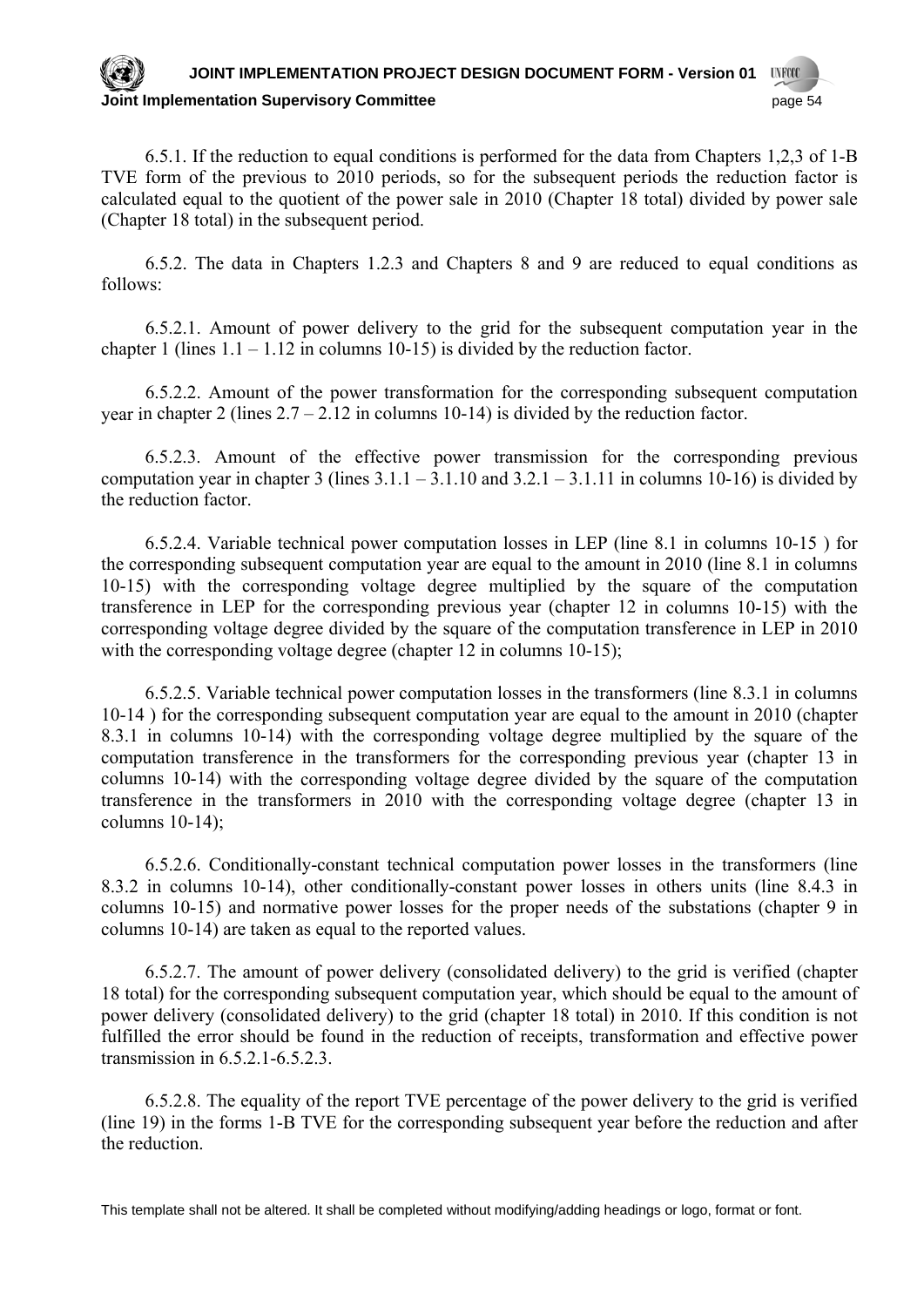6.5.1. If the reduction to equal conditions is performed for the data from Chapters 1,2,3 of 1-B TVE form of the previous to 2010 periods, so for the subsequent periods the reduction factor is calculated equal to the quotient of the power sale in 2010 (Chapter 18 total) divided by power sale (Chapter 18 total) in the subsequent period.

6.5.2. The data in Chapters 1.2.3 and Chapters 8 and 9 are reduced to equal conditions as follows:

6.5.2.1. Amount of power delivery to the grid for the subsequent computation year in the chapter 1 (lines 1.1 – 1.12 in columns 10-15) is divided by the reduction factor.

6.5.2.2. Amount of the power transformation for the corresponding subsequent computation year in chapter 2 (lines 2.7 – 2.12 in columns 10-14) is divided by the reduction factor.

6.5.2.3. Amount of the effective power transmission for the corresponding previous computation year in chapter 3 (lines 3.1.1 – 3.1.10 and 3.2.1 – 3.1.11 in columns 10-16) is divided by the reduction factor.

6.5.2.4. Variable technical power computation losses in LEP (line 8.1 in columns 10-15 ) for the corresponding subsequent computation year are equal to the amount in 2010 (line 8.1 in columns 10-15) with the corresponding voltage degree multiplied by the square of the computation transference in LEP for the corresponding previous year (chapter 12 in columns 10-15) with the corresponding voltage degree divided by the square of the computation transference in LEP in 2010 with the corresponding voltage degree (chapter 12 in columns 10-15);

6.5.2.5. Variable technical power computation losses in the transformers (line 8.3.1 in columns 10-14 ) for the corresponding subsequent computation year are equal to the amount in 2010 (chapter 8.3.1 in columns 10-14) with the corresponding voltage degree multiplied by the square of the computation transference in the transformers for the corresponding previous year (chapter 13 in columns 10-14) with the corresponding voltage degree divided by the square of the computation transference in the transformers in 2010 with the corresponding voltage degree (chapter 13 in columns 10-14);

6.5.2.6. Conditionally-constant technical computation power losses in the transformers (line 8.3.2 in columns 10-14), other conditionally-constant power losses in others units (line 8.4.3 in columns 10-15) and normative power losses for the proper needs of the substations (chapter 9 in columns 10-14) are taken as equal to the reported values.

6.5.2.7. The amount of power delivery (consolidated delivery) to the grid is verified (chapter 18 total) for the corresponding subsequent computation year, which should be equal to the amount of power delivery (consolidated delivery) to the grid (chapter 18 total) in 2010. If this condition is not fulfilled the error should be found in the reduction of receipts, transformation and effective power transmission in 6.5.2.1-6.5.2.3.

6.5.2.8. The equality of the report TVE percentage of the power delivery to the grid is verified (line 19) in the forms 1-B TVE for the corresponding subsequent year before the reduction and after the reduction.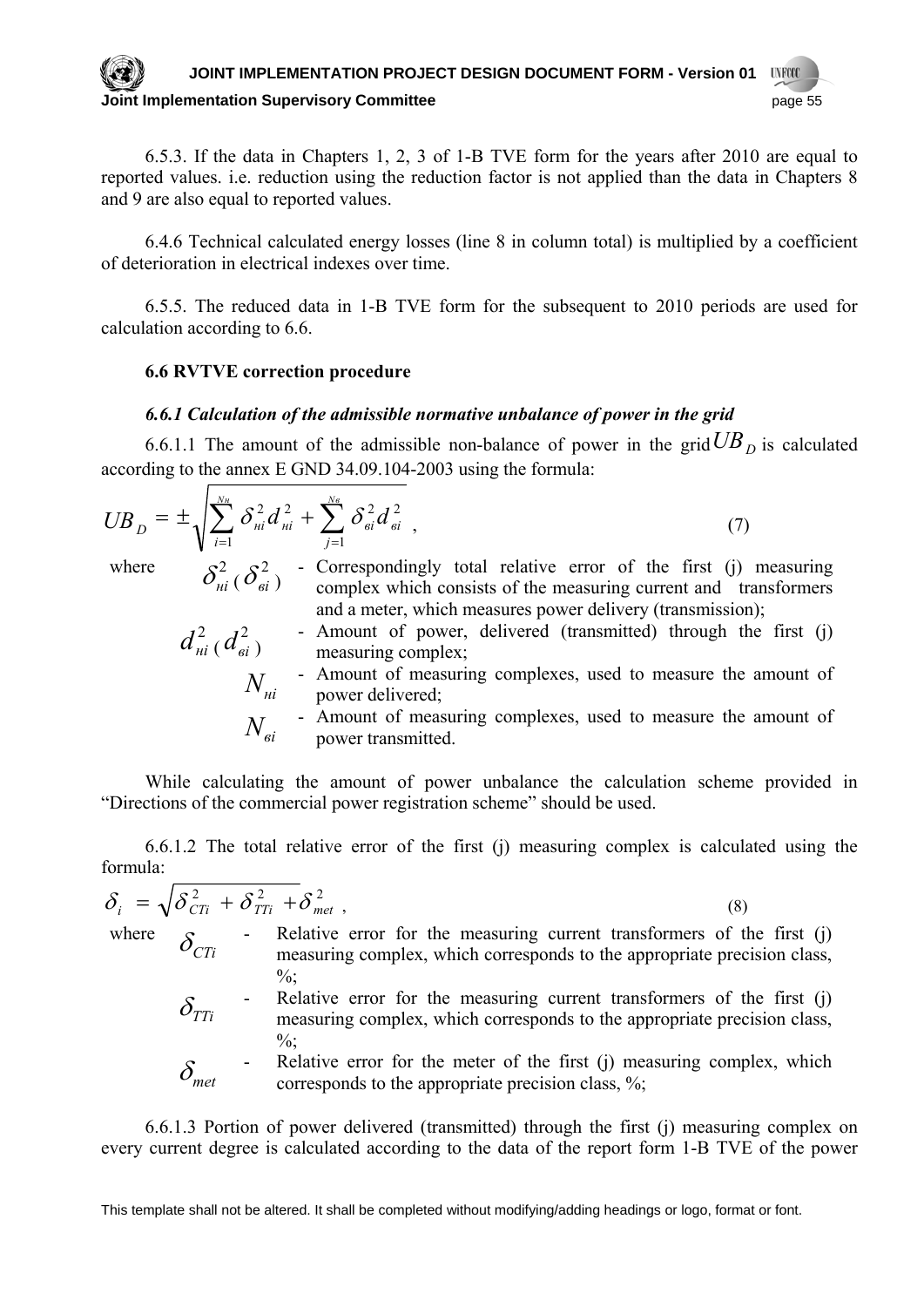6.5.3. If the data in Chapters 1, 2, 3 of 1-B TVE form for the years after 2010 are equal to reported values. i.e. reduction using the reduction factor is not applied than the data in Chapters 8 and 9 are also equal to reported values.

6.4.6 Technical calculated energy losses (line 8 in column total) is multiplied by a coefficient of deterioration in electrical indexes over time.

6.5.5. The reduced data in 1-B TVE form for the subsequent to 2010 periods are used for calculation according to 6.6.

**6.6 RVTVE correction procedure**

***6.6.1 Calculation of the admissible normative unbalance of power in the grid***

6.6.1.1 The amount of the admissible non-balance of power in the grid $UB_D$ is calculated according to the annex E GND 34.09.104-2003 using the formula:

$$UB_D = \pm\sqrt{\sum_{i=1}^{N_н} \delta_{нi}^2 d_{нi}^2 + \sum_{j=1}^{N_в} \delta_{вi}^2 d_{вi}^2} \,, \tag{7}$$

where

- $\delta_{нi}^2\ (\delta_{вi}^2)$ - Correspondingly total relative error of the first (j) measuring complex which consists of the measuring current and transformers and a meter, which measures power delivery (transmission);
- $d_{нi}^2\ (d_{вi}^2)$ - Amount of power, delivered (transmitted) through the first (j) measuring complex;
- $N_{нi}$ - Amount of measuring complexes, used to measure the amount of power delivered;
- $N_{вi}$ - Amount of measuring complexes, used to measure the amount of power transmitted.

While calculating the amount of power unbalance the calculation scheme provided in "Directions of the commercial power registration scheme" should be used.

6.6.1.2 The total relative error of the first (j) measuring complex is calculated using the formula:

$$\delta_i = \sqrt{\delta_{CTi}^2 + \delta_{TTi}^2 + \delta_{met}^2} \,, \tag{8}$$

where

- $\delta_{CTi}$ - Relative error for the measuring current transformers of the first (j) measuring complex, which corresponds to the appropriate precision class, %;
- $\delta_{TTi}$ - Relative error for the measuring current transformers of the first (j) measuring complex, which corresponds to the appropriate precision class, %;
- $\delta_{met}$ - Relative error for the meter of the first (j) measuring complex, which corresponds to the appropriate precision class, %;

6.6.1.3 Portion of power delivered (transmitted) through the first (j) measuring complex on every current degree is calculated according to the data of the report form 1-B TVE of the power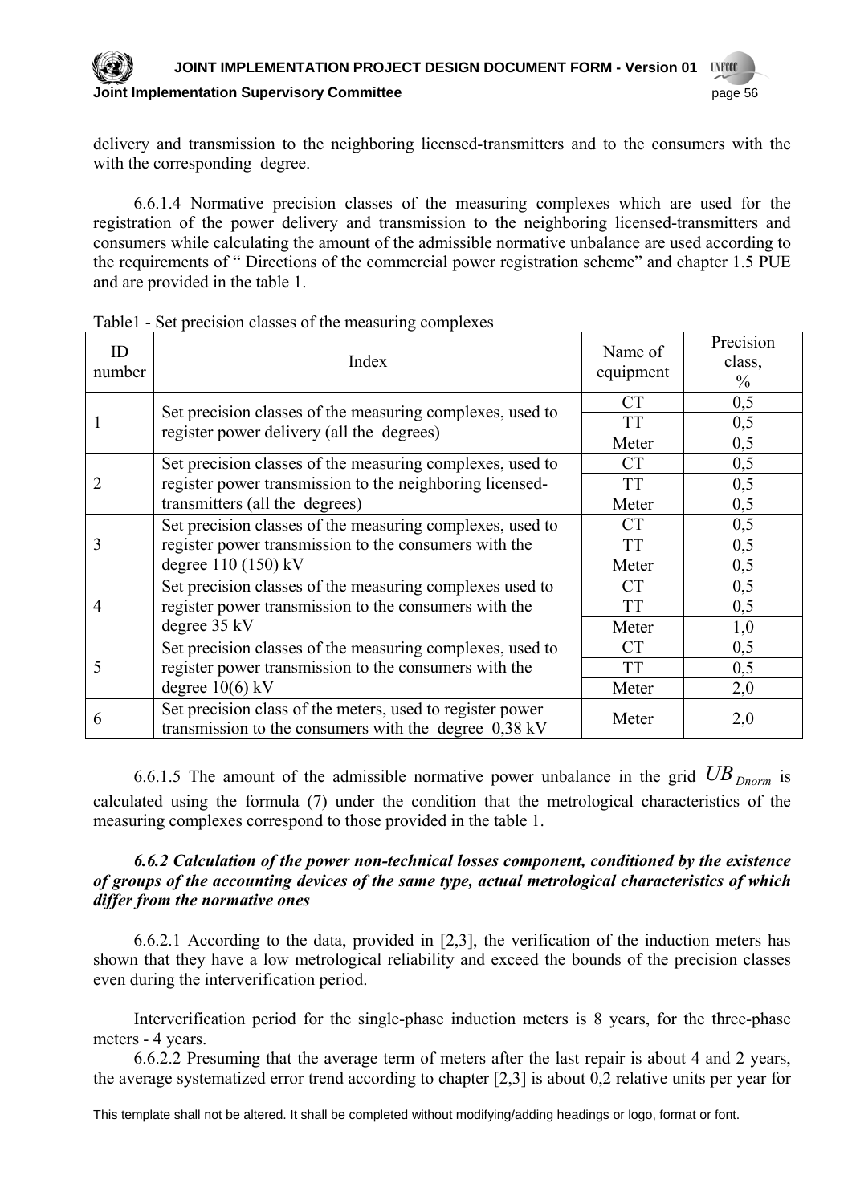delivery and transmission to the neighboring licensed-transmitters and to the consumers with the with the corresponding degree.

6.6.1.4 Normative precision classes of the measuring complexes which are used for the registration of the power delivery and transmission to the neighboring licensed-transmitters and consumers while calculating the amount of the admissible normative unbalance are used according to the requirements of " Directions of the commercial power registration scheme" and chapter 1.5 PUE and are provided in the table 1.

Table1 - Set precision classes of the measuring complexes

| ID number | Index | Name of equipment | Precision class, % |
|---|---|---|---|
| 1 | Set precision classes of the measuring complexes, used to register power delivery (all the degrees) | CT | 0,5 |
| | | TT | 0,5 |
| | | Meter | 0,5 |
| 2 | Set precision classes of the measuring complexes, used to register power transmission to the neighboring licensed-transmitters (all the degrees) | CT | 0,5 |
| | | TT | 0,5 |
| | | Meter | 0,5 |
| 3 | Set precision classes of the measuring complexes, used to register power transmission to the consumers with the degree 110 (150) kV | CT | 0,5 |
| | | TT | 0,5 |
| | | Meter | 0,5 |
| 4 | Set precision classes of the measuring complexes used to register power transmission to the consumers with the degree 35 kV | CT | 0,5 |
| | | TT | 0,5 |
| | | Meter | 1,0 |
| 5 | Set precision classes of the measuring complexes, used to register power transmission to the consumers with the degree 10(6) kV | CT | 0,5 |
| | | TT | 0,5 |
| | | Meter | 2,0 |
| 6 | Set precision class of the meters, used to register power transmission to the consumers with the degree 0,38 kV | Meter | 2,0 |

6.6.1.5 The amount of the admissible normative power unbalance in the grid $UB_{Dnorm}$ is calculated using the formula (7) under the condition that the metrological characteristics of the measuring complexes correspond to those provided in the table 1.

***6.6.2 Calculation of the power non-technical losses component, conditioned by the existence of groups of the accounting devices of the same type, actual metrological characteristics of which differ from the normative ones***

6.6.2.1 According to the data, provided in [2,3], the verification of the induction meters has shown that they have a low metrological reliability and exceed the bounds of the precision classes even during the interverification period.

Interverification period for the single-phase induction meters is 8 years, for the three-phase meters - 4 years.

6.6.2.2 Presuming that the average term of meters after the last repair is about 4 and 2 years, the average systematized error trend according to chapter [2,3] is about 0,2 relative units per year for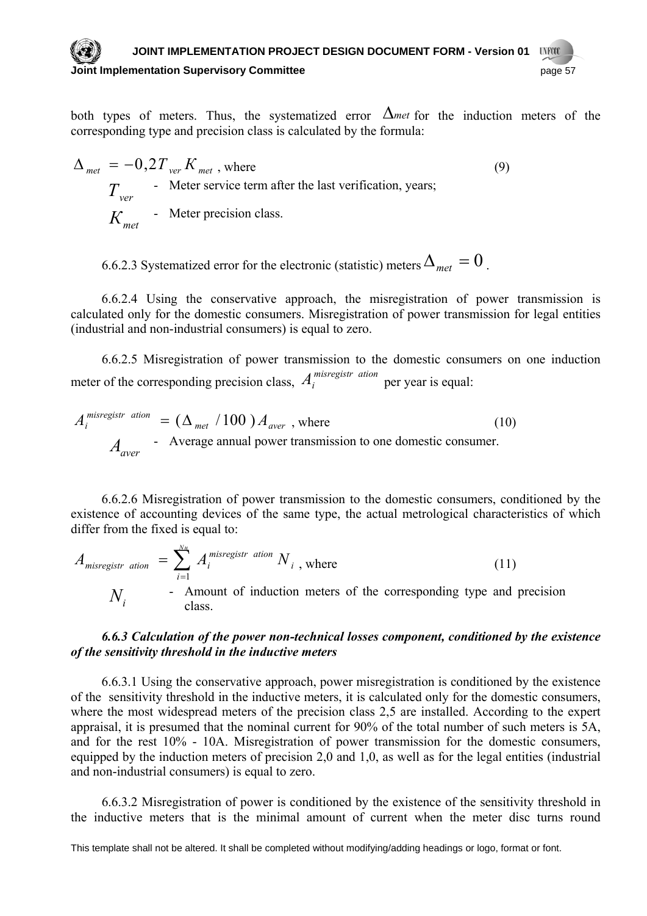both types of meters. Thus, the systematized error $\Delta_{met}$ for the induction meters of the corresponding type and precision class is calculated by the formula:

$$\Delta_{met} = -0{,}2 T_{ver} K_{met} \text{, where} \tag{9}$$

$T_{ver}$ - Meter service term after the last verification, years;

$K_{met}$ - Meter precision class.

6.6.2.3 Systematized error for the electronic (statistic) meters $\Delta_{met} = 0$.

6.6.2.4 Using the conservative approach, the misregistration of power transmission is calculated only for the domestic consumers. Misregistration of power transmission for legal entities (industrial and non-industrial consumers) is equal to zero.

6.6.2.5 Misregistration of power transmission to the domestic consumers on one induction meter of the corresponding precision class, $A_i^{misregistration}$ per year is equal:

$$A_i^{misregistration} = (\Delta_{met} / 100) A_{aver} \text{, where} \tag{10}$$

$A_{aver}$ - Average annual power transmission to one domestic consumer.

6.6.2.6 Misregistration of power transmission to the domestic consumers, conditioned by the existence of accounting devices of the same type, the actual metrological characteristics of which differ from the fixed is equal to:

$$A_{misregistration} = \sum_{i=1}^{N_n} A_i^{misregistration} N_i \text{, where} \tag{11}$$

$N_i$ - Amount of induction meters of the corresponding type and precision class.

***6.6.3 Calculation of the power non-technical losses component, conditioned by the existence of the sensitivity threshold in the inductive meters***

6.6.3.1 Using the conservative approach, power misregistration is conditioned by the existence of the sensitivity threshold in the inductive meters, it is calculated only for the domestic consumers, where the most widespread meters of the precision class 2,5 are installed. According to the expert appraisal, it is presumed that the nominal current for 90% of the total number of such meters is 5A, and for the rest 10% - 10A. Misregistration of power transmission for the domestic consumers, equipped by the induction meters of precision 2,0 and 1,0, as well as for the legal entities (industrial and non-industrial consumers) is equal to zero.

6.6.3.2 Misregistration of power is conditioned by the existence of the sensitivity threshold in the inductive meters that is the minimal amount of current when the meter disc turns round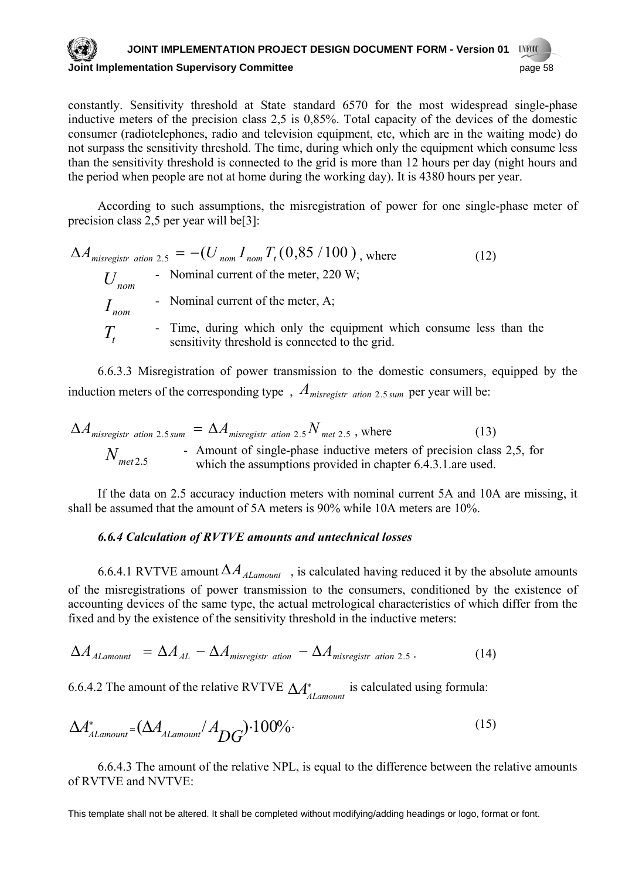constantly. Sensitivity threshold at State standard 6570 for the most widespread single-phase inductive meters of the precision class 2,5 is 0,85%. Total capacity of the devices of the domestic consumer (radiotelephones, radio and television equipment, etc, which are in the waiting mode) do not surpass the sensitivity threshold. The time, during which only the equipment which consume less than the sensitivity threshold is connected to the grid is more than 12 hours per day (night hours and the period when people are not at home during the working day). It is 4380 hours per year.

According to such assumptions, the misregistration of power for one single-phase meter of precision class 2,5 per year will be[3]:

$$\Delta A_{misregistr\ ation\ 2.5} = -(U_{nom} I_{nom} T_t (0{,}85 / 100) \text{, where} \tag{12}$$

- $U_{nom}$ - Nominal current of the meter, 220 W;
- $I_{nom}$ - Nominal current of the meter, A;
- $T_t$ - Time, during which only the equipment which consume less than the sensitivity threshold is connected to the grid.

6.6.3.3 Misregistration of power transmission to the domestic consumers, equipped by the induction meters of the corresponding type , $A_{misregistr\ ation\ 2.5\,sum}$ per year will be:

$$\Delta A_{misregistr\ ation\ 2.5\,sum} = \Delta A_{misregistr\ ation\ 2.5} N_{met\ 2.5} \text{, where} \tag{13}$$

- $N_{met\,2.5}$ - Amount of single-phase inductive meters of precision class 2,5, for which the assumptions provided in chapter 6.4.3.1.are used.

If the data on 2.5 accuracy induction meters with nominal current 5A and 10A are missing, it shall be assumed that the amount of 5A meters is 90% while 10A meters are 10%.

***6.6.4 Calculation of RVTVE amounts and untechnical losses***

6.6.4.1 RVTVE amount $\Delta A_{ALamount}$ , is calculated having reduced it by the absolute amounts of the misregistrations of power transmission to the consumers, conditioned by the existence of accounting devices of the same type, the actual metrological characteristics of which differ from the fixed and by the existence of the sensitivity threshold in the inductive meters:

$$\Delta A_{ALamount} = \Delta A_{AL} - \Delta A_{misregistr\ ation} - \Delta A_{misregistr\ ation\ 2.5} . \tag{14}$$

6.6.4.2 The amount of the relative RVTVE $\Delta A^{*}_{ALamount}$ is calculated using formula:

$$\Delta A^{*}_{ALamount} = (\Delta A_{ALamount} / A_{DG}) \cdot 100\% . \tag{15}$$

6.6.4.3 The amount of the relative NPL, is equal to the difference between the relative amounts of RVTVE and NVTVE: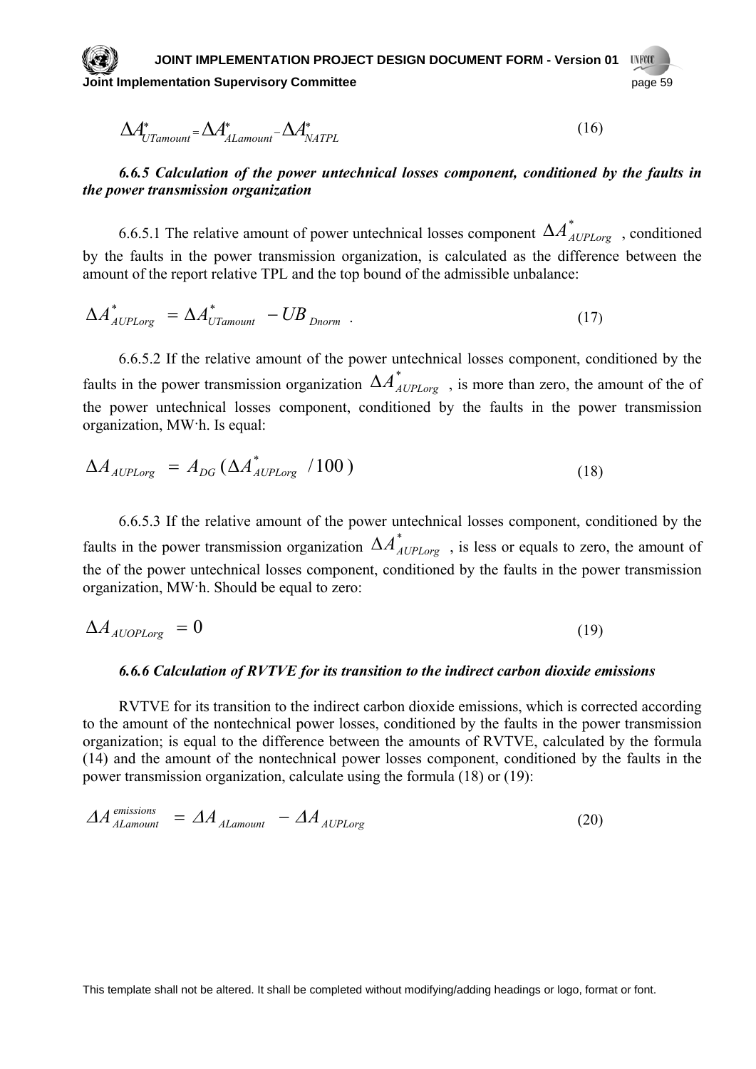$$\Delta A^{*}_{UTamount} = \Delta A^{*}_{ALamount} - \Delta A^{*}_{NATPL} \quad (16)$$

***6.6.5 Calculation of the power untechnical losses component, conditioned by the faults in the power transmission organization***

6.6.5.1 The relative amount of power untechnical losses component $\Delta A^{*}_{AUPLorg}$ , conditioned by the faults in the power transmission organization, is calculated as the difference between the amount of the report relative TPL and the top bound of the admissible unbalance:

$$\Delta A^{*}_{AUPLorg} = \Delta A^{*}_{UTamount} - UB_{Dnorm} \ . \quad (17)$$

6.6.5.2 If the relative amount of the power untechnical losses component, conditioned by the faults in the power transmission organization $\Delta A^{*}_{AUPLorg}$ , is more than zero, the amount of the of the power untechnical losses component, conditioned by the faults in the power transmission organization, MW·h. Is equal:

$$\Delta A_{AUPLorg} = A_{DG} \, (\Delta A^{*}_{AUPLorg} \ / 100\,) \quad (18)$$

6.6.5.3 If the relative amount of the power untechnical losses component, conditioned by the faults in the power transmission organization $\Delta A^{*}_{AUPLorg}$ , is less or equals to zero, the amount of the of the power untechnical losses component, conditioned by the faults in the power transmission organization, MW·h. Should be equal to zero:

$$\Delta A_{AUOPLorg} = 0 \quad (19)$$

***6.6.6 Calculation of RVTVE for its transition to the indirect carbon dioxide emissions***

RVTVE for its transition to the indirect carbon dioxide emissions, which is corrected according to the amount of the nontechnical power losses, conditioned by the faults in the power transmission organization; is equal to the difference between the amounts of RVTVE, calculated by the formula (14) and the amount of the nontechnical power losses component, conditioned by the faults in the power transmission organization, calculate using the formula (18) or (19):

$$\Delta A^{emissions}_{ALamount} = \Delta A_{ALamount} - \Delta A_{AUPLorg} \quad (20)$$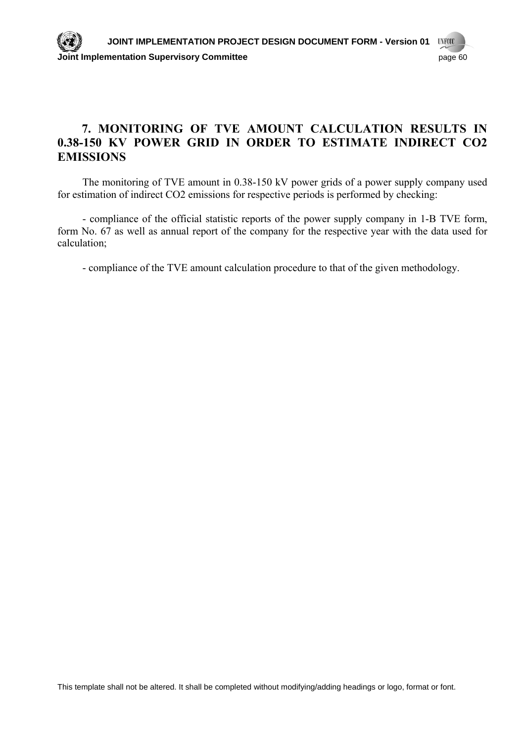## 7. MONITORING OF TVE AMOUNT CALCULATION RESULTS IN 0.38-150 KV POWER GRID IN ORDER TO ESTIMATE INDIRECT CO2 EMISSIONS

The monitoring of TVE amount in 0.38-150 kV power grids of a power supply company used for estimation of indirect CO2 emissions for respective periods is performed by checking:

- compliance of the official statistic reports of the power supply company in 1-B TVE form, form No. 67 as well as annual report of the company for the respective year with the data used for calculation;

- compliance of the TVE amount calculation procedure to that of the given methodology.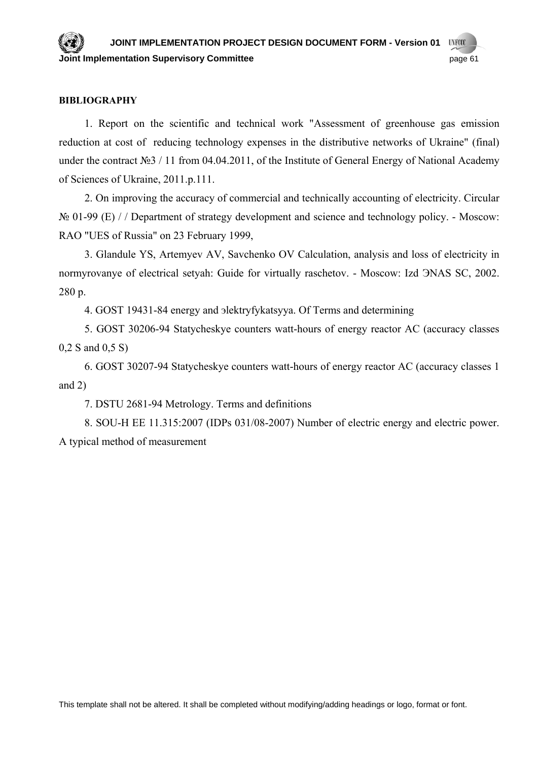**BIBLIOGRAPHY**

1. Report on the scientific and technical work "Assessment of greenhouse gas emission reduction at cost of reducing technology expenses in the distributive networks of Ukraine" (final) under the contract №3 / 11 from 04.04.2011, of the Institute of General Energy of National Academy of Sciences of Ukraine, 2011.p.111.

2. On improving the accuracy of commercial and technically accounting of electricity. Circular № 01-99 (E) / / Department of strategy development and science and technology policy. - Moscow: RAO "UES of Russia" on 23 February 1999,

3. Glandule YS, Artemyev AV, Savchenko OV Calculation, analysis and loss of electricity in normyrovanye of electrical setyah: Guide for virtually raschetov. - Moscow: Izd ЭNAS SC, 2002. 280 p.

4. GOST 19431-84 energy and эlektryfykatsyya. Of Terms and determining

5. GOST 30206-94 Statycheskye counters watt-hours of energy reactor AC (accuracy classes 0,2 S and 0,5 S)

6. GOST 30207-94 Statycheskye counters watt-hours of energy reactor AC (accuracy classes 1 and 2)

7. DSTU 2681-94 Metrology. Terms and definitions

8. SOU-H EE 11.315:2007 (IDPs 031/08-2007) Number of electric energy and electric power. A typical method of measurement